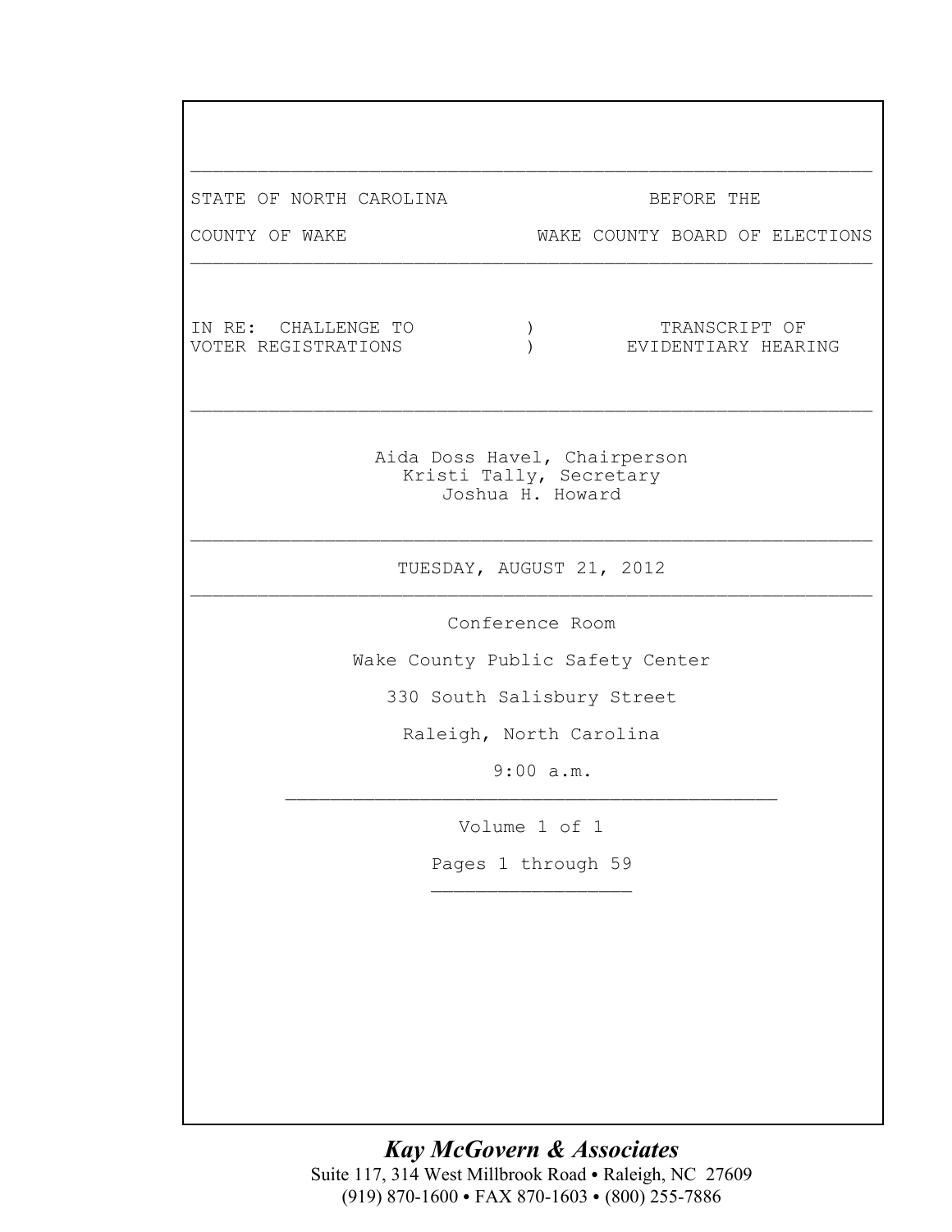STATE OF NORTH CAROLINA — BEFORE THE

COUNTY OF WAKE — WAKE COUNTY BOARD OF ELECTIONS

---

IN RE: CHALLENGE TO VOTER REGISTRATIONS — TRANSCRIPT OF EVIDENTIARY HEARING

---

Aida Doss Havel, Chairperson
Kristi Tally, Secretary
Joshua H. Howard

---

TUESDAY, AUGUST 21, 2012

---

Conference Room

Wake County Public Safety Center

330 South Salisbury Street

Raleigh, North Carolina

9:00 a.m.

---

Volume 1 of 1

Pages 1 through 59

---

***Kay McGovern & Associates***
Suite 117, 314 West Millbrook Road • Raleigh, NC 27609
(919) 870-1600 • FAX 870-1603 • (800) 255-7886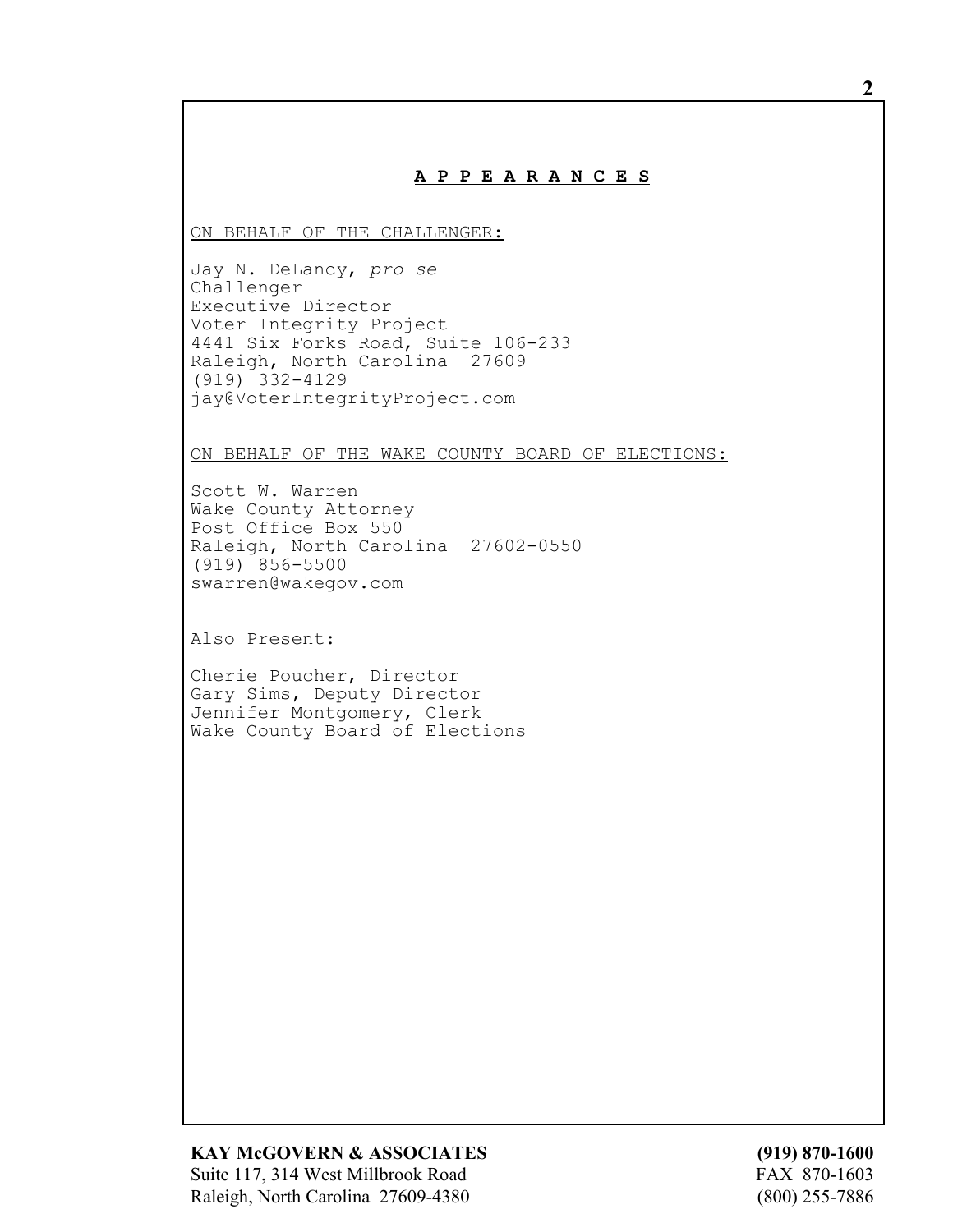## A P P E A R A N C E S

ON BEHALF OF THE CHALLENGER:

Jay N. DeLancy, *pro se*
Challenger
Executive Director
Voter Integrity Project
4441 Six Forks Road, Suite 106-233
Raleigh, North Carolina 27609
(919) 332-4129
jay@VoterIntegrityProject.com

ON BEHALF OF THE WAKE COUNTY BOARD OF ELECTIONS:

Scott W. Warren
Wake County Attorney
Post Office Box 550
Raleigh, North Carolina 27602-0550
(919) 856-5500
swarren@wakegov.com

Also Present:

Cherie Poucher, Director
Gary Sims, Deputy Director
Jennifer Montgomery, Clerk
Wake County Board of Elections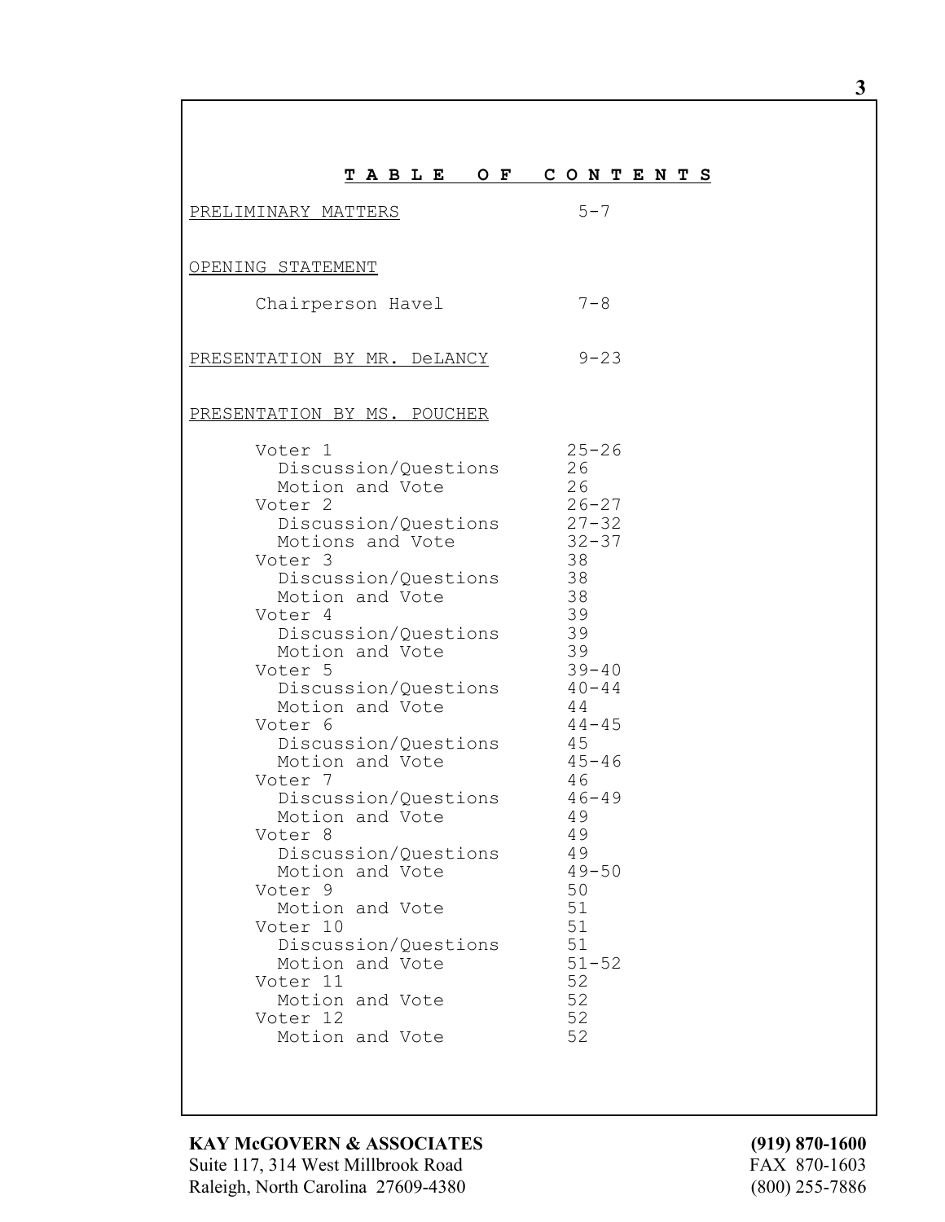# TABLE OF CONTENTS

| | |
|---|---|
| PRELIMINARY MATTERS | 5-7 |
| OPENING STATEMENT | |
| Chairperson Havel | 7-8 |
| PRESENTATION BY MR. DeLANCY | 9-23 |
| PRESENTATION BY MS. POUCHER | |
| Voter 1 | 25-26 |
| Discussion/Questions | 26 |
| Motion and Vote | 26 |
| Voter 2 | 26-27 |
| Discussion/Questions | 27-32 |
| Motions and Vote | 32-37 |
| Voter 3 | 38 |
| Discussion/Questions | 38 |
| Motion and Vote | 38 |
| Voter 4 | 39 |
| Discussion/Questions | 39 |
| Motion and Vote | 39 |
| Voter 5 | 39-40 |
| Discussion/Questions | 40-44 |
| Motion and Vote | 44 |
| Voter 6 | 44-45 |
| Discussion/Questions | 45 |
| Motion and Vote | 45-46 |
| Voter 7 | 46 |
| Discussion/Questions | 46-49 |
| Motion and Vote | 49 |
| Voter 8 | 49 |
| Discussion/Questions | 49 |
| Motion and Vote | 49-50 |
| Voter 9 | 50 |
| Motion and Vote | 51 |
| Voter 10 | 51 |
| Discussion/Questions | 51 |
| Motion and Vote | 51-52 |
| Voter 11 | 52 |
| Motion and Vote | 52 |
| Voter 12 | 52 |
| Motion and Vote | 52 |

**KAY McGOVERN & ASSOCIATES** **(919) 870-1600**
Suite 117, 314 West Millbrook Road FAX 870-1603
Raleigh, North Carolina 27609-4380 (800) 255-7886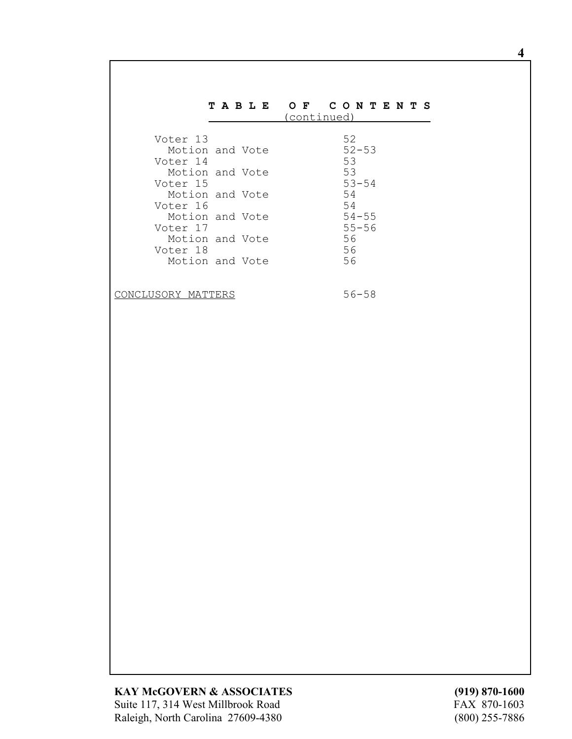# TABLE OF CONTENTS

(continued)

| | |
|---|---|
| Voter 13 | 52 |
| Motion and Vote | 52-53 |
| Voter 14 | 53 |
| Motion and Vote | 53 |
| Voter 15 | 53-54 |
| Motion and Vote | 54 |
| Voter 16 | 54 |
| Motion and Vote | 54-55 |
| Voter 17 | 55-56 |
| Motion and Vote | 56 |
| Voter 18 | 56 |
| Motion and Vote | 56 |
| CONCLUSORY MATTERS | 56-58 |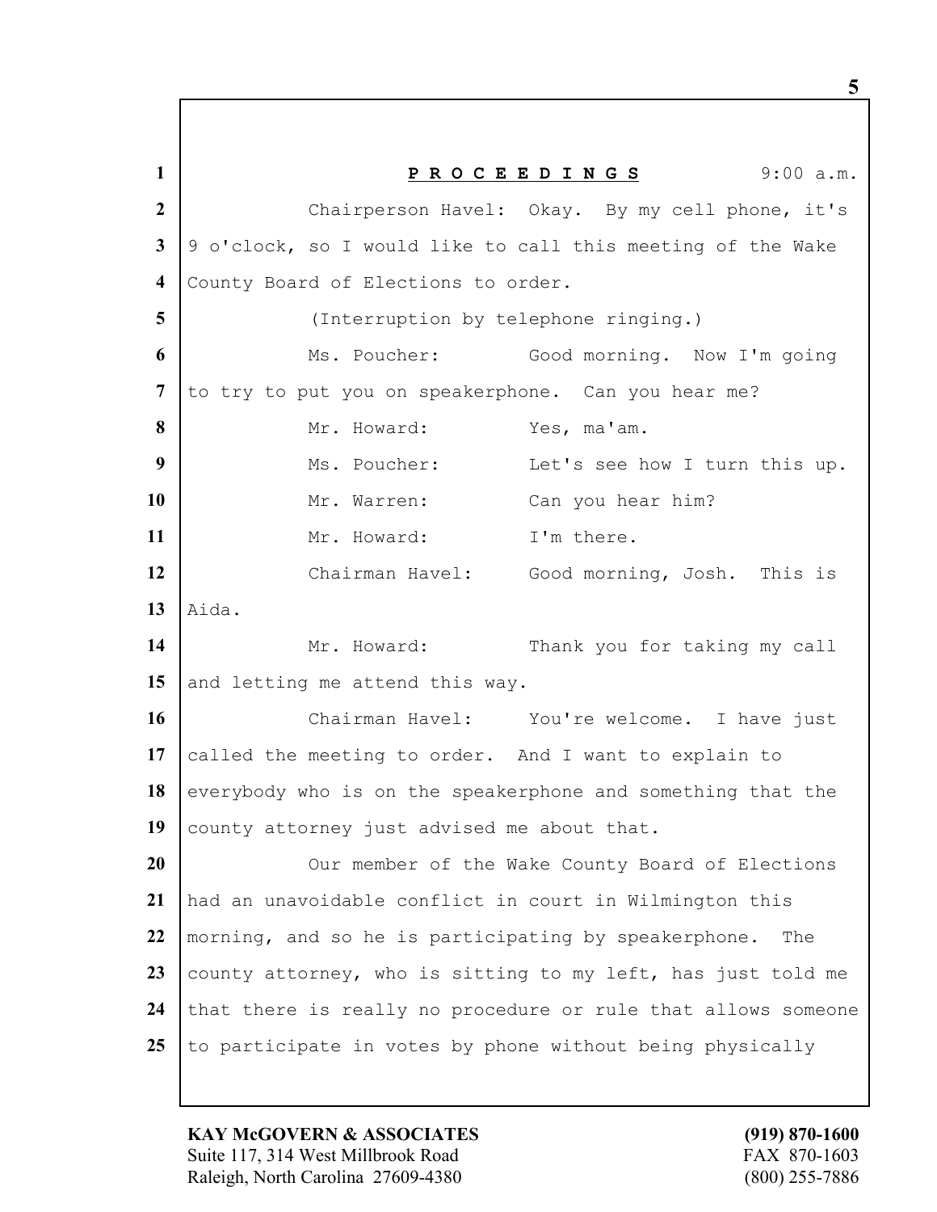**P R O C E E D I N G S** 9:00 a.m.

Chairperson Havel: Okay. By my cell phone, it's 9 o'clock, so I would like to call this meeting of the Wake County Board of Elections to order.

(Interruption by telephone ringing.)

Ms. Poucher: Good morning. Now I'm going to try to put you on speakerphone. Can you hear me?

Mr. Howard: Yes, ma'am.

Ms. Poucher: Let's see how I turn this up.

Mr. Warren: Can you hear him?

Mr. Howard: I'm there.

Chairman Havel: Good morning, Josh. This is Aida.

Mr. Howard: Thank you for taking my call and letting me attend this way.

Chairman Havel: You're welcome. I have just called the meeting to order. And I want to explain to everybody who is on the speakerphone and something that the county attorney just advised me about that.

Our member of the Wake County Board of Elections had an unavoidable conflict in court in Wilmington this morning, and so he is participating by speakerphone. The county attorney, who is sitting to my left, has just told me that there is really no procedure or rule that allows someone to participate in votes by phone without being physically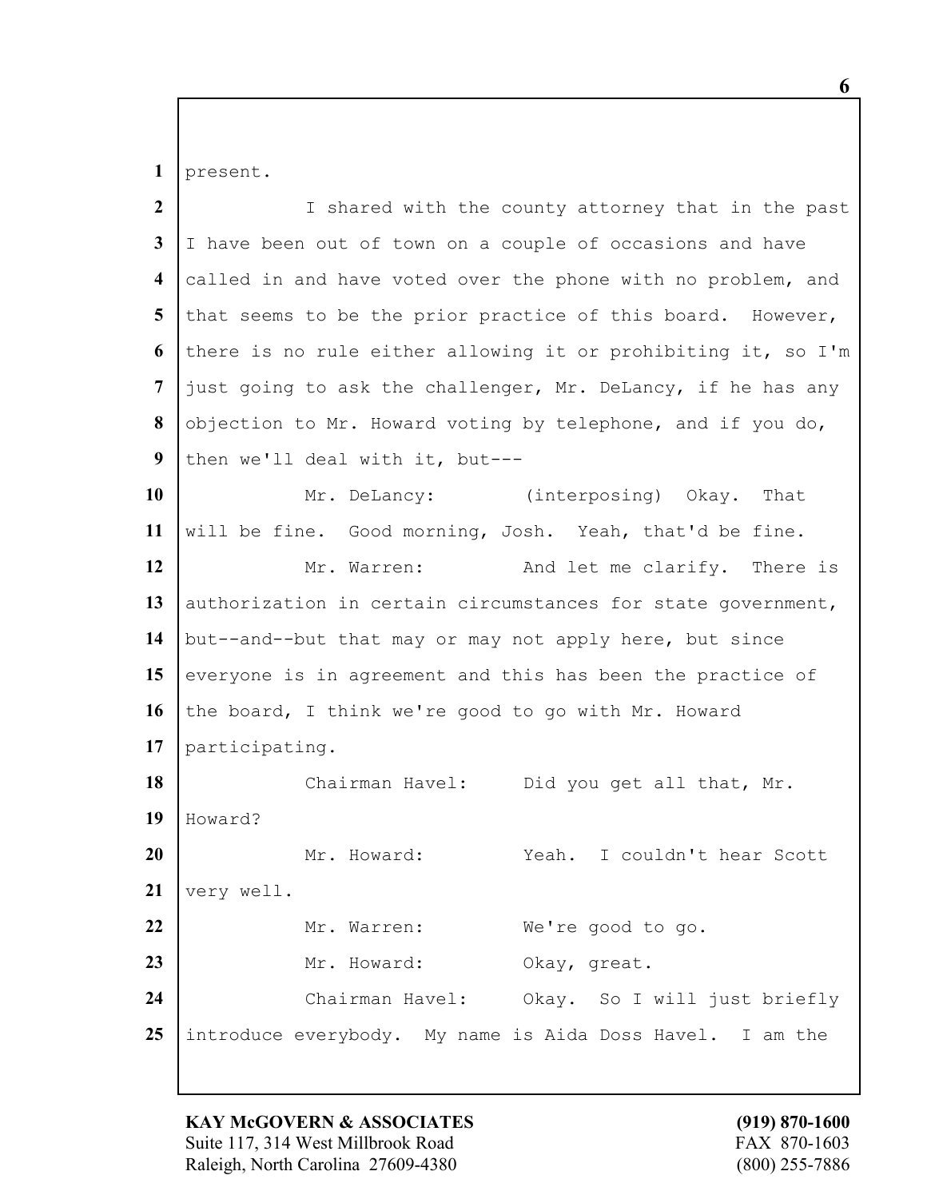present.

I shared with the county attorney that in the past I have been out of town on a couple of occasions and have called in and have voted over the phone with no problem, and that seems to be the prior practice of this board. However, there is no rule either allowing it or prohibiting it, so I'm just going to ask the challenger, Mr. DeLancy, if he has any objection to Mr. Howard voting by telephone, and if you do, then we'll deal with it, but---

Mr. DeLancy: (interposing) Okay. That will be fine. Good morning, Josh. Yeah, that'd be fine.

Mr. Warren: And let me clarify. There is authorization in certain circumstances for state government, but--and--but that may or may not apply here, but since everyone is in agreement and this has been the practice of the board, I think we're good to go with Mr. Howard participating.

Chairman Havel: Did you get all that, Mr. Howard?

Mr. Howard: Yeah. I couldn't hear Scott very well.

Mr. Warren: We're good to go.

Mr. Howard: Okay, great.

Chairman Havel: Okay. So I will just briefly introduce everybody. My name is Aida Doss Havel. I am the

**KAY McGOVERN & ASSOCIATES** **(919) 870-1600**
Suite 117, 314 West Millbrook Road FAX 870-1603
Raleigh, North Carolina 27609-4380 (800) 255-7886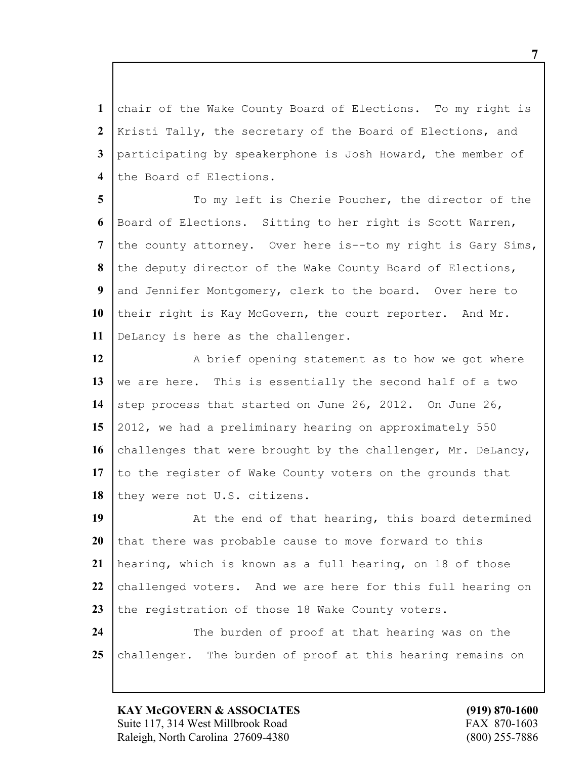chair of the Wake County Board of Elections. To my right is Kristi Tally, the secretary of the Board of Elections, and participating by speakerphone is Josh Howard, the member of the Board of Elections.

To my left is Cherie Poucher, the director of the Board of Elections. Sitting to her right is Scott Warren, the county attorney. Over here is--to my right is Gary Sims, the deputy director of the Wake County Board of Elections, and Jennifer Montgomery, clerk to the board. Over here to their right is Kay McGovern, the court reporter. And Mr. DeLancy is here as the challenger.

A brief opening statement as to how we got where we are here. This is essentially the second half of a two step process that started on June 26, 2012. On June 26, 2012, we had a preliminary hearing on approximately 550 challenges that were brought by the challenger, Mr. DeLancy, to the register of Wake County voters on the grounds that they were not U.S. citizens.

At the end of that hearing, this board determined that there was probable cause to move forward to this hearing, which is known as a full hearing, on 18 of those challenged voters. And we are here for this full hearing on the registration of those 18 Wake County voters.

The burden of proof at that hearing was on the challenger. The burden of proof at this hearing remains on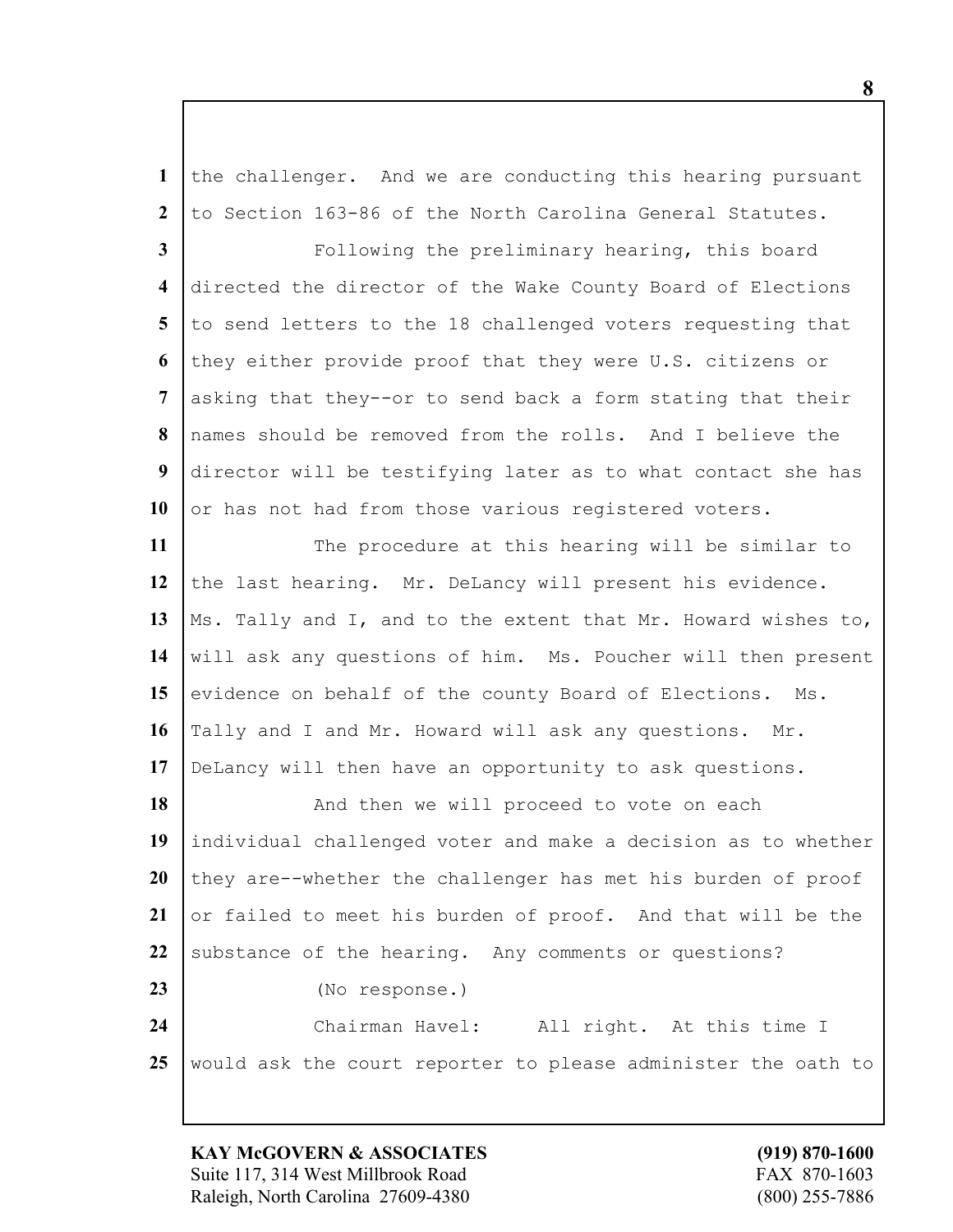the challenger. And we are conducting this hearing pursuant to Section 163-86 of the North Carolina General Statutes.

Following the preliminary hearing, this board directed the director of the Wake County Board of Elections to send letters to the 18 challenged voters requesting that they either provide proof that they were U.S. citizens or asking that they--or to send back a form stating that their names should be removed from the rolls. And I believe the director will be testifying later as to what contact she has or has not had from those various registered voters.

The procedure at this hearing will be similar to the last hearing. Mr. DeLancy will present his evidence. Ms. Tally and I, and to the extent that Mr. Howard wishes to, will ask any questions of him. Ms. Poucher will then present evidence on behalf of the county Board of Elections. Ms. Tally and I and Mr. Howard will ask any questions. Mr. DeLancy will then have an opportunity to ask questions.

And then we will proceed to vote on each individual challenged voter and make a decision as to whether they are--whether the challenger has met his burden of proof or failed to meet his burden of proof. And that will be the substance of the hearing. Any comments or questions?

(No response.)

Chairman Havel: All right. At this time I would ask the court reporter to please administer the oath to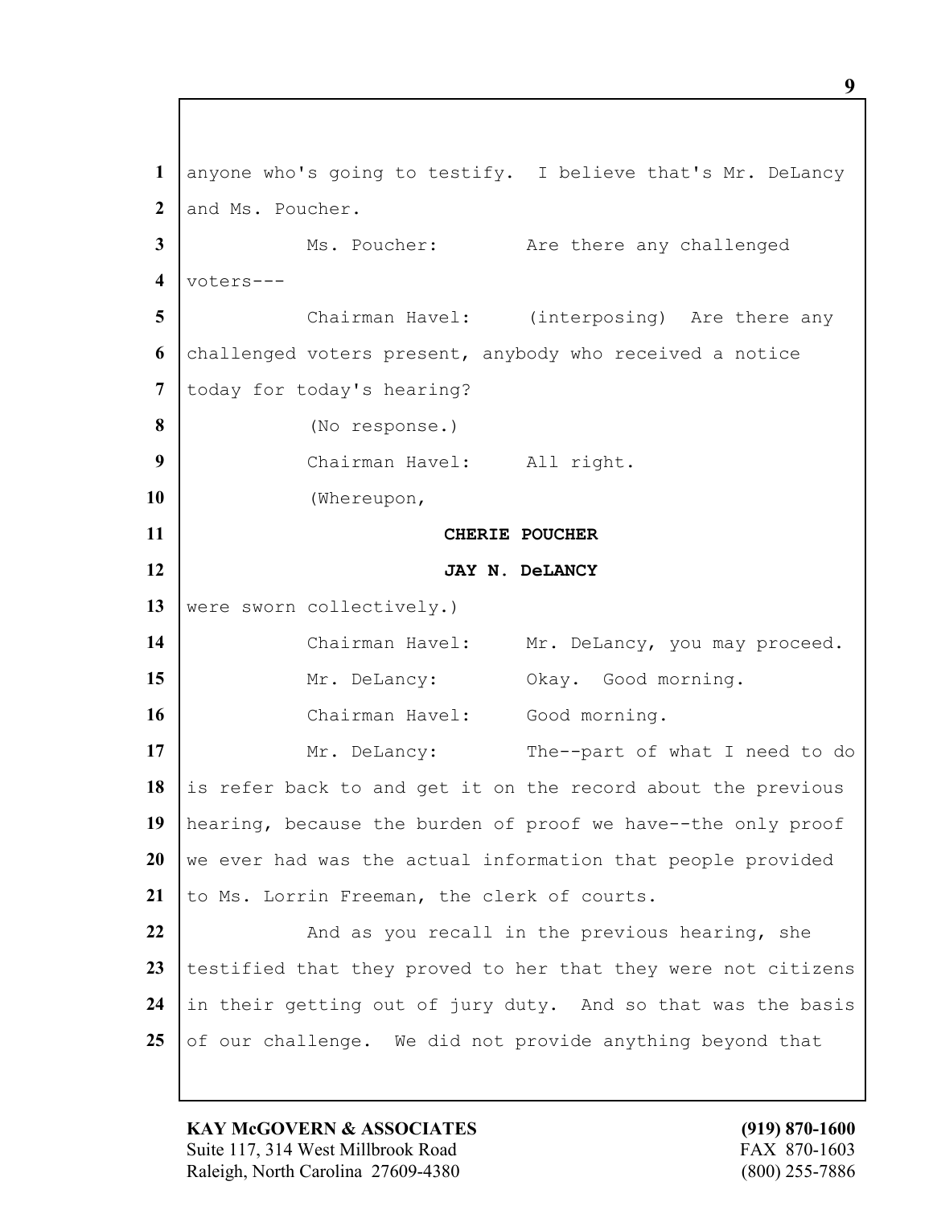anyone who's going to testify. I believe that's Mr. DeLancy and Ms. Poucher.

Ms. Poucher: Are there any challenged voters---

Chairman Havel: (interposing) Are there any challenged voters present, anybody who received a notice today for today's hearing?

(No response.)

Chairman Havel: All right.

(Whereupon,

**CHERIE POUCHER**

**JAY N. DeLANCY**

were sworn collectively.)

Chairman Havel: Mr. DeLancy, you may proceed.

Mr. DeLancy: Okay. Good morning.

Chairman Havel: Good morning.

Mr. DeLancy: The--part of what I need to do is refer back to and get it on the record about the previous hearing, because the burden of proof we have--the only proof we ever had was the actual information that people provided to Ms. Lorrin Freeman, the clerk of courts.

And as you recall in the previous hearing, she testified that they proved to her that they were not citizens in their getting out of jury duty. And so that was the basis of our challenge. We did not provide anything beyond that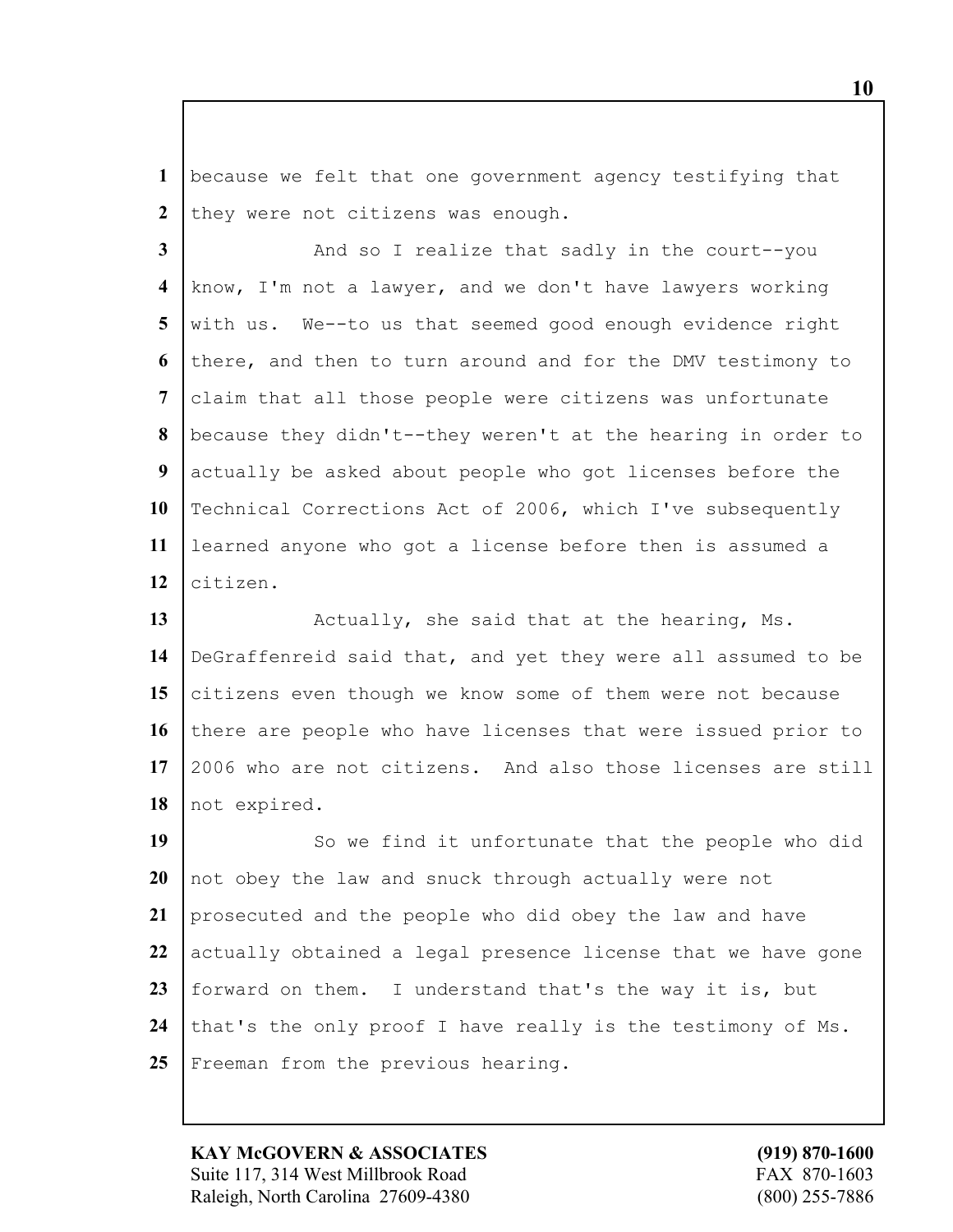because we felt that one government agency testifying that they were not citizens was enough.

And so I realize that sadly in the court--you know, I'm not a lawyer, and we don't have lawyers working with us. We--to us that seemed good enough evidence right there, and then to turn around and for the DMV testimony to claim that all those people were citizens was unfortunate because they didn't--they weren't at the hearing in order to actually be asked about people who got licenses before the Technical Corrections Act of 2006, which I've subsequently learned anyone who got a license before then is assumed a citizen.

Actually, she said that at the hearing, Ms. DeGraffenreid said that, and yet they were all assumed to be citizens even though we know some of them were not because there are people who have licenses that were issued prior to 2006 who are not citizens. And also those licenses are still not expired.

So we find it unfortunate that the people who did not obey the law and snuck through actually were not prosecuted and the people who did obey the law and have actually obtained a legal presence license that we have gone forward on them. I understand that's the way it is, but that's the only proof I have really is the testimony of Ms. Freeman from the previous hearing.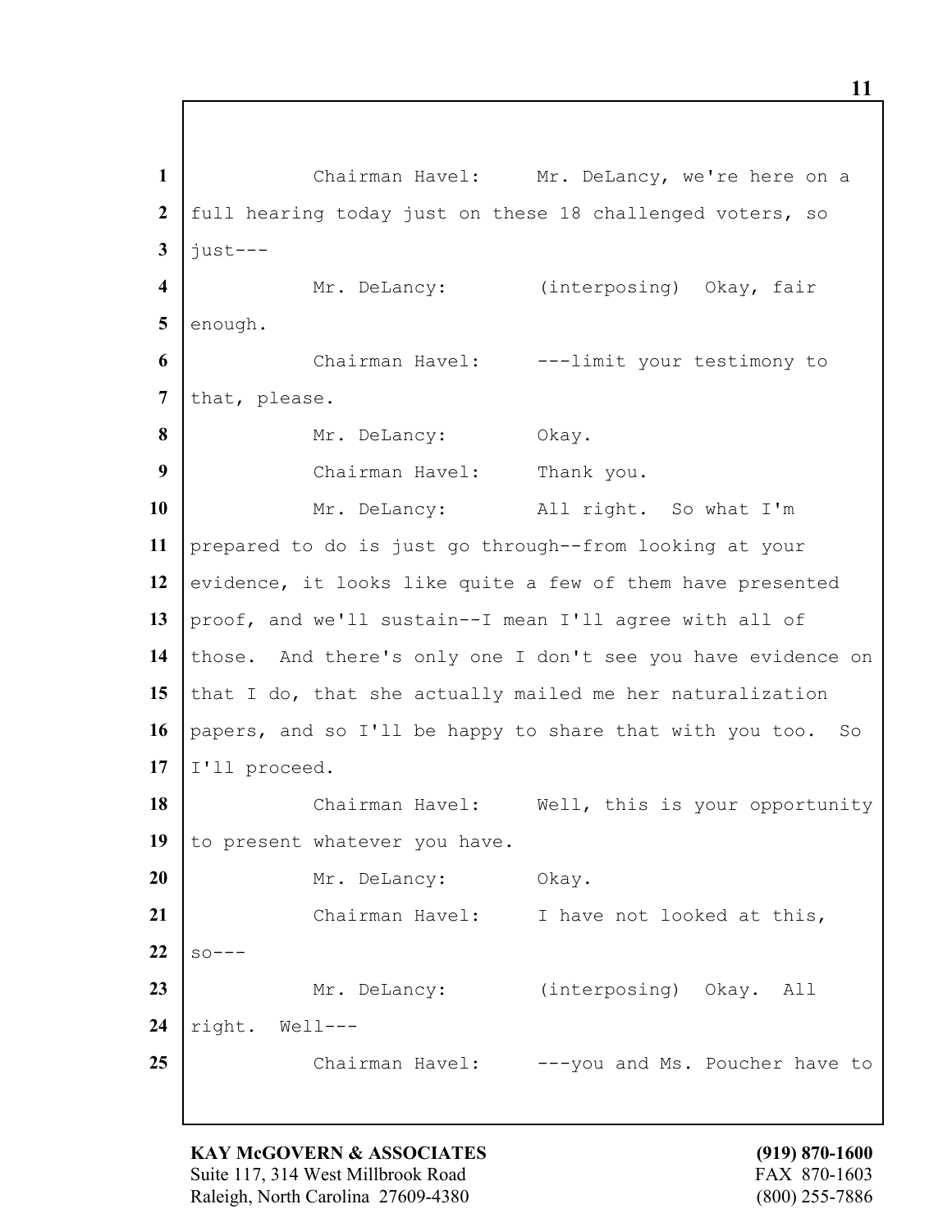Chairman Havel: Mr. DeLancy, we're here on a full hearing today just on these 18 challenged voters, so just---

Mr. DeLancy: (interposing) Okay, fair enough.

Chairman Havel: ---limit your testimony to that, please.

Mr. DeLancy: Okay.

Chairman Havel: Thank you.

Mr. DeLancy: All right. So what I'm prepared to do is just go through--from looking at your evidence, it looks like quite a few of them have presented proof, and we'll sustain--I mean I'll agree with all of those. And there's only one I don't see you have evidence on that I do, that she actually mailed me her naturalization papers, and so I'll be happy to share that with you too. So I'll proceed.

Chairman Havel: Well, this is your opportunity to present whatever you have.

Mr. DeLancy: Okay.

Chairman Havel: I have not looked at this, so---

Mr. DeLancy: (interposing) Okay. All right. Well---

Chairman Havel: ---you and Ms. Poucher have to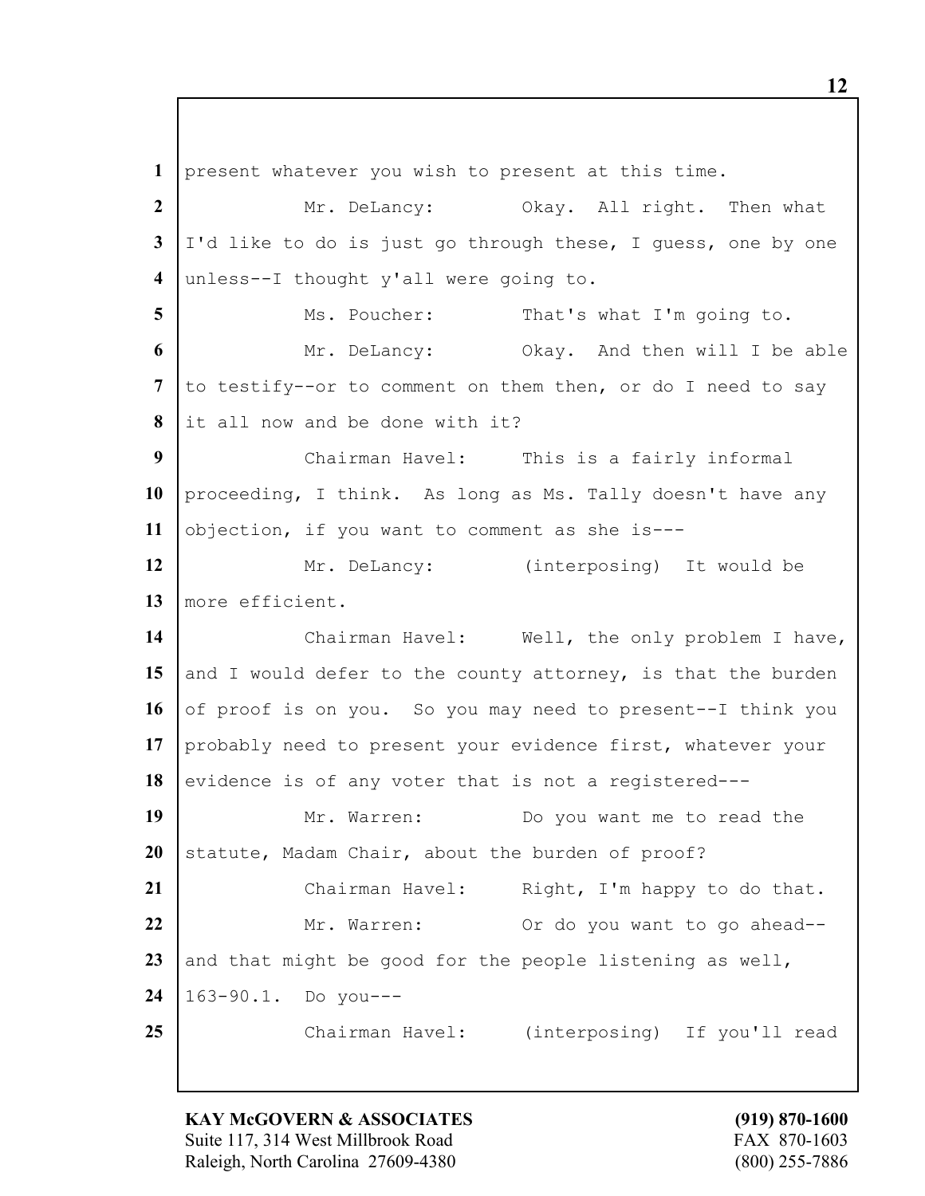1 present whatever you wish to present at this time.

2 Mr. DeLancy: Okay. All right. Then what

3 I'd like to do is just go through these, I guess, one by one

4 unless--I thought y'all were going to.

5 Ms. Poucher: That's what I'm going to.

6 Mr. DeLancy: Okay. And then will I be able

7 to testify--or to comment on them then, or do I need to say

8 it all now and be done with it?

9 Chairman Havel: This is a fairly informal

10 proceeding, I think. As long as Ms. Tally doesn't have any

11 objection, if you want to comment as she is---

12 Mr. DeLancy: (interposing) It would be

13 more efficient.

14 Chairman Havel: Well, the only problem I have,

15 and I would defer to the county attorney, is that the burden

16 of proof is on you. So you may need to present--I think you

17 probably need to present your evidence first, whatever your

18 evidence is of any voter that is not a registered---

19 Mr. Warren: Do you want me to read the

20 statute, Madam Chair, about the burden of proof?

21 Chairman Havel: Right, I'm happy to do that.

22 Mr. Warren: Or do you want to go ahead--

23 and that might be good for the people listening as well,

24 163-90.1. Do you---

25 Chairman Havel: (interposing) If you'll read

**KAY McGOVERN & ASSOCIATES**
Suite 117, 314 West Millbrook Road
Raleigh, North Carolina 27609-4380

**(919) 870-1600**
FAX 870-1603
(800) 255-7886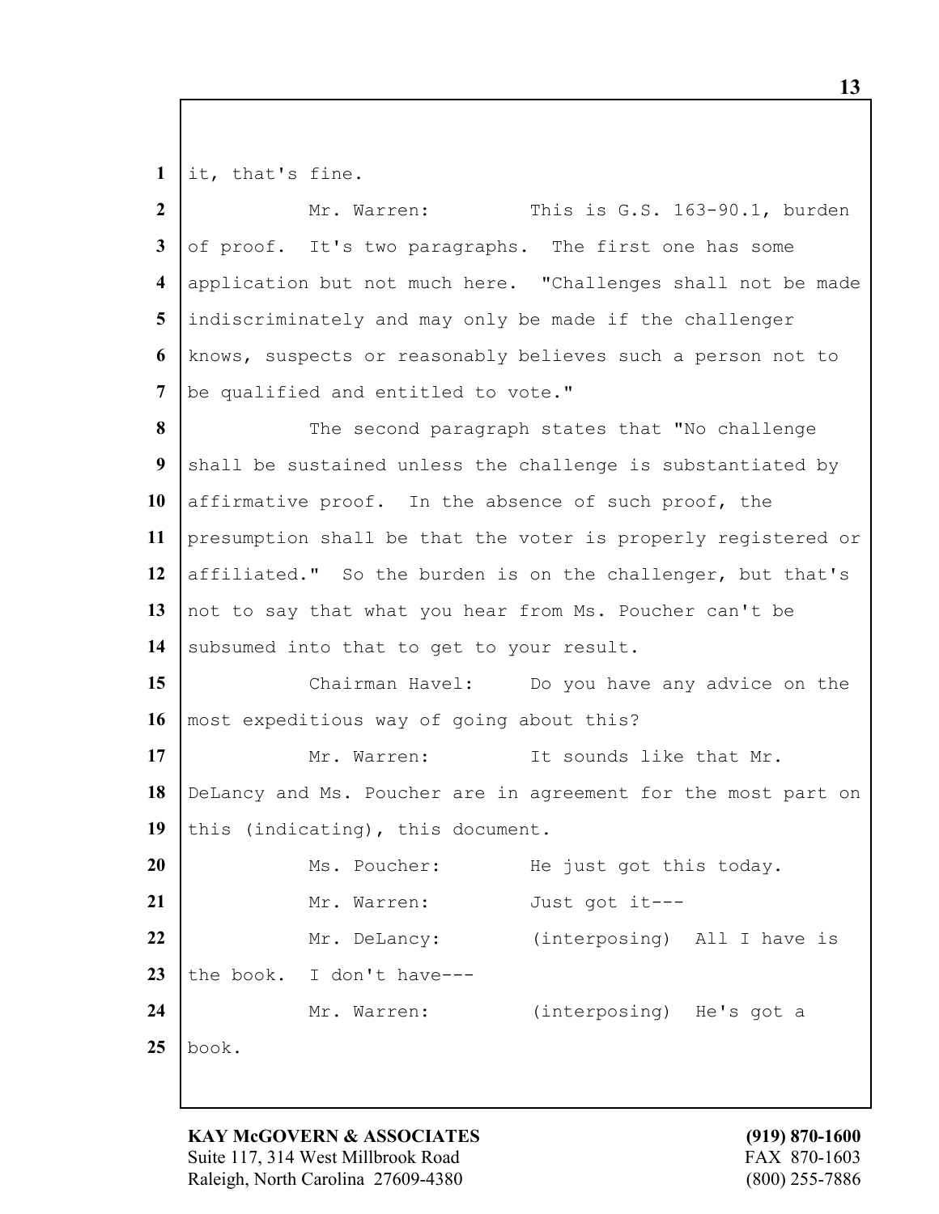it, that's fine.

Mr. Warren: This is G.S. 163-90.1, burden of proof. It's two paragraphs. The first one has some application but not much here. "Challenges shall not be made indiscriminately and may only be made if the challenger knows, suspects or reasonably believes such a person not to be qualified and entitled to vote."

The second paragraph states that "No challenge shall be sustained unless the challenge is substantiated by affirmative proof. In the absence of such proof, the presumption shall be that the voter is properly registered or affiliated." So the burden is on the challenger, but that's not to say that what you hear from Ms. Poucher can't be subsumed into that to get to your result.

Chairman Havel: Do you have any advice on the most expeditious way of going about this?

Mr. Warren: It sounds like that Mr. DeLancy and Ms. Poucher are in agreement for the most part on this (indicating), this document.

Ms. Poucher: He just got this today.

Mr. Warren: Just got it---

Mr. DeLancy: (interposing) All I have is the book. I don't have---

Mr. Warren: (interposing) He's got a book.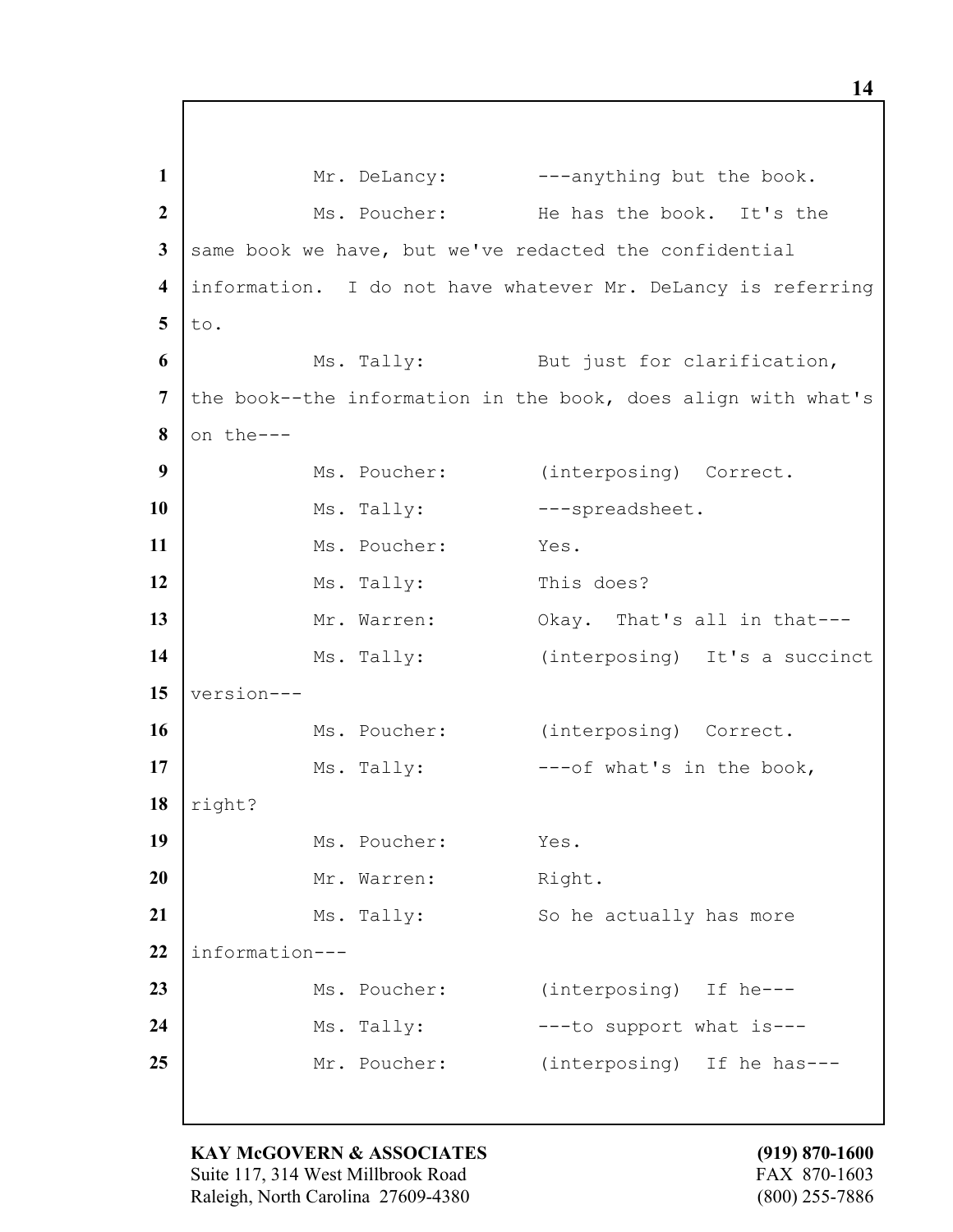Mr. DeLancy: ---anything but the book.

Ms. Poucher: He has the book. It's the same book we have, but we've redacted the confidential information. I do not have whatever Mr. DeLancy is referring to.

Ms. Tally: But just for clarification, the book--the information in the book, does align with what's on the---

Ms. Poucher: (interposing) Correct.

Ms. Tally: ---spreadsheet.

Ms. Poucher: Yes.

Ms. Tally: This does?

Mr. Warren: Okay. That's all in that---

Ms. Tally: (interposing) It's a succinct version---

Ms. Poucher: (interposing) Correct.

Ms. Tally: ---of what's in the book, right?

Ms. Poucher: Yes.

Mr. Warren: Right.

Ms. Tally: So he actually has more information---

Ms. Poucher: (interposing) If he---

Ms. Tally: ---to support what is---

Mr. Poucher: (interposing) If he has---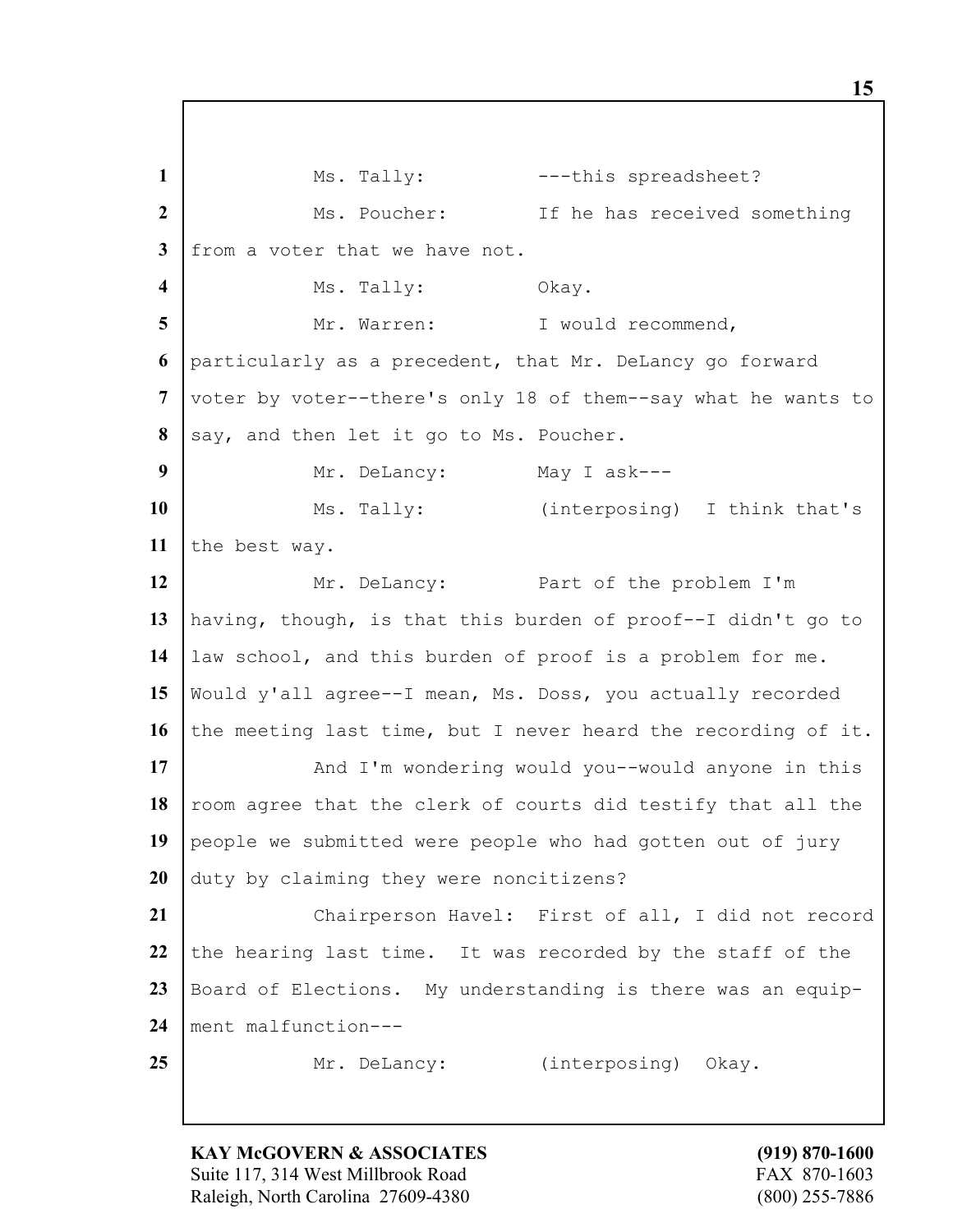Ms. Tally: ---this spreadsheet?

Ms. Poucher: If he has received something from a voter that we have not.

Ms. Tally: Okay.

Mr. Warren: I would recommend, particularly as a precedent, that Mr. DeLancy go forward voter by voter--there's only 18 of them--say what he wants to say, and then let it go to Ms. Poucher.

Mr. DeLancy: May I ask---

Ms. Tally: (interposing) I think that's the best way.

Mr. DeLancy: Part of the problem I'm having, though, is that this burden of proof--I didn't go to law school, and this burden of proof is a problem for me. Would y'all agree--I mean, Ms. Doss, you actually recorded the meeting last time, but I never heard the recording of it.

And I'm wondering would you--would anyone in this room agree that the clerk of courts did testify that all the people we submitted were people who had gotten out of jury duty by claiming they were noncitizens?

Chairperson Havel: First of all, I did not record the hearing last time. It was recorded by the staff of the Board of Elections. My understanding is there was an equipment malfunction---

Mr. DeLancy: (interposing) Okay.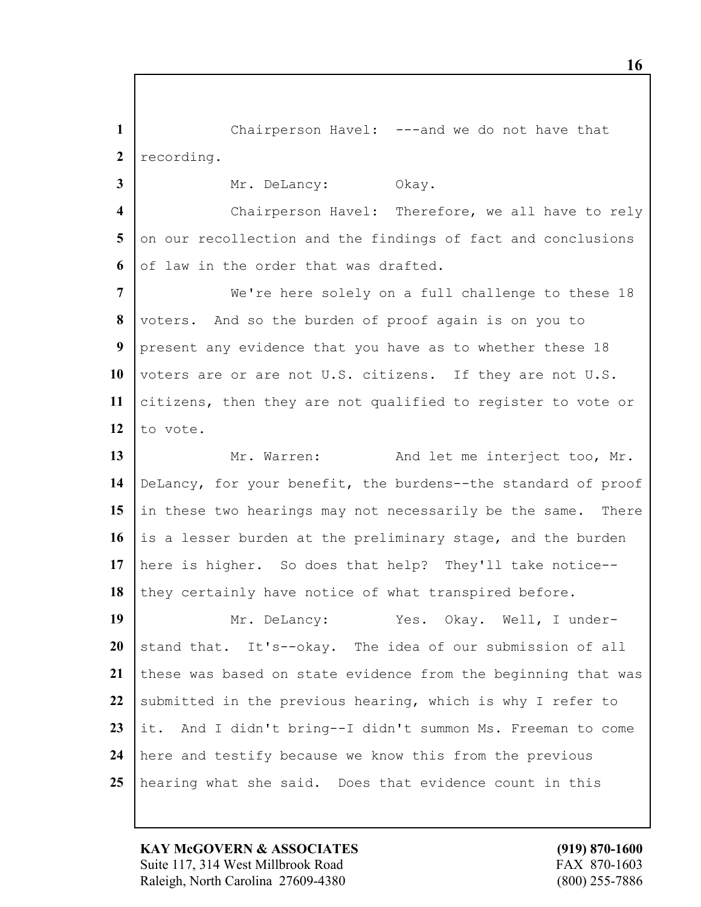Chairperson Havel: ---and we do not have that recording.

Mr. DeLancy: Okay.

Chairperson Havel: Therefore, we all have to rely on our recollection and the findings of fact and conclusions of law in the order that was drafted.

We're here solely on a full challenge to these 18 voters. And so the burden of proof again is on you to present any evidence that you have as to whether these 18 voters are or are not U.S. citizens. If they are not U.S. citizens, then they are not qualified to register to vote or to vote.

Mr. Warren: And let me interject too, Mr. DeLancy, for your benefit, the burdens--the standard of proof in these two hearings may not necessarily be the same. There is a lesser burden at the preliminary stage, and the burden here is higher. So does that help? They'll take notice--they certainly have notice of what transpired before.

Mr. DeLancy: Yes. Okay. Well, I understand that. It's--okay. The idea of our submission of all these was based on state evidence from the beginning that was submitted in the previous hearing, which is why I refer to it. And I didn't bring--I didn't summon Ms. Freeman to come here and testify because we know this from the previous hearing what she said. Does that evidence count in this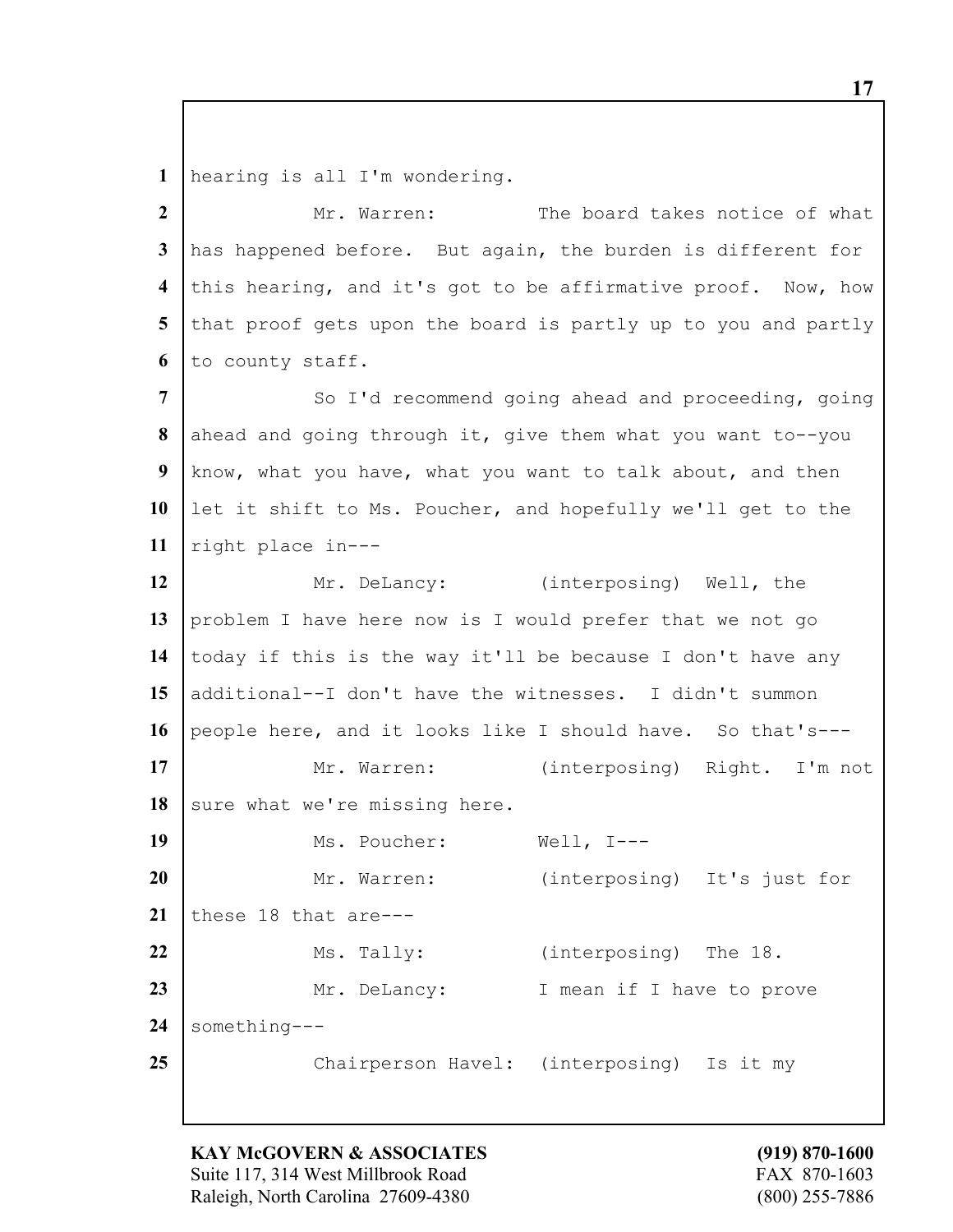1 hearing is all I'm wondering.

2 Mr. Warren: The board takes notice of what

3 has happened before. But again, the burden is different for

4 this hearing, and it's got to be affirmative proof. Now, how

5 that proof gets upon the board is partly up to you and partly

6 to county staff.

7 So I'd recommend going ahead and proceeding, going

8 ahead and going through it, give them what you want to--you

9 know, what you have, what you want to talk about, and then

10 let it shift to Ms. Poucher, and hopefully we'll get to the

11 right place in---

12 Mr. DeLancy: (interposing) Well, the

13 problem I have here now is I would prefer that we not go

14 today if this is the way it'll be because I don't have any

15 additional--I don't have the witnesses. I didn't summon

16 people here, and it looks like I should have. So that's---

17 Mr. Warren: (interposing) Right. I'm not

18 sure what we're missing here.

19 Ms. Poucher: Well, I---

20 Mr. Warren: (interposing) It's just for

21 these 18 that are---

22 Ms. Tally: (interposing) The 18.

23 Mr. DeLancy: I mean if I have to prove

24 something---

25 Chairperson Havel: (interposing) Is it my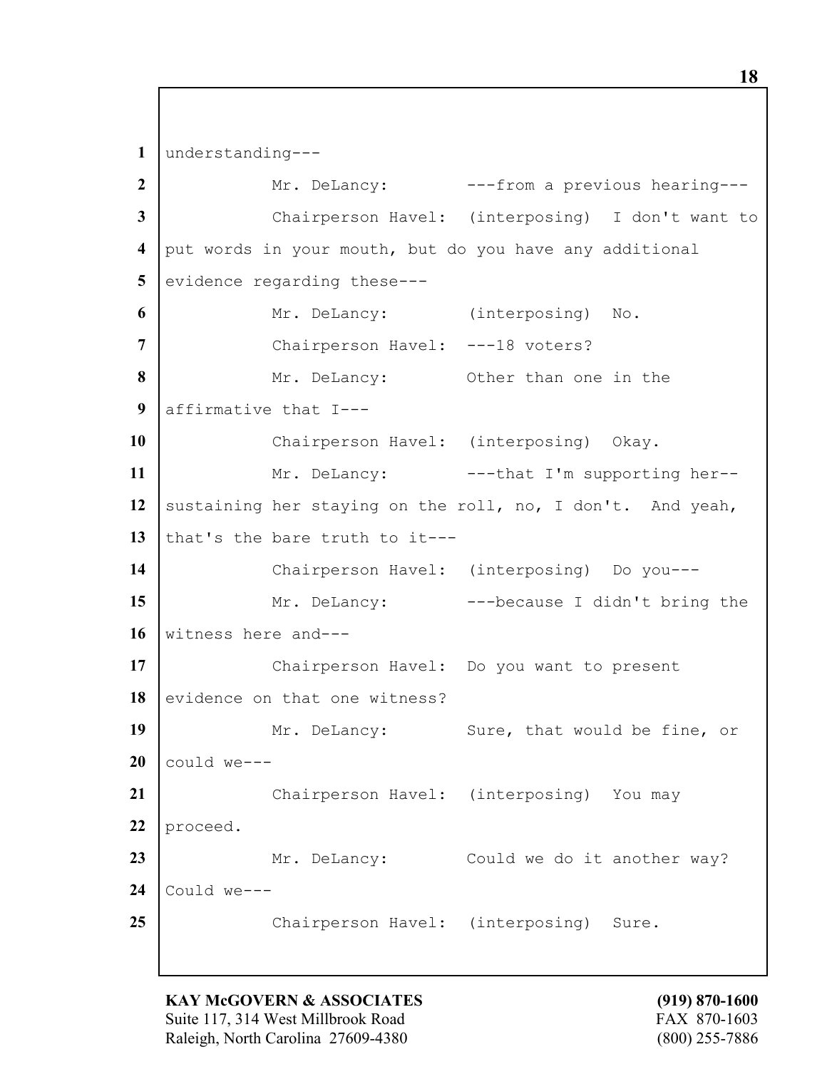understanding---

Mr. DeLancy: ---from a previous hearing---

Chairperson Havel: (interposing) I don't want to put words in your mouth, but do you have any additional evidence regarding these---

Mr. DeLancy: (interposing) No.

Chairperson Havel: ---18 voters?

Mr. DeLancy: Other than one in the affirmative that I---

Chairperson Havel: (interposing) Okay.

Mr. DeLancy: ---that I'm supporting her--sustaining her staying on the roll, no, I don't. And yeah, that's the bare truth to it---

Chairperson Havel: (interposing) Do you---

Mr. DeLancy: ---because I didn't bring the witness here and---

Chairperson Havel: Do you want to present evidence on that one witness?

Mr. DeLancy: Sure, that would be fine, or could we---

Chairperson Havel: (interposing) You may proceed.

Mr. DeLancy: Could we do it another way? Could we---

Chairperson Havel: (interposing) Sure.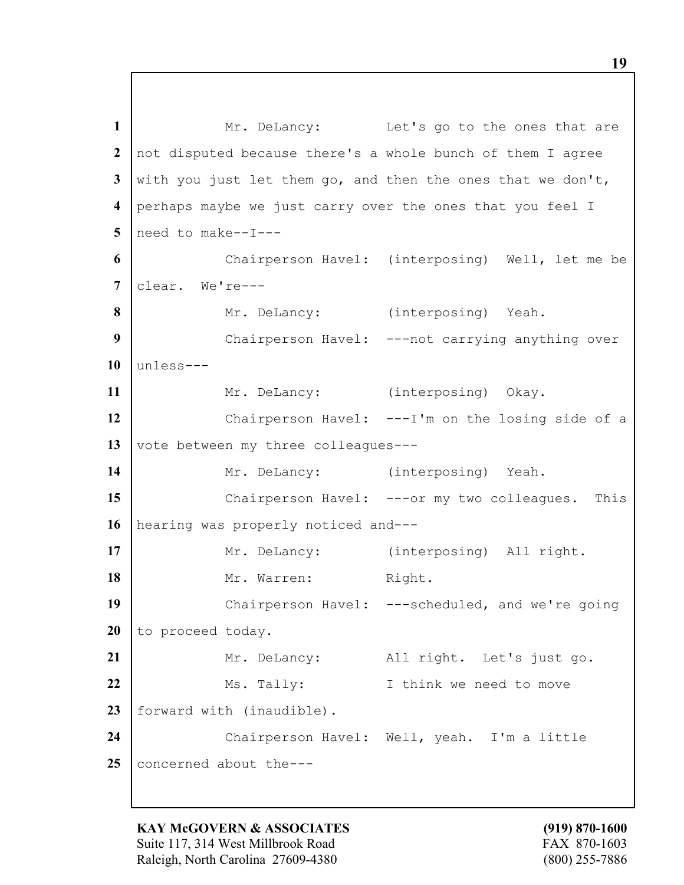1 Mr. DeLancy: Let's go to the ones that are
2 not disputed because there's a whole bunch of them I agree
3 with you just let them go, and then the ones that we don't,
4 perhaps maybe we just carry over the ones that you feel I
5 need to make--I---
6 Chairperson Havel: (interposing) Well, let me be
7 clear. We're---
8 Mr. DeLancy: (interposing) Yeah.
9 Chairperson Havel: ---not carrying anything over
10 unless---
11 Mr. DeLancy: (interposing) Okay.
12 Chairperson Havel: ---I'm on the losing side of a
13 vote between my three colleagues---
14 Mr. DeLancy: (interposing) Yeah.
15 Chairperson Havel: ---or my two colleagues. This
16 hearing was properly noticed and---
17 Mr. DeLancy: (interposing) All right.
18 Mr. Warren: Right.
19 Chairperson Havel: ---scheduled, and we're going
20 to proceed today.
21 Mr. DeLancy: All right. Let's just go.
22 Ms. Tally: I think we need to move
23 forward with (inaudible).
24 Chairperson Havel: Well, yeah. I'm a little
25 concerned about the---

**KAY McGOVERN & ASSOCIATES** **(919) 870-1600**
Suite 117, 314 West Millbrook Road FAX 870-1603
Raleigh, North Carolina 27609-4380 (800) 255-7886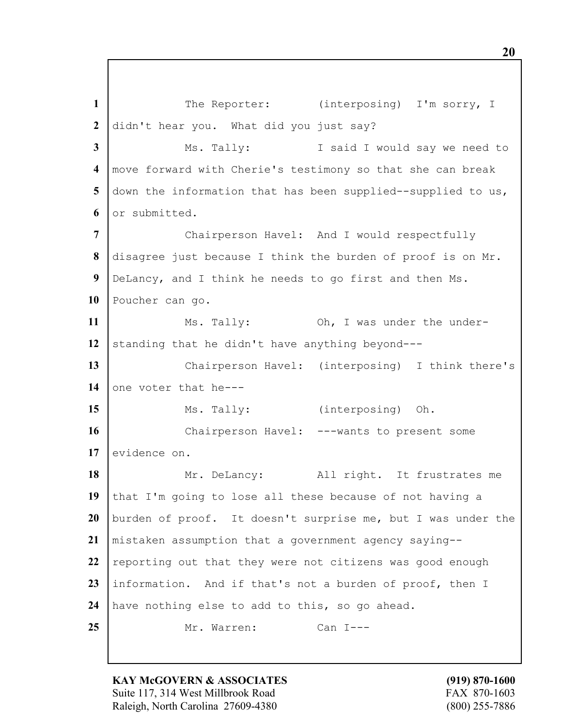The Reporter: (interposing) I'm sorry, I didn't hear you. What did you just say?

Ms. Tally: I said I would say we need to move forward with Cherie's testimony so that she can break down the information that has been supplied--supplied to us, or submitted.

Chairperson Havel: And I would respectfully disagree just because I think the burden of proof is on Mr. DeLancy, and I think he needs to go first and then Ms. Poucher can go.

Ms. Tally: Oh, I was under the under-standing that he didn't have anything beyond---

Chairperson Havel: (interposing) I think there's one voter that he---

Ms. Tally: (interposing) Oh.

Chairperson Havel: ---wants to present some evidence on.

Mr. DeLancy: All right. It frustrates me that I'm going to lose all these because of not having a burden of proof. It doesn't surprise me, but I was under the mistaken assumption that a government agency saying--reporting out that they were not citizens was good enough information. And if that's not a burden of proof, then I have nothing else to add to this, so go ahead.

Mr. Warren: Can I---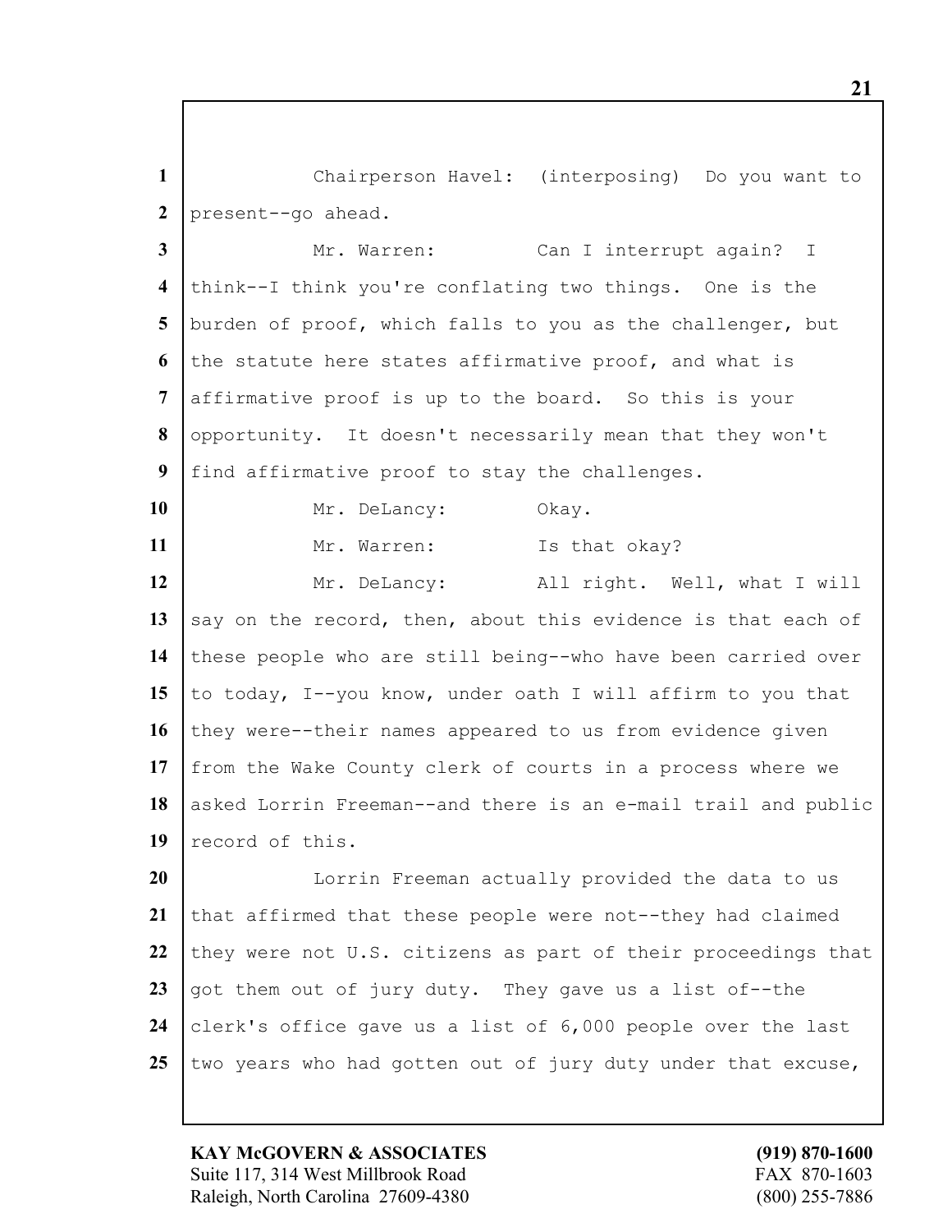Chairperson Havel: (interposing) Do you want to present--go ahead.

Mr. Warren: Can I interrupt again? I think--I think you're conflating two things. One is the burden of proof, which falls to you as the challenger, but the statute here states affirmative proof, and what is affirmative proof is up to the board. So this is your opportunity. It doesn't necessarily mean that they won't find affirmative proof to stay the challenges.

Mr. DeLancy: Okay.

Mr. Warren: Is that okay?

Mr. DeLancy: All right. Well, what I will say on the record, then, about this evidence is that each of these people who are still being--who have been carried over to today, I--you know, under oath I will affirm to you that they were--their names appeared to us from evidence given from the Wake County clerk of courts in a process where we asked Lorrin Freeman--and there is an e-mail trail and public record of this.

Lorrin Freeman actually provided the data to us that affirmed that these people were not--they had claimed they were not U.S. citizens as part of their proceedings that got them out of jury duty. They gave us a list of--the clerk's office gave us a list of 6,000 people over the last two years who had gotten out of jury duty under that excuse,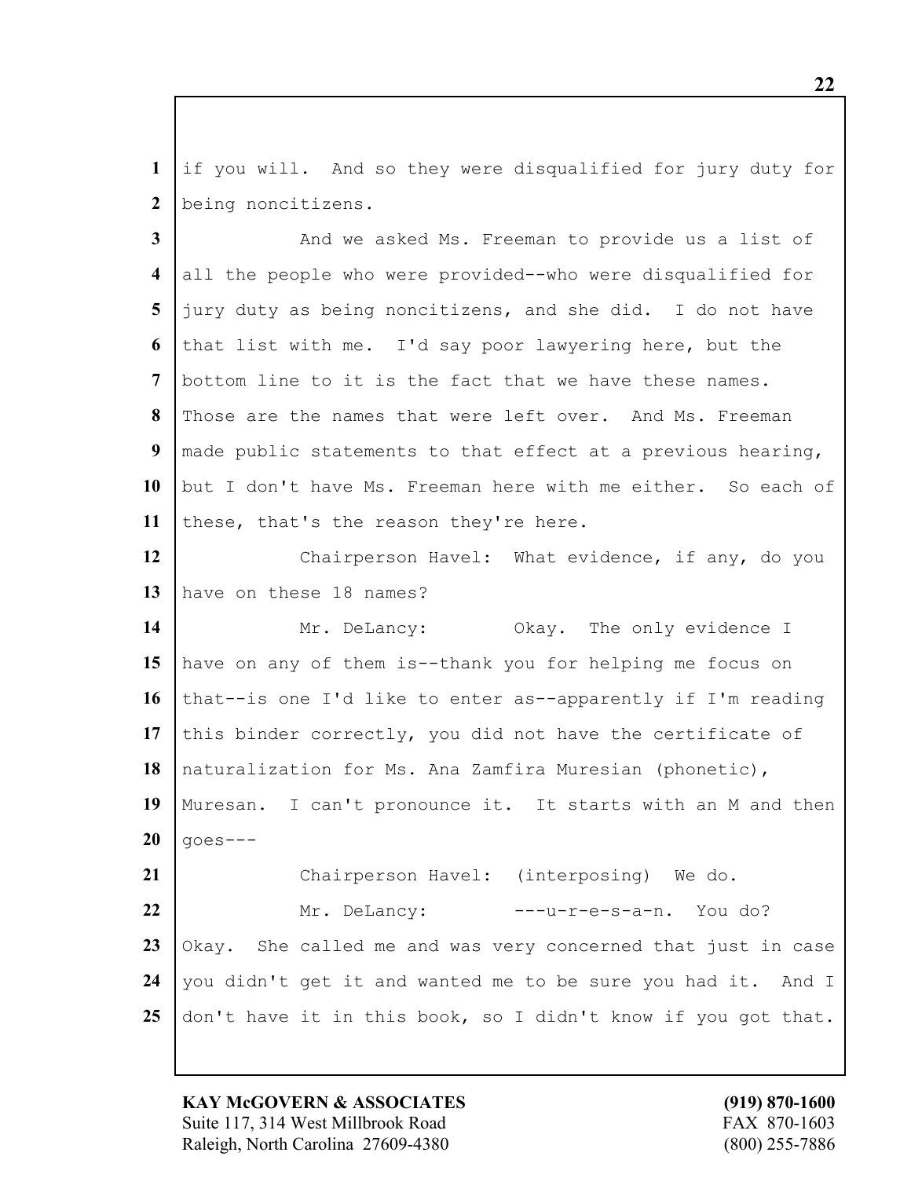if you will. And so they were disqualified for jury duty for being noncitizens.

And we asked Ms. Freeman to provide us a list of all the people who were provided--who were disqualified for jury duty as being noncitizens, and she did. I do not have that list with me. I'd say poor lawyering here, but the bottom line to it is the fact that we have these names. Those are the names that were left over. And Ms. Freeman made public statements to that effect at a previous hearing, but I don't have Ms. Freeman here with me either. So each of these, that's the reason they're here.

Chairperson Havel: What evidence, if any, do you have on these 18 names?

Mr. DeLancy: Okay. The only evidence I have on any of them is--thank you for helping me focus on that--is one I'd like to enter as--apparently if I'm reading this binder correctly, you did not have the certificate of naturalization for Ms. Ana Zamfira Muresian (phonetic), Muresan. I can't pronounce it. It starts with an M and then goes---

Chairperson Havel: (interposing) We do.

Mr. DeLancy: ---u-r-e-s-a-n. You do? Okay. She called me and was very concerned that just in case you didn't get it and wanted me to be sure you had it. And I don't have it in this book, so I didn't know if you got that.

**KAY McGOVERN & ASSOCIATES**
Suite 117, 314 West Millbrook Road
Raleigh, North Carolina 27609-4380

**(919) 870-1600**
FAX 870-1603
(800) 255-7886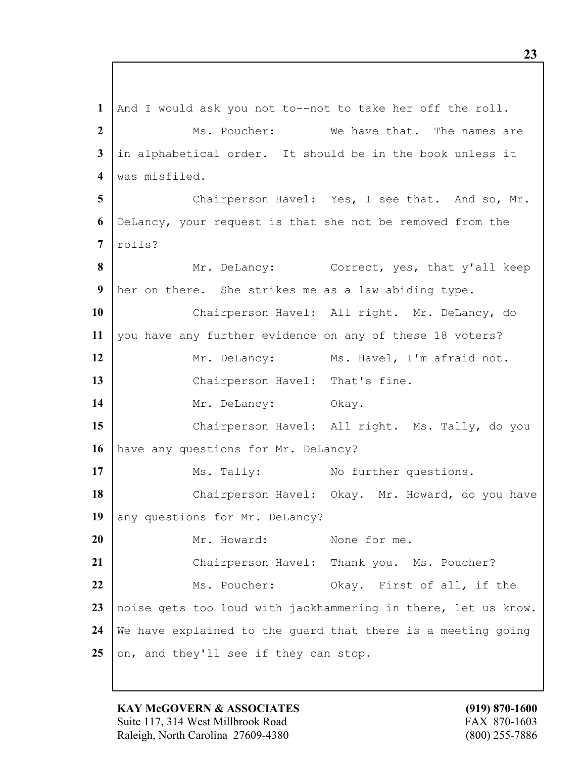And I would ask you not to--not to take her off the roll.

Ms. Poucher: We have that. The names are in alphabetical order. It should be in the book unless it was misfiled.

Chairperson Havel: Yes, I see that. And so, Mr. DeLancy, your request is that she not be removed from the rolls?

Mr. DeLancy: Correct, yes, that y'all keep her on there. She strikes me as a law abiding type.

Chairperson Havel: All right. Mr. DeLancy, do you have any further evidence on any of these 18 voters?

Mr. DeLancy: Ms. Havel, I'm afraid not.

Chairperson Havel: That's fine.

Mr. DeLancy: Okay.

Chairperson Havel: All right. Ms. Tally, do you have any questions for Mr. DeLancy?

Ms. Tally: No further questions.

Chairperson Havel: Okay. Mr. Howard, do you have any questions for Mr. DeLancy?

Mr. Howard: None for me.

Chairperson Havel: Thank you. Ms. Poucher?

Ms. Poucher: Okay. First of all, if the noise gets too loud with jackhammering in there, let us know. We have explained to the guard that there is a meeting going on, and they'll see if they can stop.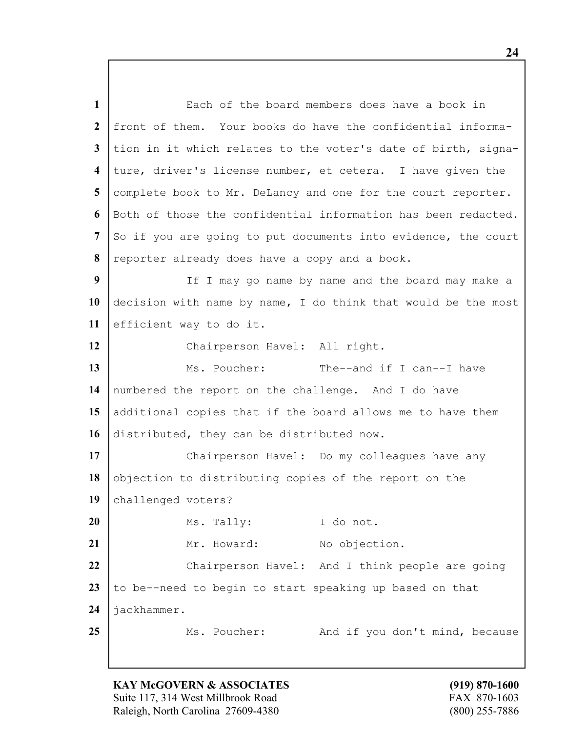Each of the board members does have a book in front of them. Your books do have the confidential information in it which relates to the voter's date of birth, signature, driver's license number, et cetera. I have given the complete book to Mr. DeLancy and one for the court reporter. Both of those the confidential information has been redacted. So if you are going to put documents into evidence, the court reporter already does have a copy and a book.

If I may go name by name and the board may make a decision with name by name, I do think that would be the most efficient way to do it.

Chairperson Havel: All right.

Ms. Poucher: The--and if I can--I have numbered the report on the challenge. And I do have additional copies that if the board allows me to have them distributed, they can be distributed now.

Chairperson Havel: Do my colleagues have any objection to distributing copies of the report on the challenged voters?

Ms. Tally: I do not.

Mr. Howard: No objection.

Chairperson Havel: And I think people are going to be--need to begin to start speaking up based on that jackhammer.

Ms. Poucher: And if you don't mind, because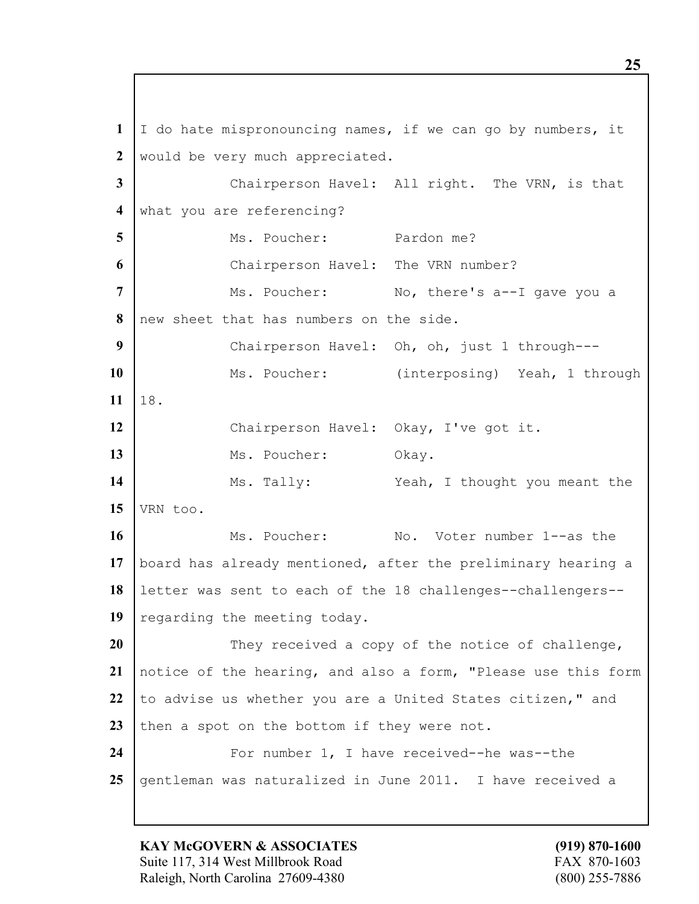I do hate mispronouncing names, if we can go by numbers, it would be very much appreciated.

Chairperson Havel: All right. The VRN, is that what you are referencing?

Ms. Poucher: Pardon me?

Chairperson Havel: The VRN number?

Ms. Poucher: No, there's a--I gave you a new sheet that has numbers on the side.

Chairperson Havel: Oh, oh, just 1 through---

Ms. Poucher: (interposing) Yeah, 1 through 18.

Chairperson Havel: Okay, I've got it.

Ms. Poucher: Okay.

Ms. Tally: Yeah, I thought you meant the VRN too.

Ms. Poucher: No. Voter number 1--as the board has already mentioned, after the preliminary hearing a letter was sent to each of the 18 challenges--challengers--regarding the meeting today.

They received a copy of the notice of challenge, notice of the hearing, and also a form, "Please use this form to advise us whether you are a United States citizen," and then a spot on the bottom if they were not.

For number 1, I have received--he was--the gentleman was naturalized in June 2011. I have received a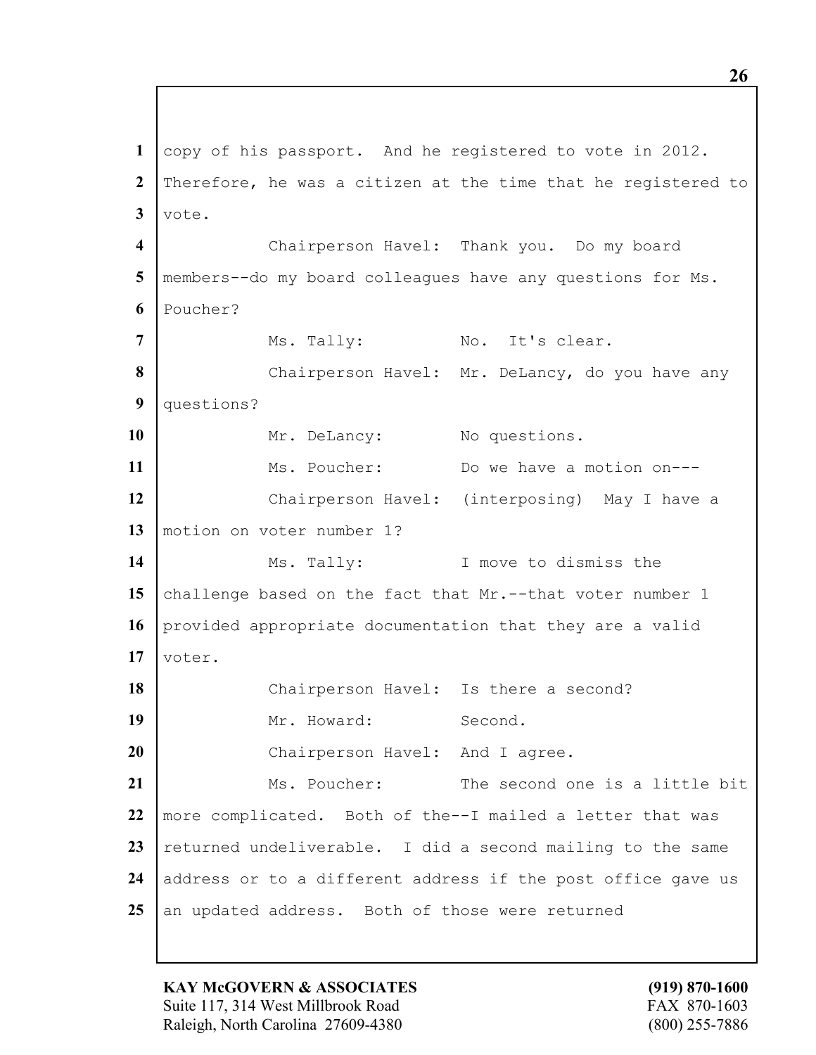copy of his passport. And he registered to vote in 2012. Therefore, he was a citizen at the time that he registered to vote.

Chairperson Havel: Thank you. Do my board members--do my board colleagues have any questions for Ms. Poucher?

Ms. Tally: No. It's clear.

Chairperson Havel: Mr. DeLancy, do you have any questions?

Mr. DeLancy: No questions.

Ms. Poucher: Do we have a motion on---

Chairperson Havel: (interposing) May I have a motion on voter number 1?

Ms. Tally: I move to dismiss the challenge based on the fact that Mr.--that voter number 1 provided appropriate documentation that they are a valid voter.

Chairperson Havel: Is there a second?

Mr. Howard: Second.

Chairperson Havel: And I agree.

Ms. Poucher: The second one is a little bit more complicated. Both of the--I mailed a letter that was returned undeliverable. I did a second mailing to the same address or to a different address if the post office gave us an updated address. Both of those were returned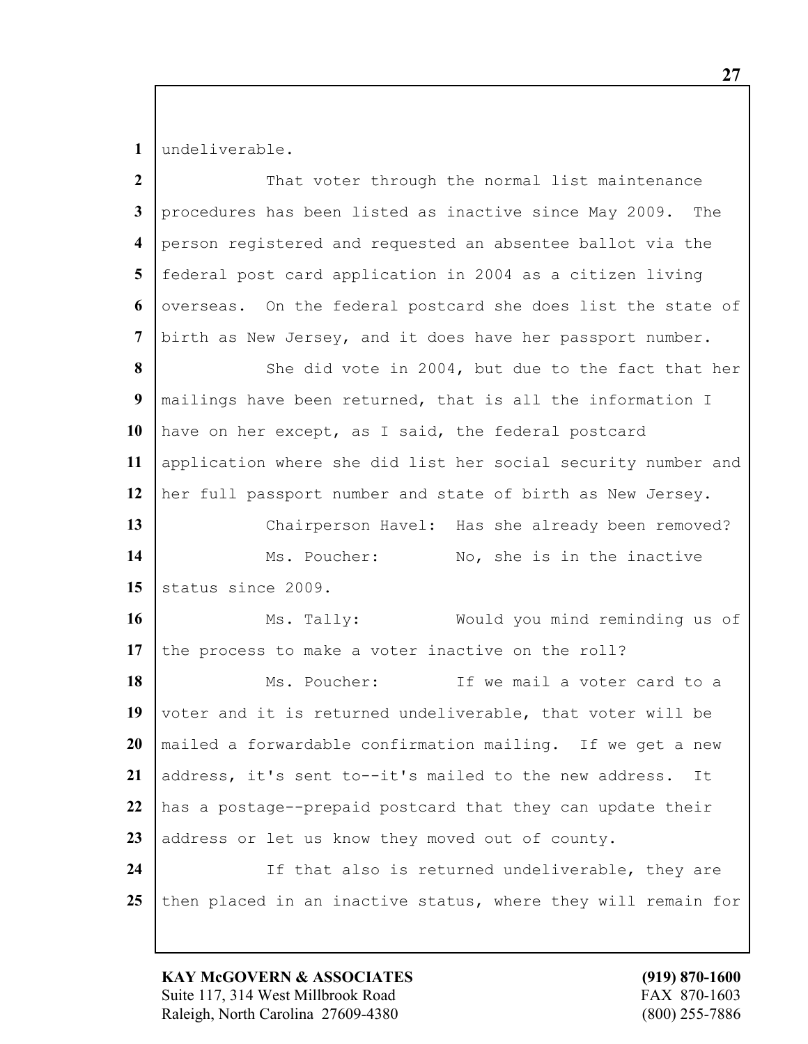undeliverable.

That voter through the normal list maintenance procedures has been listed as inactive since May 2009. The person registered and requested an absentee ballot via the federal post card application in 2004 as a citizen living overseas. On the federal postcard she does list the state of birth as New Jersey, and it does have her passport number.

She did vote in 2004, but due to the fact that her mailings have been returned, that is all the information I have on her except, as I said, the federal postcard application where she did list her social security number and her full passport number and state of birth as New Jersey.

Chairperson Havel: Has she already been removed?

Ms. Poucher: No, she is in the inactive status since 2009.

Ms. Tally: Would you mind reminding us of the process to make a voter inactive on the roll?

Ms. Poucher: If we mail a voter card to a voter and it is returned undeliverable, that voter will be mailed a forwardable confirmation mailing. If we get a new address, it's sent to--it's mailed to the new address. It has a postage--prepaid postcard that they can update their address or let us know they moved out of county.

If that also is returned undeliverable, they are then placed in an inactive status, where they will remain for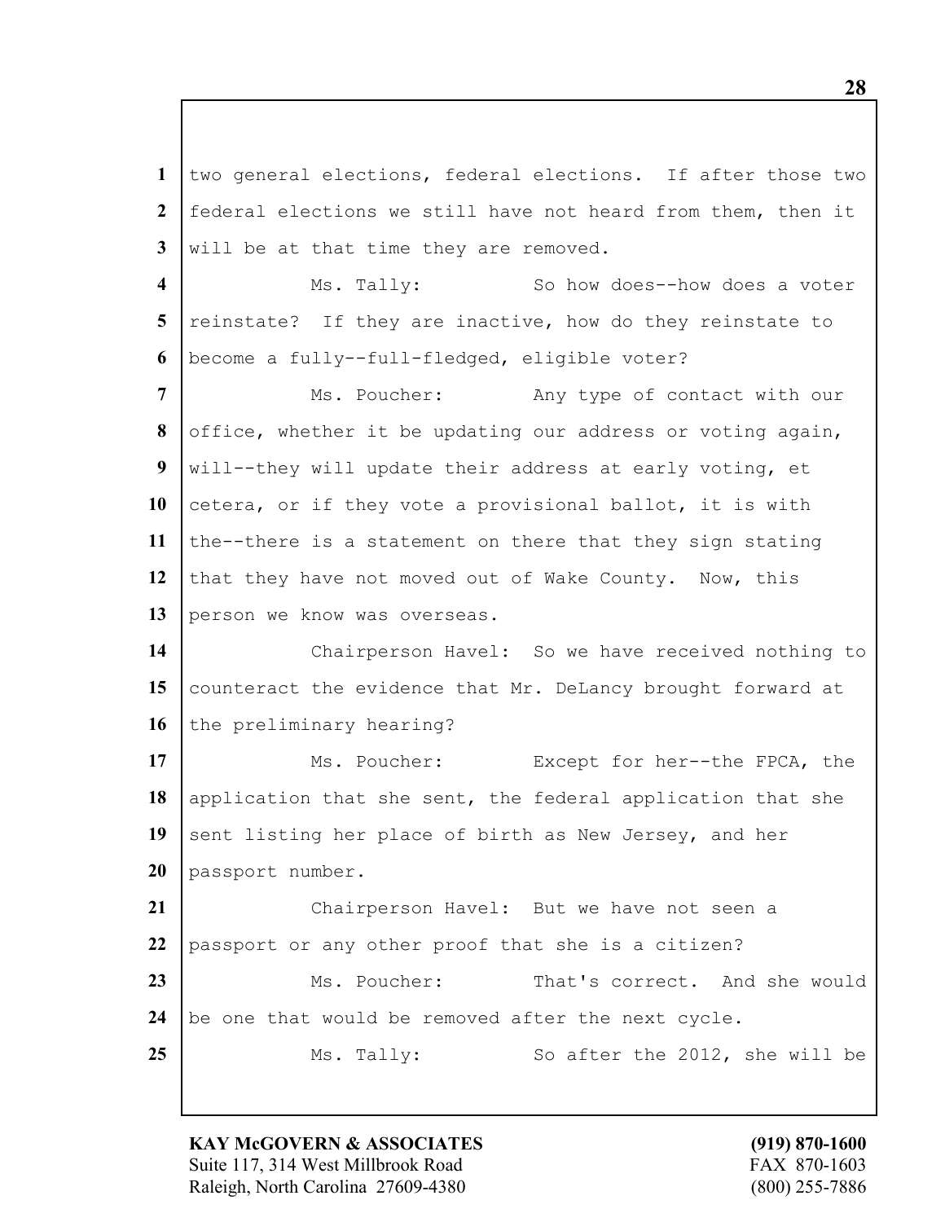two general elections, federal elections. If after those two federal elections we still have not heard from them, then it will be at that time they are removed.

Ms. Tally: So how does--how does a voter reinstate? If they are inactive, how do they reinstate to become a fully--full-fledged, eligible voter?

Ms. Poucher: Any type of contact with our office, whether it be updating our address or voting again, will--they will update their address at early voting, et cetera, or if they vote a provisional ballot, it is with the--there is a statement on there that they sign stating that they have not moved out of Wake County. Now, this person we know was overseas.

Chairperson Havel: So we have received nothing to counteract the evidence that Mr. DeLancy brought forward at the preliminary hearing?

Ms. Poucher: Except for her--the FPCA, the application that she sent, the federal application that she sent listing her place of birth as New Jersey, and her passport number.

Chairperson Havel: But we have not seen a passport or any other proof that she is a citizen?

Ms. Poucher: That's correct. And she would be one that would be removed after the next cycle.

Ms. Tally: So after the 2012, she will be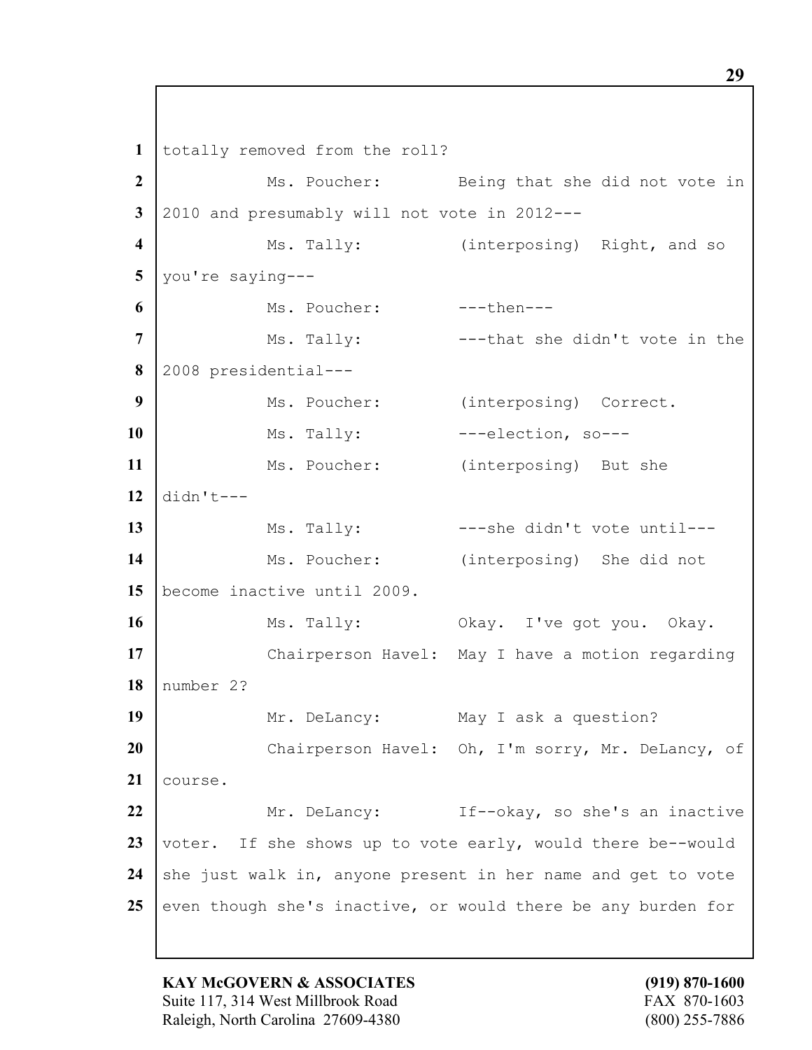totally removed from the roll?

Ms. Poucher: Being that she did not vote in 2010 and presumably will not vote in 2012---

Ms. Tally: (interposing) Right, and so you're saying---

Ms. Poucher: ---then---

Ms. Tally: ---that she didn't vote in the 2008 presidential---

Ms. Poucher: (interposing) Correct.

Ms. Tally: ---election, so---

Ms. Poucher: (interposing) But she didn't---

Ms. Tally: ---she didn't vote until---

Ms. Poucher: (interposing) She did not become inactive until 2009.

Ms. Tally: Okay. I've got you. Okay.

Chairperson Havel: May I have a motion regarding number 2?

Mr. DeLancy: May I ask a question?

Chairperson Havel: Oh, I'm sorry, Mr. DeLancy, of course.

Mr. DeLancy: If--okay, so she's an inactive voter. If she shows up to vote early, would there be--would she just walk in, anyone present in her name and get to vote even though she's inactive, or would there be any burden for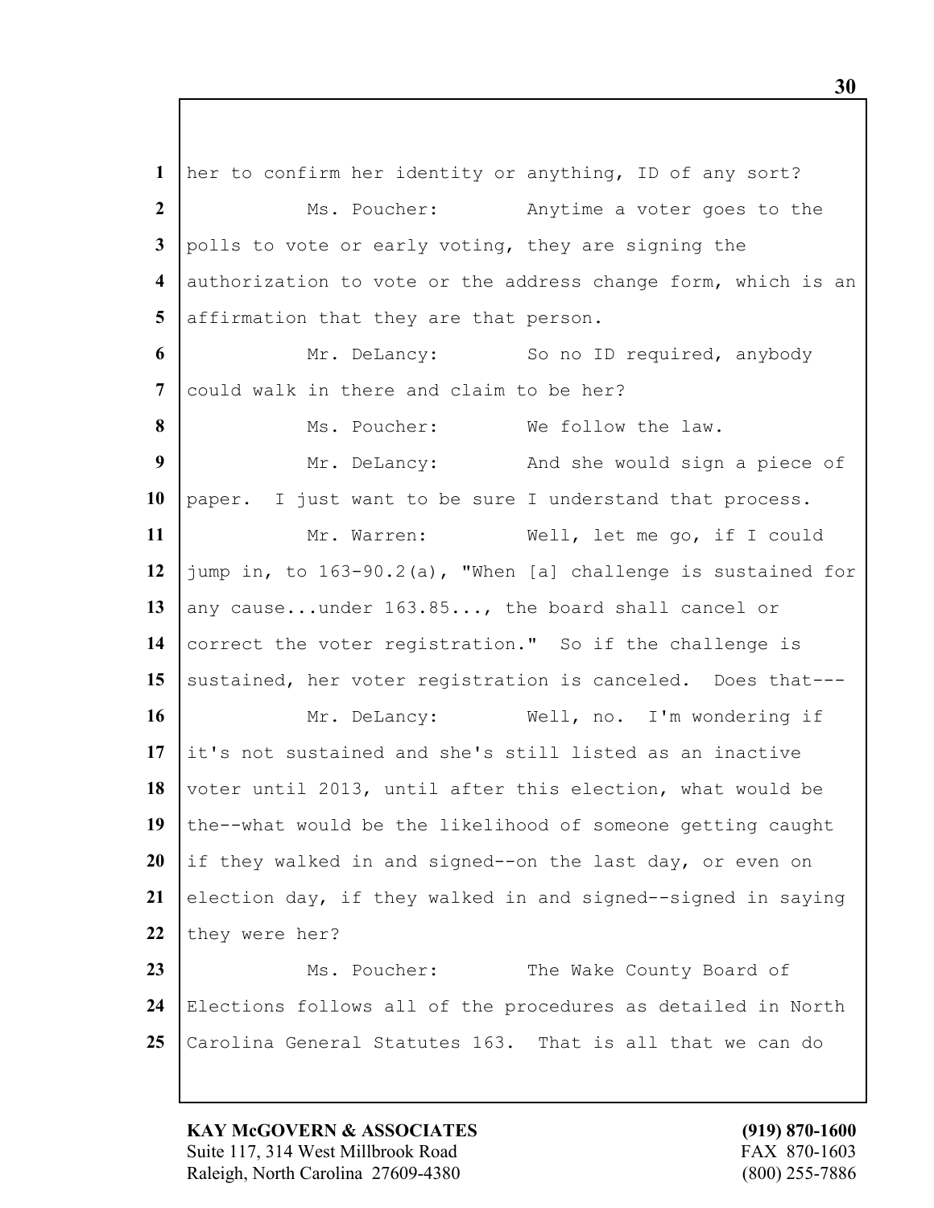her to confirm her identity or anything, ID of any sort?

Ms. Poucher: Anytime a voter goes to the polls to vote or early voting, they are signing the authorization to vote or the address change form, which is an affirmation that they are that person.

Mr. DeLancy: So no ID required, anybody could walk in there and claim to be her?

Ms. Poucher: We follow the law.

Mr. DeLancy: And she would sign a piece of paper. I just want to be sure I understand that process.

Mr. Warren: Well, let me go, if I could jump in, to 163-90.2(a), "When [a] challenge is sustained for any cause...under 163.85..., the board shall cancel or correct the voter registration." So if the challenge is sustained, her voter registration is canceled. Does that---

Mr. DeLancy: Well, no. I'm wondering if it's not sustained and she's still listed as an inactive voter until 2013, until after this election, what would be the--what would be the likelihood of someone getting caught if they walked in and signed--on the last day, or even on election day, if they walked in and signed--signed in saying they were her?

Ms. Poucher: The Wake County Board of Elections follows all of the procedures as detailed in North Carolina General Statutes 163. That is all that we can do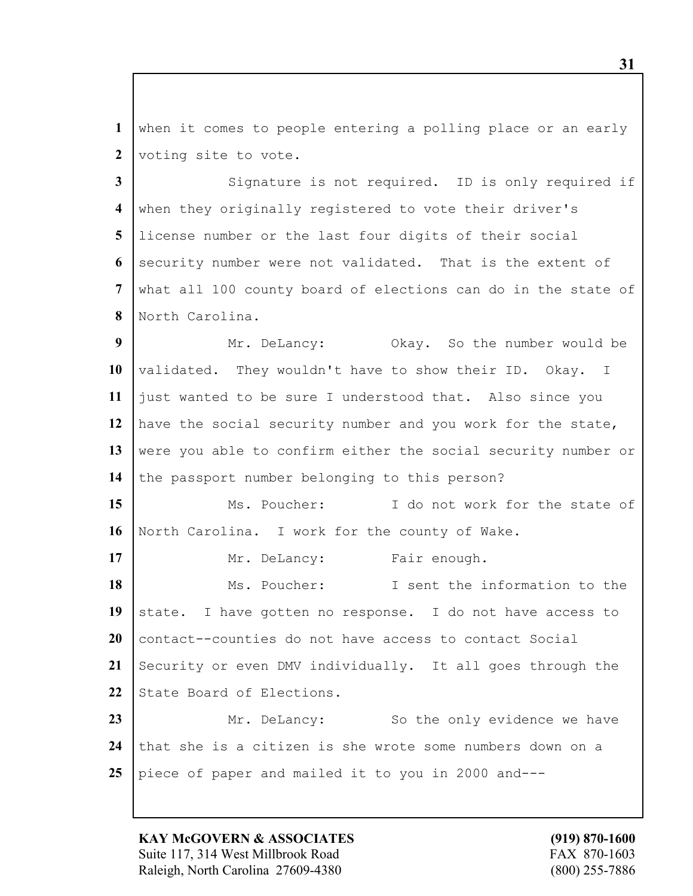1 when it comes to people entering a polling place or an early
2 voting site to vote.

3 Signature is not required. ID is only required if
4 when they originally registered to vote their driver's
5 license number or the last four digits of their social
6 security number were not validated. That is the extent of
7 what all 100 county board of elections can do in the state of
8 North Carolina.

9 Mr. DeLancy: Okay. So the number would be
10 validated. They wouldn't have to show their ID. Okay. I
11 just wanted to be sure I understood that. Also since you
12 have the social security number and you work for the state,
13 were you able to confirm either the social security number or
14 the passport number belonging to this person?

15 Ms. Poucher: I do not work for the state of
16 North Carolina. I work for the county of Wake.

17 Mr. DeLancy: Fair enough.

18 Ms. Poucher: I sent the information to the
19 state. I have gotten no response. I do not have access to
20 contact--counties do not have access to contact Social
21 Security or even DMV individually. It all goes through the
22 State Board of Elections.

23 Mr. DeLancy: So the only evidence we have
24 that she is a citizen is she wrote some numbers down on a
25 piece of paper and mailed it to you in 2000 and---

**KAY McGOVERN & ASSOCIATES** **(919) 870-1600**
Suite 117, 314 West Millbrook Road FAX 870-1603
Raleigh, North Carolina 27609-4380 (800) 255-7886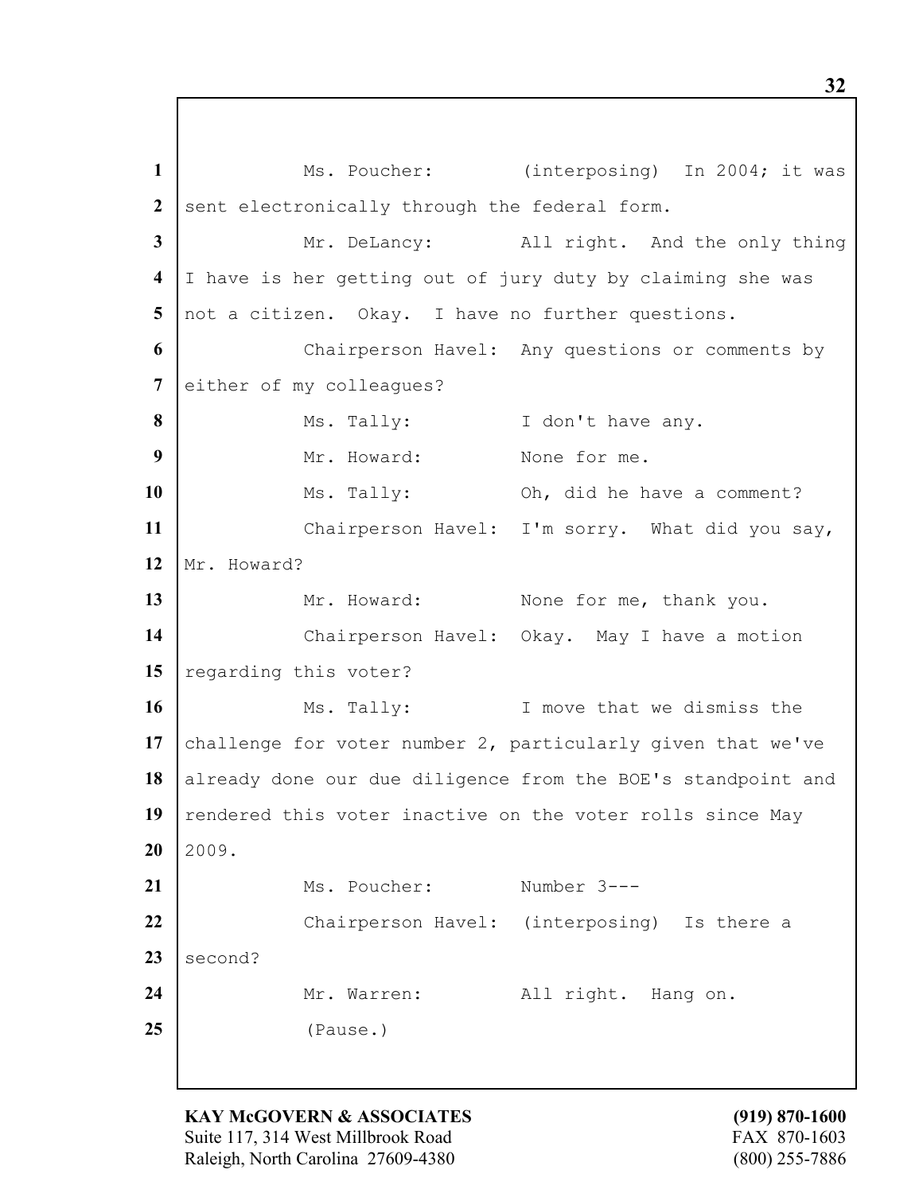Ms. Poucher: (interposing) In 2004; it was sent electronically through the federal form.

Mr. DeLancy: All right. And the only thing I have is her getting out of jury duty by claiming she was not a citizen. Okay. I have no further questions.

Chairperson Havel: Any questions or comments by either of my colleagues?

Ms. Tally: I don't have any.

Mr. Howard: None for me.

Ms. Tally: Oh, did he have a comment?

Chairperson Havel: I'm sorry. What did you say, Mr. Howard?

Mr. Howard: None for me, thank you.

Chairperson Havel: Okay. May I have a motion regarding this voter?

Ms. Tally: I move that we dismiss the challenge for voter number 2, particularly given that we've already done our due diligence from the BOE's standpoint and rendered this voter inactive on the voter rolls since May 2009.

Ms. Poucher: Number 3---

Chairperson Havel: (interposing) Is there a second?

Mr. Warren: All right. Hang on.

(Pause.)

**KAY McGOVERN & ASSOCIATES**
Suite 117, 314 West Millbrook Road
Raleigh, North Carolina 27609-4380

**(919) 870-1600**
FAX 870-1603
(800) 255-7886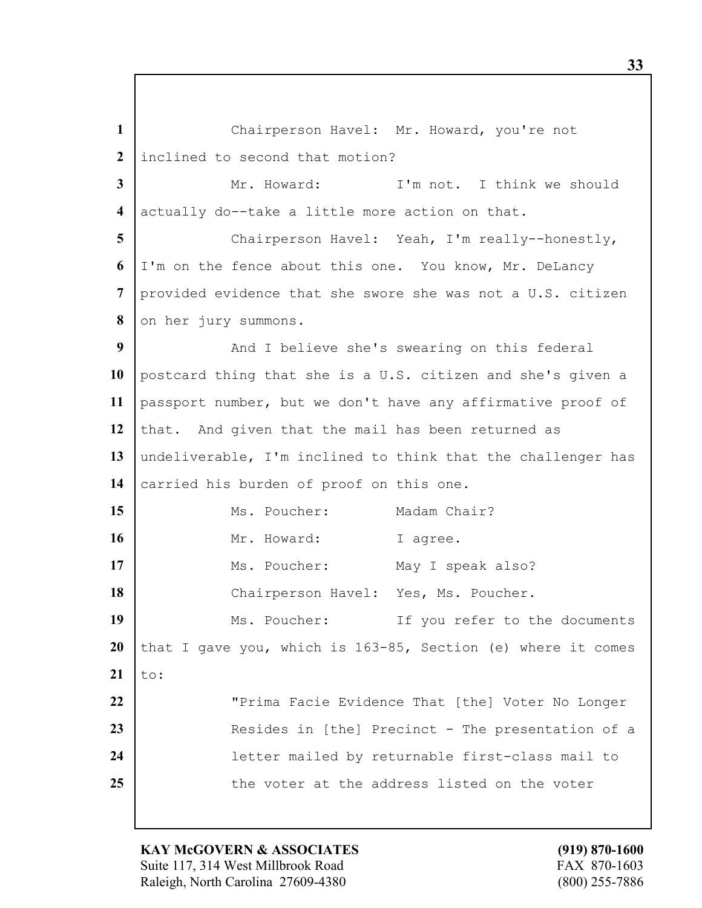Chairperson Havel: Mr. Howard, you're not inclined to second that motion?

Mr. Howard: I'm not. I think we should actually do--take a little more action on that.

Chairperson Havel: Yeah, I'm really--honestly, I'm on the fence about this one. You know, Mr. DeLancy provided evidence that she swore she was not a U.S. citizen on her jury summons.

And I believe she's swearing on this federal postcard thing that she is a U.S. citizen and she's given a passport number, but we don't have any affirmative proof of that. And given that the mail has been returned as undeliverable, I'm inclined to think that the challenger has carried his burden of proof on this one.

Ms. Poucher: Madam Chair?

Mr. Howard: I agree.

Ms. Poucher: May I speak also?

Chairperson Havel: Yes, Ms. Poucher.

Ms. Poucher: If you refer to the documents that I gave you, which is 163-85, Section (e) where it comes to:

> "Prima Facie Evidence That [the] Voter No Longer Resides in [the] Precinct - The presentation of a letter mailed by returnable first-class mail to the voter at the address listed on the voter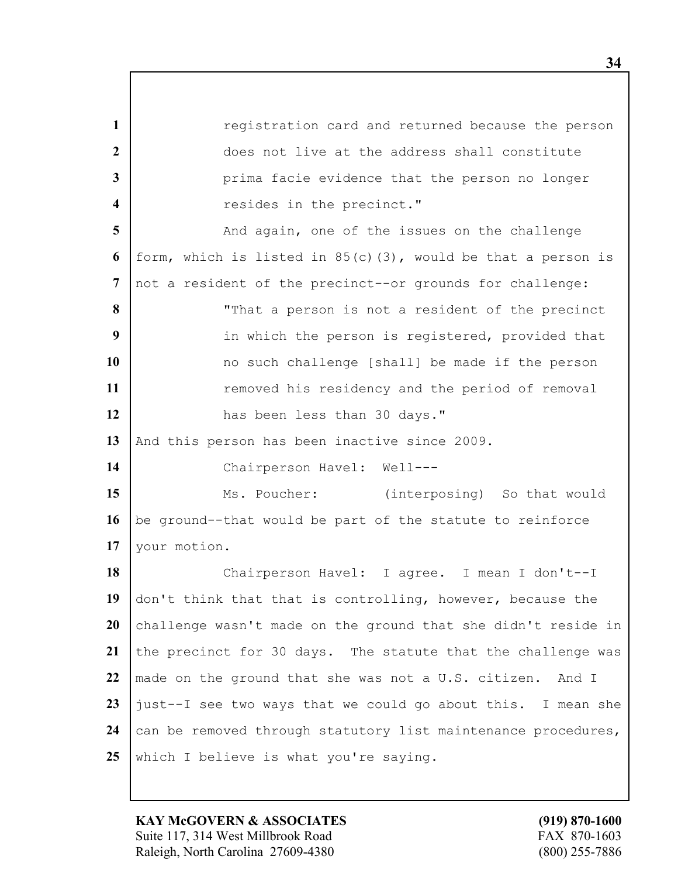registration card and returned because the person does not live at the address shall constitute prima facie evidence that the person no longer resides in the precinct."

And again, one of the issues on the challenge form, which is listed in 85(c)(3), would be that a person is not a resident of the precinct--or grounds for challenge:

"That a person is not a resident of the precinct in which the person is registered, provided that no such challenge [shall] be made if the person removed his residency and the period of removal has been less than 30 days."

And this person has been inactive since 2009.

Chairperson Havel: Well---

Ms. Poucher: (interposing) So that would be ground--that would be part of the statute to reinforce your motion.

Chairperson Havel: I agree. I mean I don't--I don't think that that is controlling, however, because the challenge wasn't made on the ground that she didn't reside in the precinct for 30 days. The statute that the challenge was made on the ground that she was not a U.S. citizen. And I just--I see two ways that we could go about this. I mean she can be removed through statutory list maintenance procedures, which I believe is what you're saying.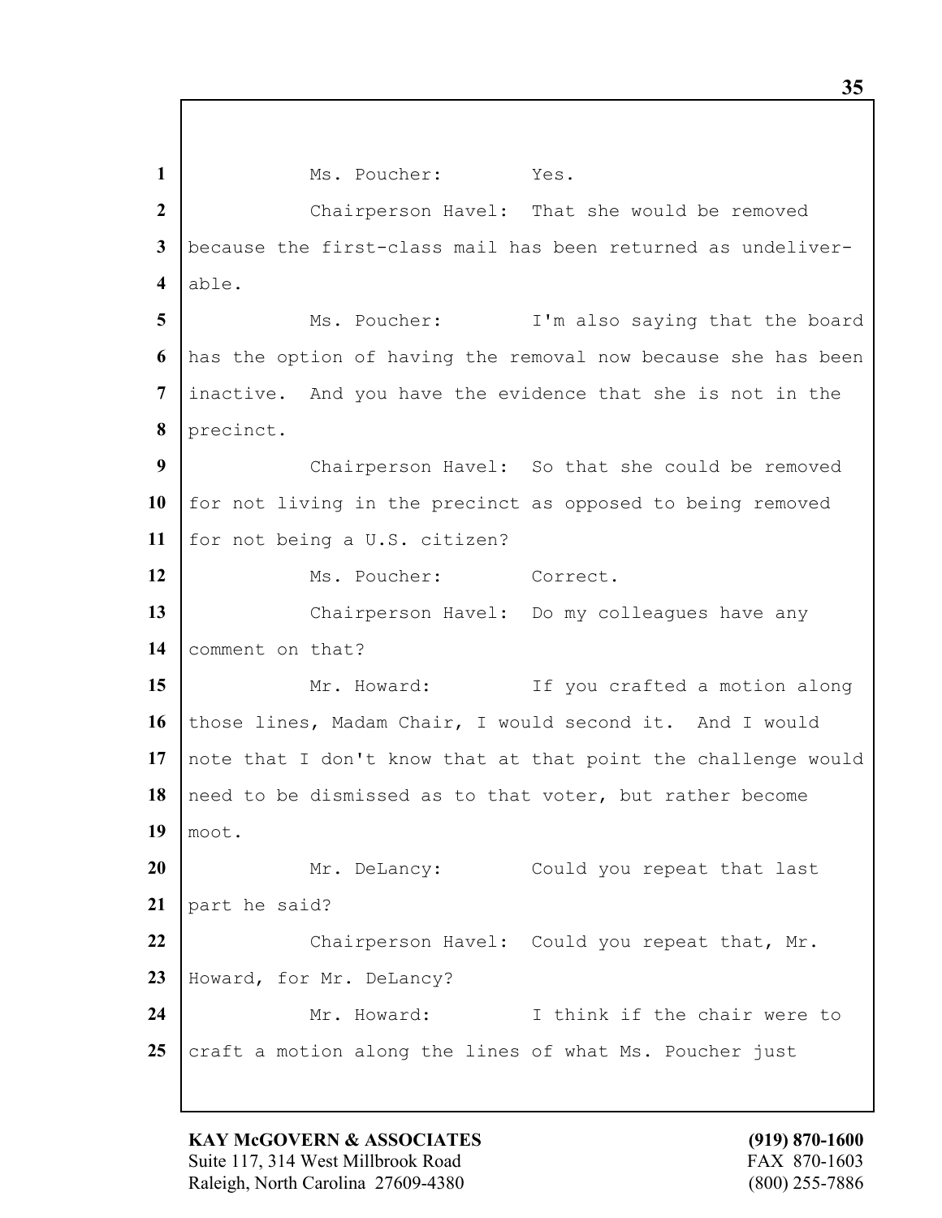Ms. Poucher: Yes.

Chairperson Havel: That she would be removed because the first-class mail has been returned as undeliver-able.

Ms. Poucher: I'm also saying that the board has the option of having the removal now because she has been inactive. And you have the evidence that she is not in the precinct.

Chairperson Havel: So that she could be removed for not living in the precinct as opposed to being removed for not being a U.S. citizen?

Ms. Poucher: Correct.

Chairperson Havel: Do my colleagues have any comment on that?

Mr. Howard: If you crafted a motion along those lines, Madam Chair, I would second it. And I would note that I don't know that at that point the challenge would need to be dismissed as to that voter, but rather become moot.

Mr. DeLancy: Could you repeat that last part he said?

Chairperson Havel: Could you repeat that, Mr. Howard, for Mr. DeLancy?

Mr. Howard: I think if the chair were to craft a motion along the lines of what Ms. Poucher just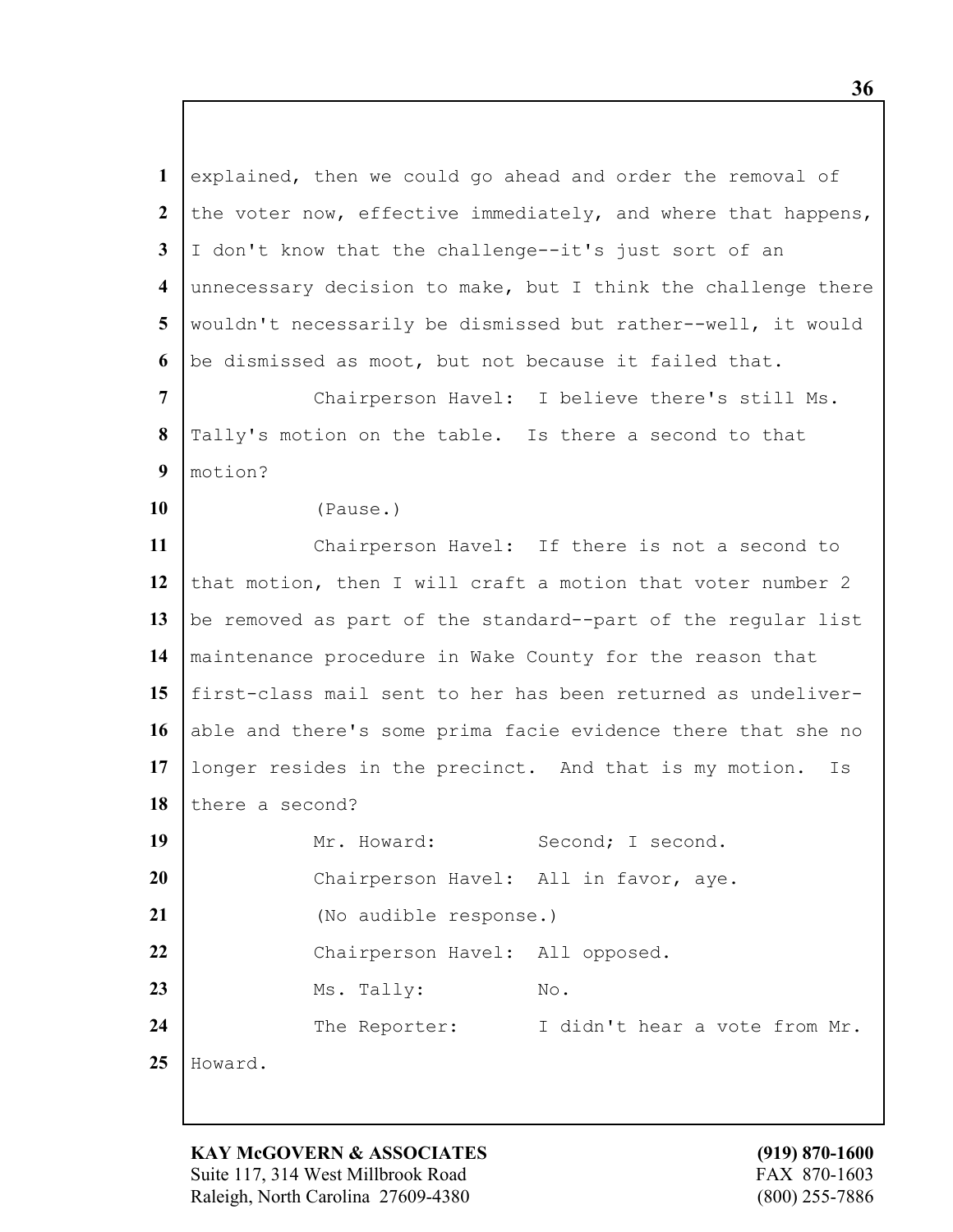explained, then we could go ahead and order the removal of the voter now, effective immediately, and where that happens, I don't know that the challenge--it's just sort of an unnecessary decision to make, but I think the challenge there wouldn't necessarily be dismissed but rather--well, it would be dismissed as moot, but not because it failed that.

Chairperson Havel: I believe there's still Ms. Tally's motion on the table. Is there a second to that motion?

(Pause.)

Chairperson Havel: If there is not a second to that motion, then I will craft a motion that voter number 2 be removed as part of the standard--part of the regular list maintenance procedure in Wake County for the reason that first-class mail sent to her has been returned as undeliver-able and there's some prima facie evidence there that she no longer resides in the precinct. And that is my motion. Is there a second?

Mr. Howard: Second; I second.

Chairperson Havel: All in favor, aye.

(No audible response.)

Chairperson Havel: All opposed.

Ms. Tally: No.

The Reporter: I didn't hear a vote from Mr. Howard.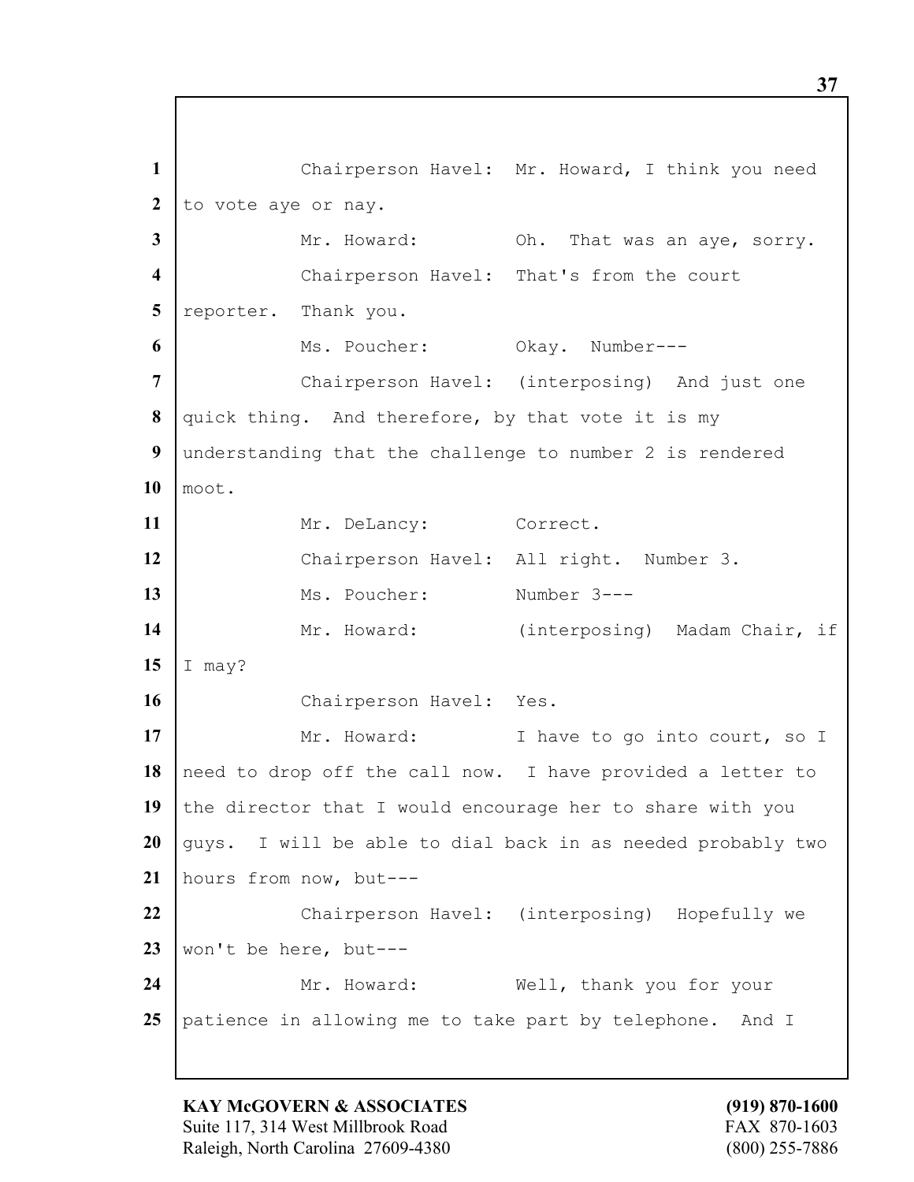Chairperson Havel: Mr. Howard, I think you need to vote aye or nay.

Mr. Howard: Oh. That was an aye, sorry.

Chairperson Havel: That's from the court reporter. Thank you.

Ms. Poucher: Okay. Number---

Chairperson Havel: (interposing) And just one quick thing. And therefore, by that vote it is my understanding that the challenge to number 2 is rendered moot.

Mr. DeLancy: Correct.

Chairperson Havel: All right. Number 3.

Ms. Poucher: Number 3---

Mr. Howard: (interposing) Madam Chair, if I may?

Chairperson Havel: Yes.

Mr. Howard: I have to go into court, so I need to drop off the call now. I have provided a letter to the director that I would encourage her to share with you guys. I will be able to dial back in as needed probably two hours from now, but---

Chairperson Havel: (interposing) Hopefully we won't be here, but---

Mr. Howard: Well, thank you for your patience in allowing me to take part by telephone. And I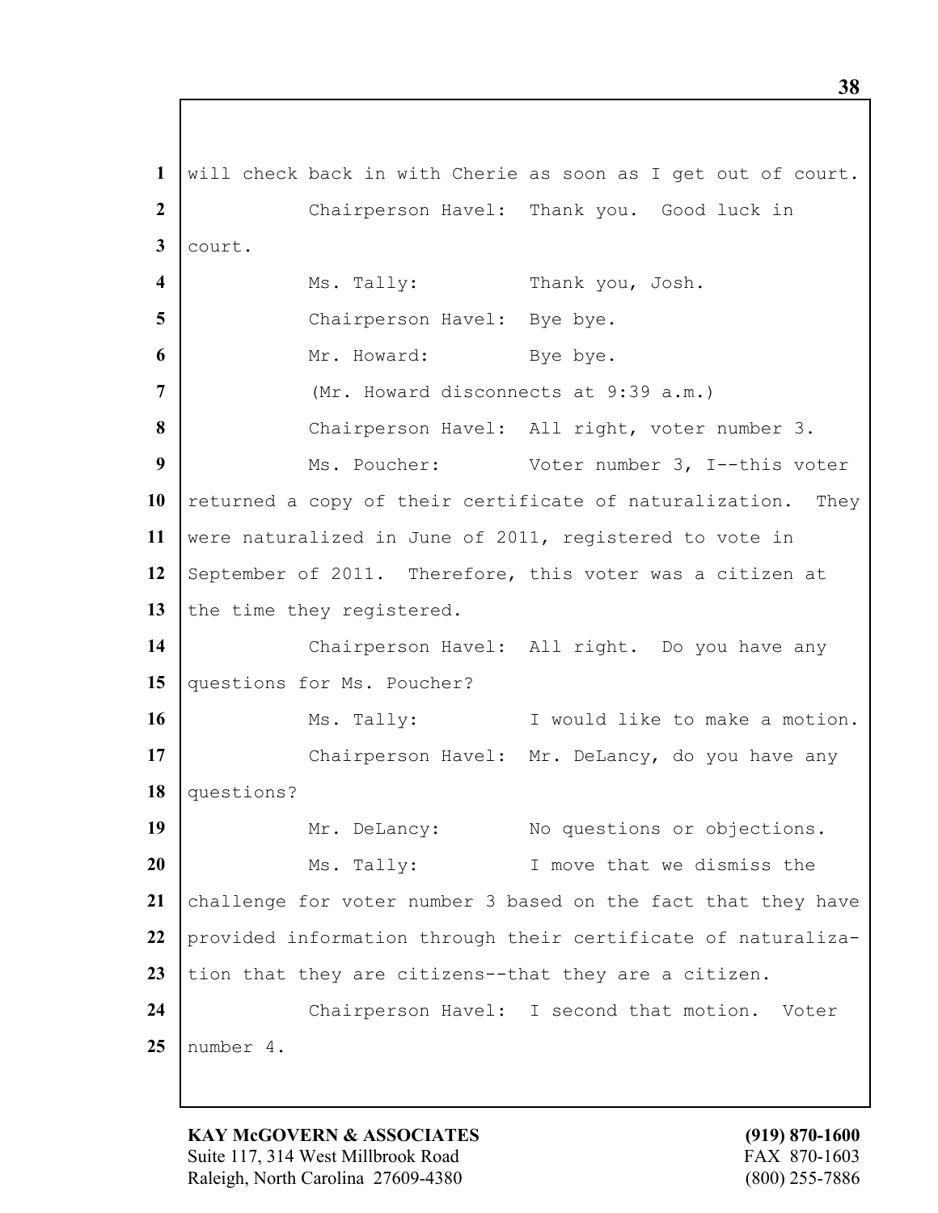will check back in with Cherie as soon as I get out of court.

Chairperson Havel: Thank you. Good luck in court.

Ms. Tally: Thank you, Josh.

Chairperson Havel: Bye bye.

Mr. Howard: Bye bye.

(Mr. Howard disconnects at 9:39 a.m.)

Chairperson Havel: All right, voter number 3.

Ms. Poucher: Voter number 3, I--this voter returned a copy of their certificate of naturalization. They were naturalized in June of 2011, registered to vote in September of 2011. Therefore, this voter was a citizen at the time they registered.

Chairperson Havel: All right. Do you have any questions for Ms. Poucher?

Ms. Tally: I would like to make a motion.

Chairperson Havel: Mr. DeLancy, do you have any questions?

Mr. DeLancy: No questions or objections.

Ms. Tally: I move that we dismiss the challenge for voter number 3 based on the fact that they have provided information through their certificate of naturalization that they are citizens--that they are a citizen.

Chairperson Havel: I second that motion. Voter number 4.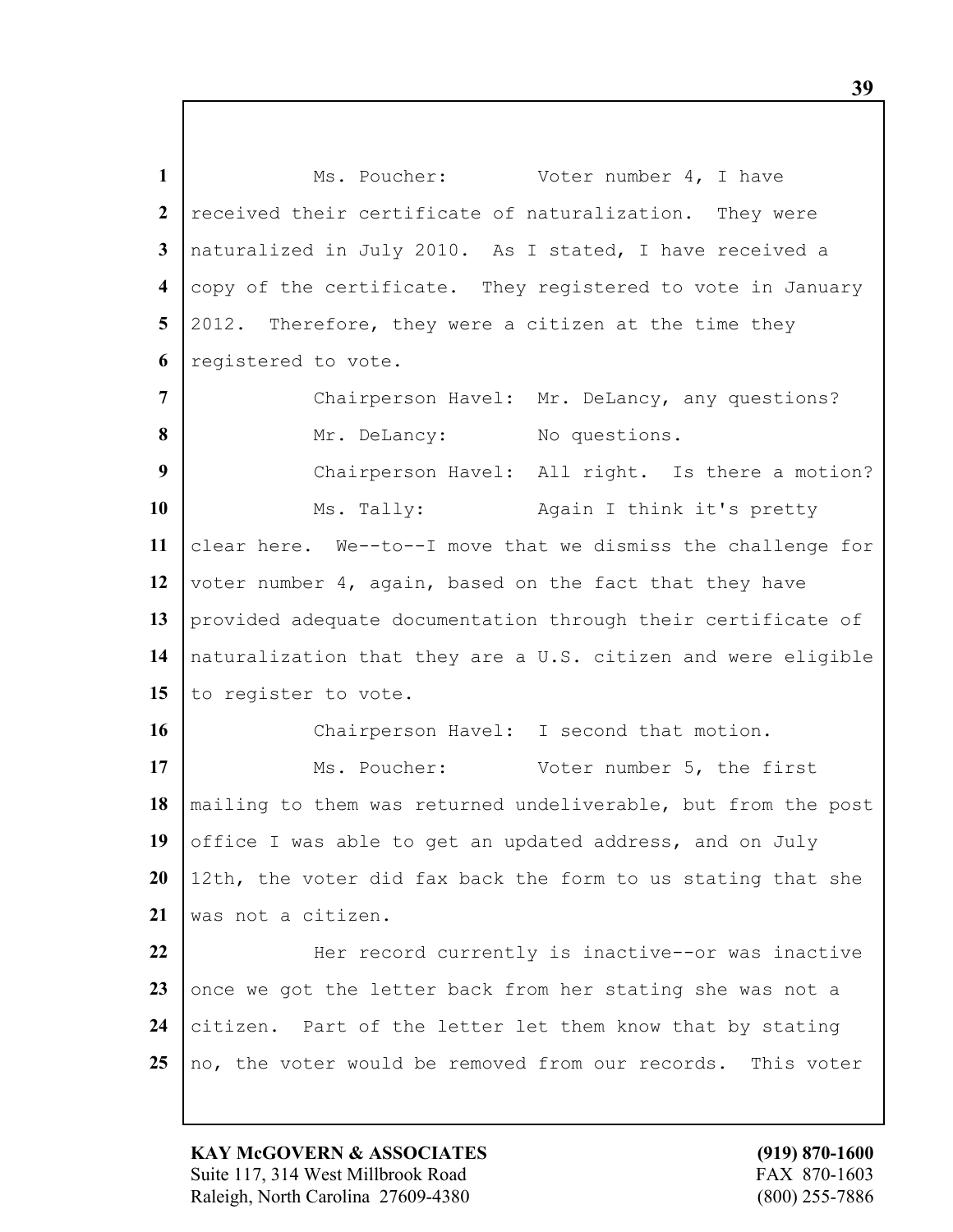Ms. Poucher: Voter number 4, I have received their certificate of naturalization. They were naturalized in July 2010. As I stated, I have received a copy of the certificate. They registered to vote in January 2012. Therefore, they were a citizen at the time they registered to vote.

Chairperson Havel: Mr. DeLancy, any questions?

Mr. DeLancy: No questions.

Chairperson Havel: All right. Is there a motion?

Ms. Tally: Again I think it's pretty clear here. We--to--I move that we dismiss the challenge for voter number 4, again, based on the fact that they have provided adequate documentation through their certificate of naturalization that they are a U.S. citizen and were eligible to register to vote.

Chairperson Havel: I second that motion.

Ms. Poucher: Voter number 5, the first mailing to them was returned undeliverable, but from the post office I was able to get an updated address, and on July 12th, the voter did fax back the form to us stating that she was not a citizen.

Her record currently is inactive--or was inactive once we got the letter back from her stating she was not a citizen. Part of the letter let them know that by stating no, the voter would be removed from our records. This voter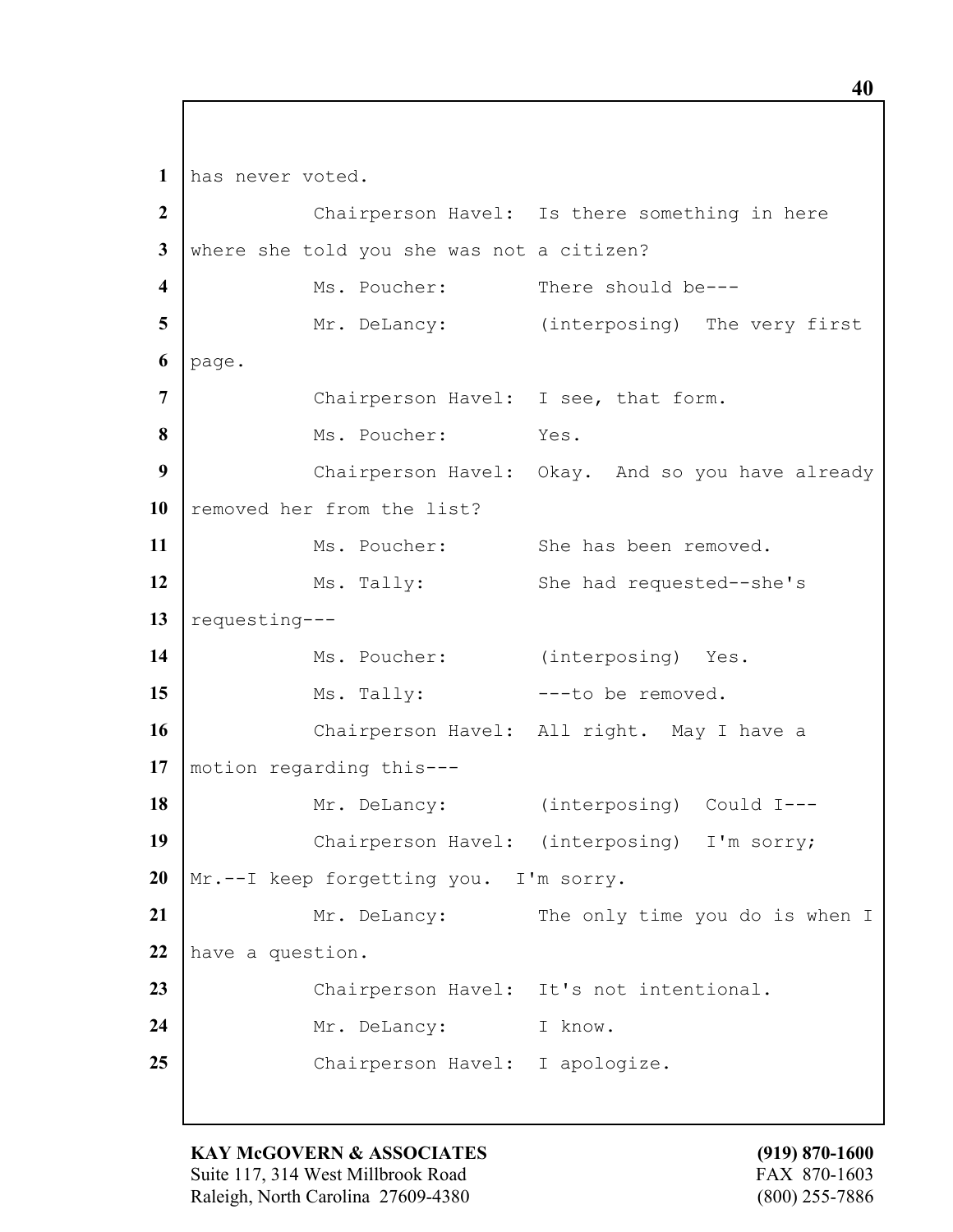1 has never voted.

2 Chairperson Havel: Is there something in here

3 where she told you she was not a citizen?

4 Ms. Poucher: There should be---

5 Mr. DeLancy: (interposing) The very first

6 page.

7 Chairperson Havel: I see, that form.

8 Ms. Poucher: Yes.

9 Chairperson Havel: Okay. And so you have already

10 removed her from the list?

11 Ms. Poucher: She has been removed.

12 Ms. Tally: She had requested--she's

13 requesting---

14 Ms. Poucher: (interposing) Yes.

15 Ms. Tally: ---to be removed.

16 Chairperson Havel: All right. May I have a

17 motion regarding this---

18 Mr. DeLancy: (interposing) Could I---

19 Chairperson Havel: (interposing) I'm sorry;

20 Mr.--I keep forgetting you. I'm sorry.

21 Mr. DeLancy: The only time you do is when I

22 have a question.

23 Chairperson Havel: It's not intentional.

24 Mr. DeLancy: I know.

25 Chairperson Havel: I apologize.

**KAY McGOVERN & ASSOCIATES** **(919) 870-1600**
Suite 117, 314 West Millbrook Road FAX 870-1603
Raleigh, North Carolina 27609-4380 (800) 255-7886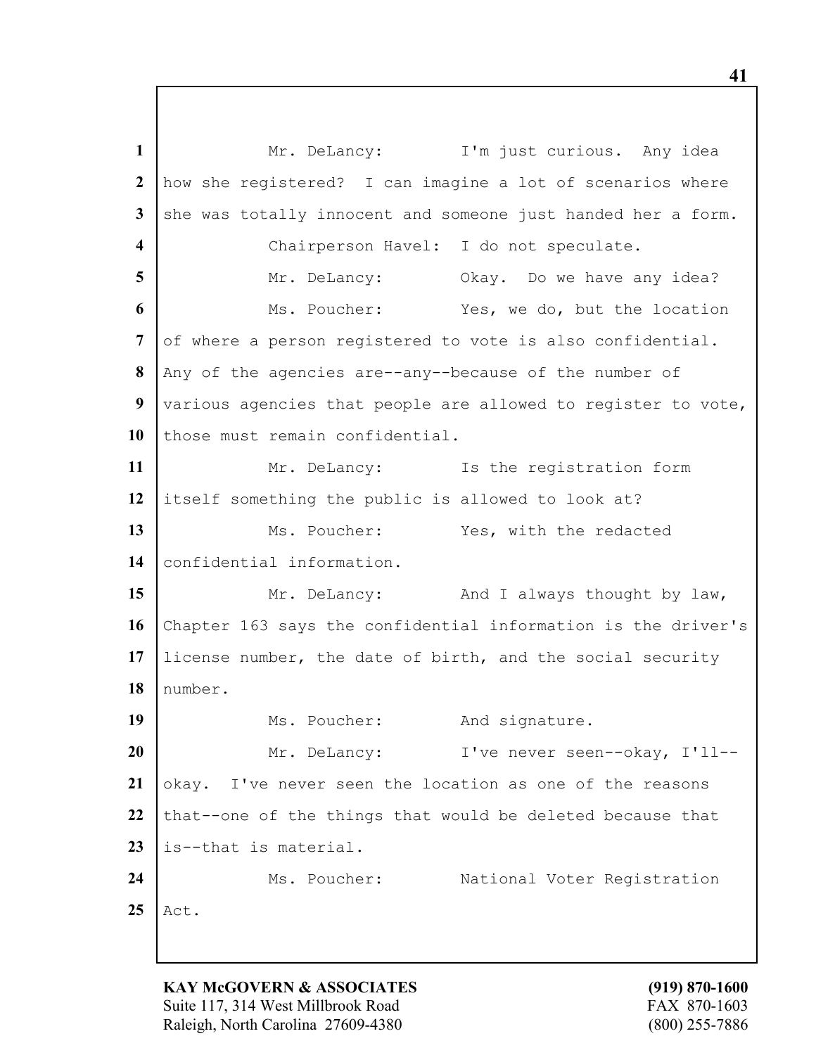Mr. DeLancy: I'm just curious. Any idea how she registered? I can imagine a lot of scenarios where she was totally innocent and someone just handed her a form.

Chairperson Havel: I do not speculate.

Mr. DeLancy: Okay. Do we have any idea?

Ms. Poucher: Yes, we do, but the location of where a person registered to vote is also confidential. Any of the agencies are--any--because of the number of various agencies that people are allowed to register to vote, those must remain confidential.

Mr. DeLancy: Is the registration form itself something the public is allowed to look at?

Ms. Poucher: Yes, with the redacted confidential information.

Mr. DeLancy: And I always thought by law, Chapter 163 says the confidential information is the driver's license number, the date of birth, and the social security number.

Ms. Poucher: And signature.

Mr. DeLancy: I've never seen--okay, I'll--okay. I've never seen the location as one of the reasons that--one of the things that would be deleted because that is--that is material.

Ms. Poucher: National Voter Registration Act.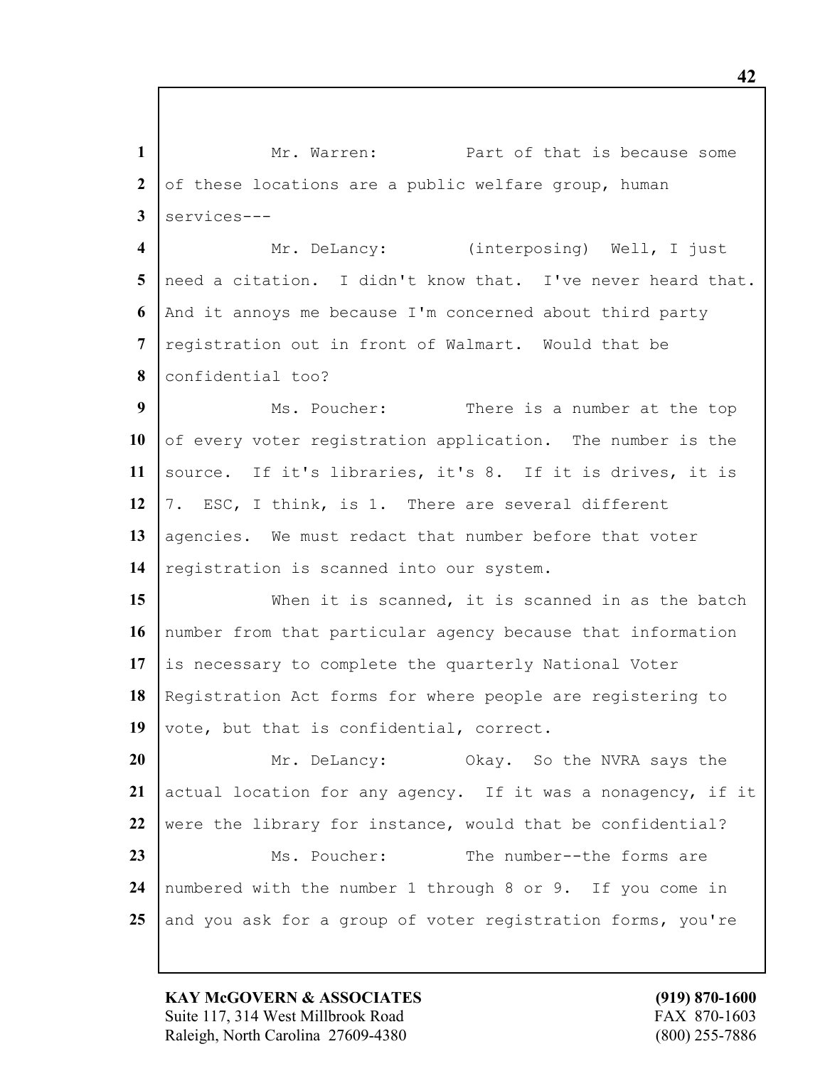Mr. Warren: Part of that is because some of these locations are a public welfare group, human services---

Mr. DeLancy: (interposing) Well, I just need a citation. I didn't know that. I've never heard that. And it annoys me because I'm concerned about third party registration out in front of Walmart. Would that be confidential too?

Ms. Poucher: There is a number at the top of every voter registration application. The number is the source. If it's libraries, it's 8. If it is drives, it is 7. ESC, I think, is 1. There are several different agencies. We must redact that number before that voter registration is scanned into our system.

When it is scanned, it is scanned in as the batch number from that particular agency because that information is necessary to complete the quarterly National Voter Registration Act forms for where people are registering to vote, but that is confidential, correct.

Mr. DeLancy: Okay. So the NVRA says the actual location for any agency. If it was a nonagency, if it were the library for instance, would that be confidential?

Ms. Poucher: The number--the forms are numbered with the number 1 through 8 or 9. If you come in and you ask for a group of voter registration forms, you're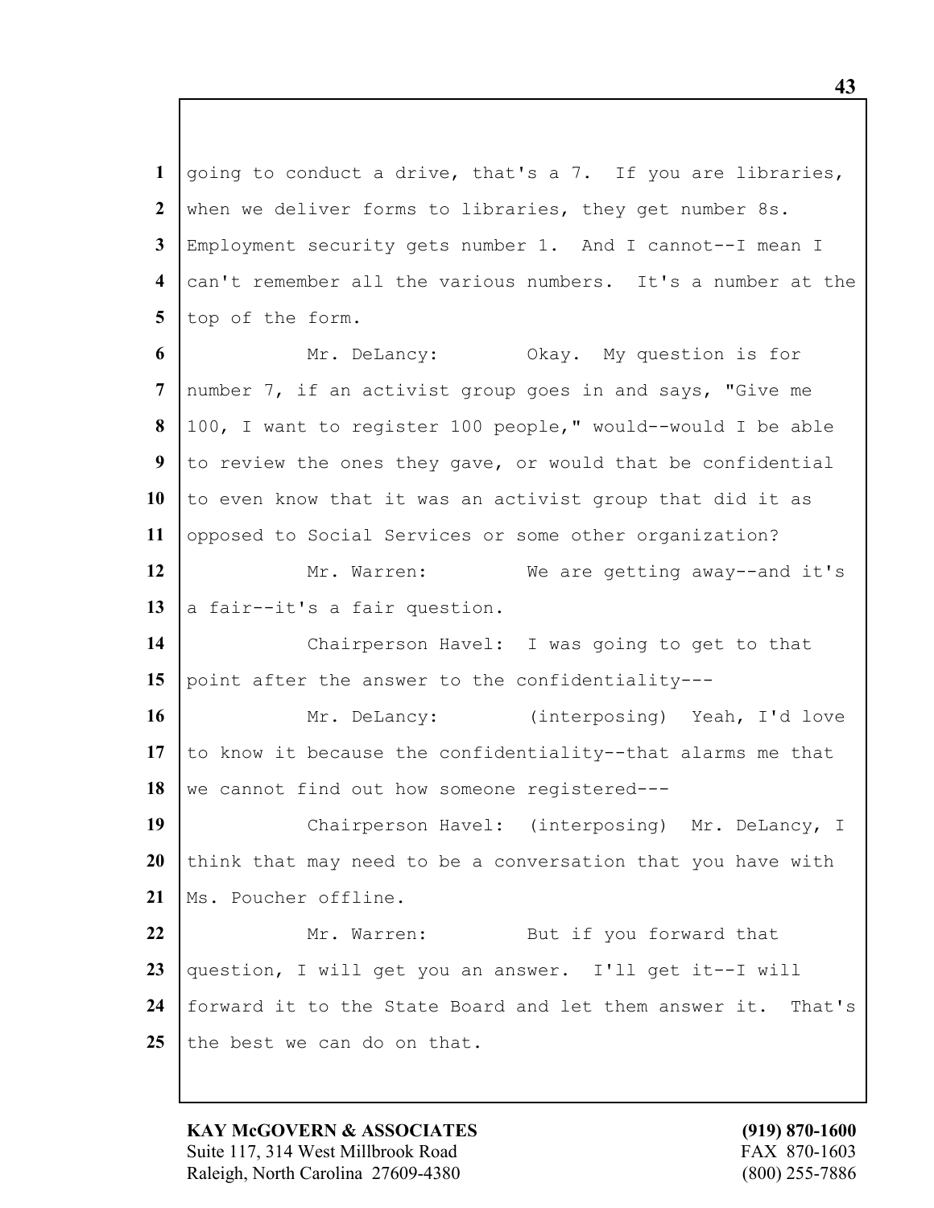going to conduct a drive, that's a 7. If you are libraries, when we deliver forms to libraries, they get number 8s. Employment security gets number 1. And I cannot--I mean I can't remember all the various numbers. It's a number at the top of the form.

Mr. DeLancy: Okay. My question is for number 7, if an activist group goes in and says, "Give me 100, I want to register 100 people," would--would I be able to review the ones they gave, or would that be confidential to even know that it was an activist group that did it as opposed to Social Services or some other organization?

Mr. Warren: We are getting away--and it's a fair--it's a fair question.

Chairperson Havel: I was going to get to that point after the answer to the confidentiality---

Mr. DeLancy: (interposing) Yeah, I'd love to know it because the confidentiality--that alarms me that we cannot find out how someone registered---

Chairperson Havel: (interposing) Mr. DeLancy, I think that may need to be a conversation that you have with Ms. Poucher offline.

Mr. Warren: But if you forward that question, I will get you an answer. I'll get it--I will forward it to the State Board and let them answer it. That's the best we can do on that.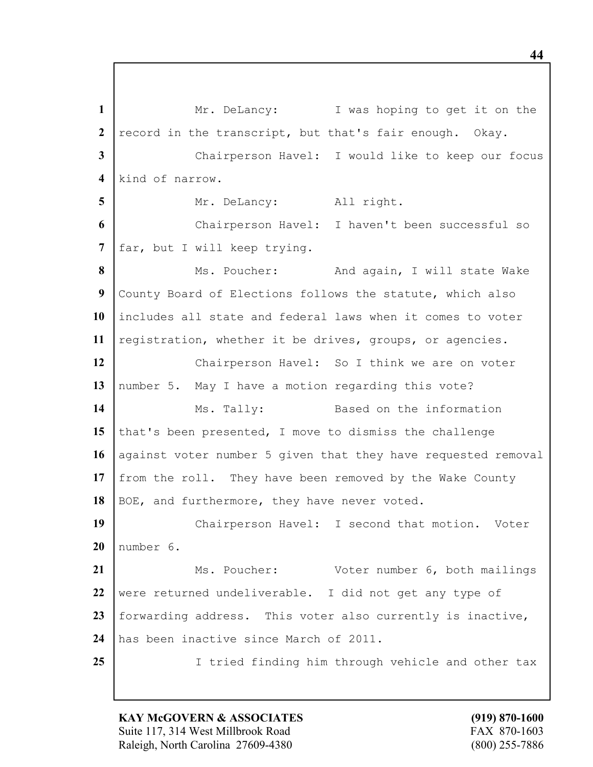Mr. DeLancy: I was hoping to get it on the record in the transcript, but that's fair enough. Okay.

Chairperson Havel: I would like to keep our focus kind of narrow.

Mr. DeLancy: All right.

Chairperson Havel: I haven't been successful so far, but I will keep trying.

Ms. Poucher: And again, I will state Wake County Board of Elections follows the statute, which also includes all state and federal laws when it comes to voter registration, whether it be drives, groups, or agencies.

Chairperson Havel: So I think we are on voter number 5. May I have a motion regarding this vote?

Ms. Tally: Based on the information that's been presented, I move to dismiss the challenge against voter number 5 given that they have requested removal from the roll. They have been removed by the Wake County BOE, and furthermore, they have never voted.

Chairperson Havel: I second that motion. Voter number 6.

Ms. Poucher: Voter number 6, both mailings were returned undeliverable. I did not get any type of forwarding address. This voter also currently is inactive, has been inactive since March of 2011.

I tried finding him through vehicle and other tax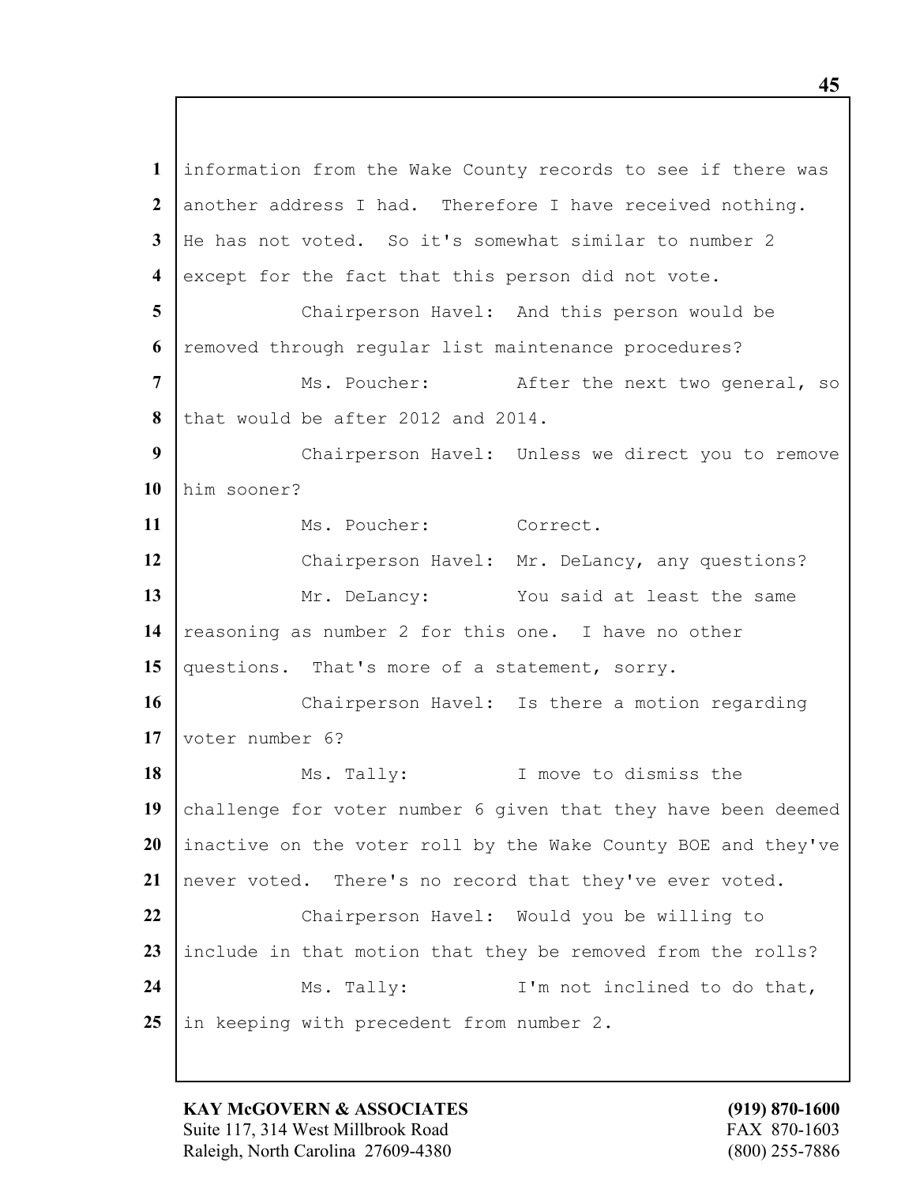information from the Wake County records to see if there was another address I had. Therefore I have received nothing. He has not voted. So it's somewhat similar to number 2 except for the fact that this person did not vote.

Chairperson Havel: And this person would be removed through regular list maintenance procedures?

Ms. Poucher: After the next two general, so that would be after 2012 and 2014.

Chairperson Havel: Unless we direct you to remove him sooner?

Ms. Poucher: Correct.

Chairperson Havel: Mr. DeLancy, any questions?

Mr. DeLancy: You said at least the same reasoning as number 2 for this one. I have no other questions. That's more of a statement, sorry.

Chairperson Havel: Is there a motion regarding voter number 6?

Ms. Tally: I move to dismiss the challenge for voter number 6 given that they have been deemed inactive on the voter roll by the Wake County BOE and they've never voted. There's no record that they've ever voted.

Chairperson Havel: Would you be willing to include in that motion that they be removed from the rolls?

Ms. Tally: I'm not inclined to do that, in keeping with precedent from number 2.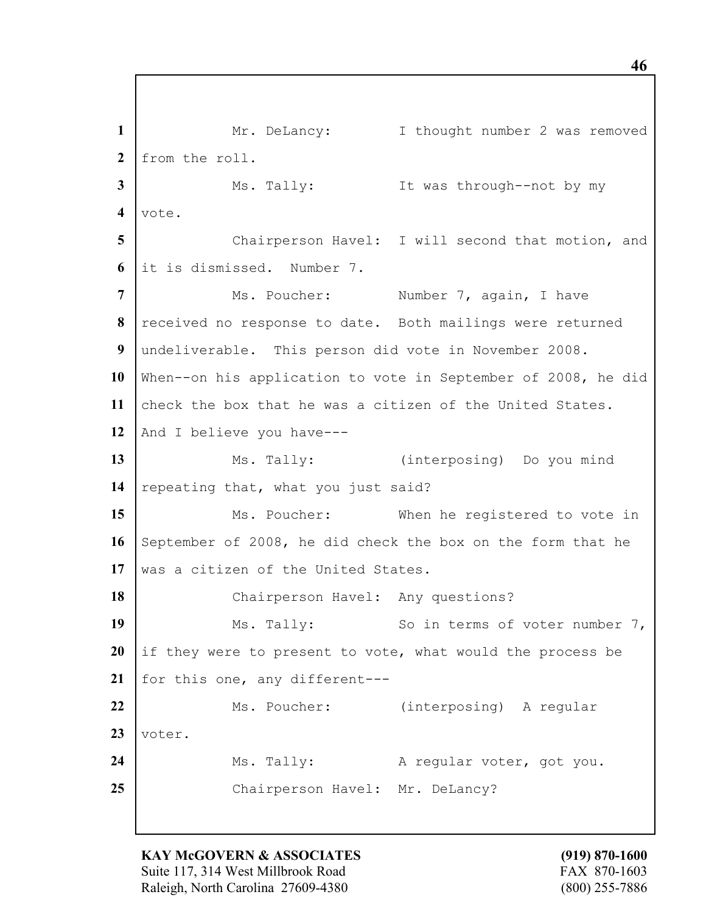Mr. DeLancy: I thought number 2 was removed from the roll.

Ms. Tally: It was through--not by my vote.

Chairperson Havel: I will second that motion, and it is dismissed. Number 7.

Ms. Poucher: Number 7, again, I have received no response to date. Both mailings were returned undeliverable. This person did vote in November 2008. When--on his application to vote in September of 2008, he did check the box that he was a citizen of the United States. And I believe you have---

Ms. Tally: (interposing) Do you mind repeating that, what you just said?

Ms. Poucher: When he registered to vote in September of 2008, he did check the box on the form that he was a citizen of the United States.

Chairperson Havel: Any questions?

Ms. Tally: So in terms of voter number 7, if they were to present to vote, what would the process be for this one, any different---

Ms. Poucher: (interposing) A regular voter.

Ms. Tally: A regular voter, got you.

Chairperson Havel: Mr. DeLancy?

**KAY McGOVERN & ASSOCIATES**
Suite 117, 314 West Millbrook Road
Raleigh, North Carolina 27609-4380

**(919) 870-1600**
FAX 870-1603
(800) 255-7886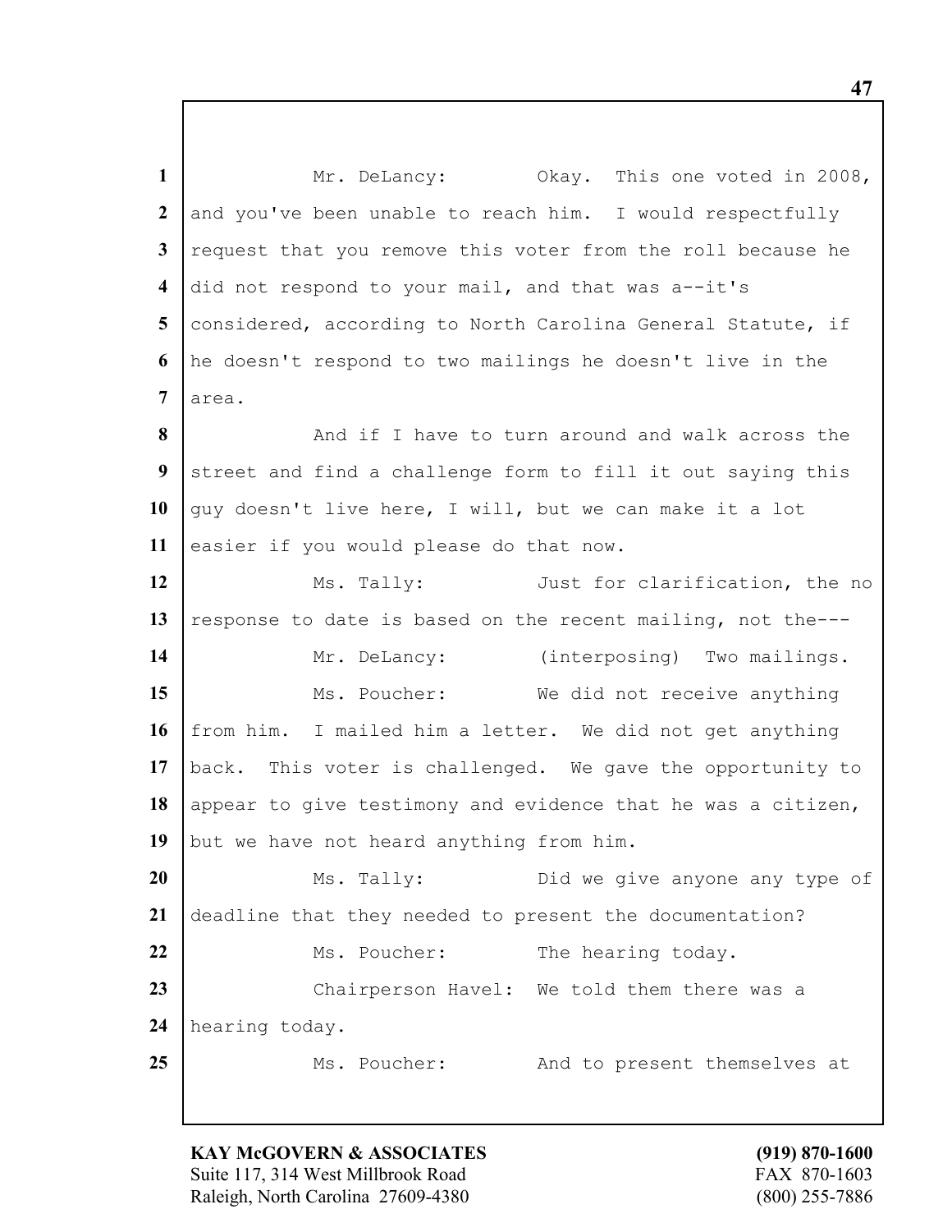Mr. DeLancy: Okay. This one voted in 2008, and you've been unable to reach him. I would respectfully request that you remove this voter from the roll because he did not respond to your mail, and that was a--it's considered, according to North Carolina General Statute, if he doesn't respond to two mailings he doesn't live in the area.

And if I have to turn around and walk across the street and find a challenge form to fill it out saying this guy doesn't live here, I will, but we can make it a lot easier if you would please do that now.

Ms. Tally: Just for clarification, the no response to date is based on the recent mailing, not the---

Mr. DeLancy: (interposing) Two mailings.

Ms. Poucher: We did not receive anything from him. I mailed him a letter. We did not get anything back. This voter is challenged. We gave the opportunity to appear to give testimony and evidence that he was a citizen, but we have not heard anything from him.

Ms. Tally: Did we give anyone any type of deadline that they needed to present the documentation?

Ms. Poucher: The hearing today.

Chairperson Havel: We told them there was a hearing today.

Ms. Poucher: And to present themselves at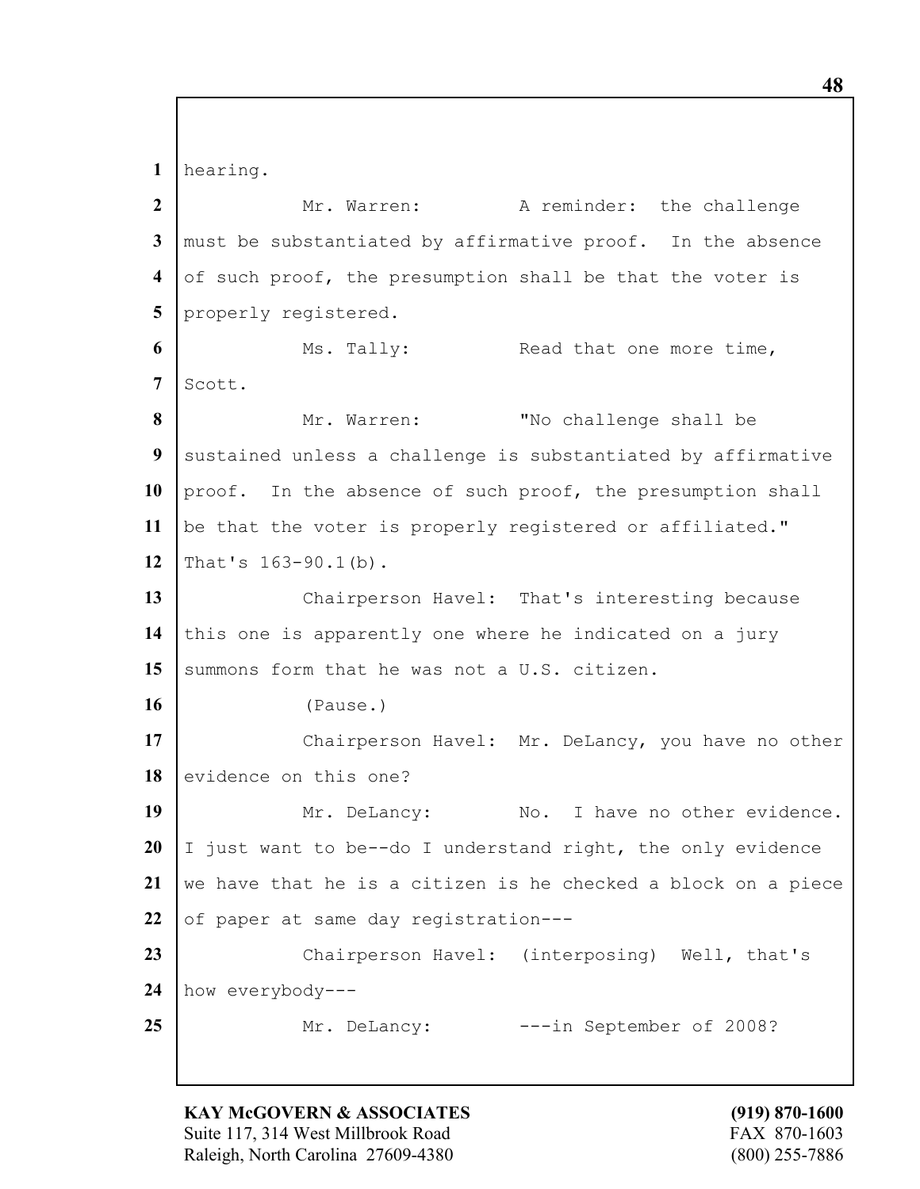hearing.

Mr. Warren: A reminder: the challenge must be substantiated by affirmative proof. In the absence of such proof, the presumption shall be that the voter is properly registered.

Ms. Tally: Read that one more time, Scott.

Mr. Warren: "No challenge shall be sustained unless a challenge is substantiated by affirmative proof. In the absence of such proof, the presumption shall be that the voter is properly registered or affiliated." That's 163-90.1(b).

Chairperson Havel: That's interesting because this one is apparently one where he indicated on a jury summons form that he was not a U.S. citizen.

(Pause.)

Chairperson Havel: Mr. DeLancy, you have no other evidence on this one?

Mr. DeLancy: No. I have no other evidence. I just want to be--do I understand right, the only evidence we have that he is a citizen is he checked a block on a piece of paper at same day registration---

Chairperson Havel: (interposing) Well, that's how everybody---

Mr. DeLancy: ---in September of 2008?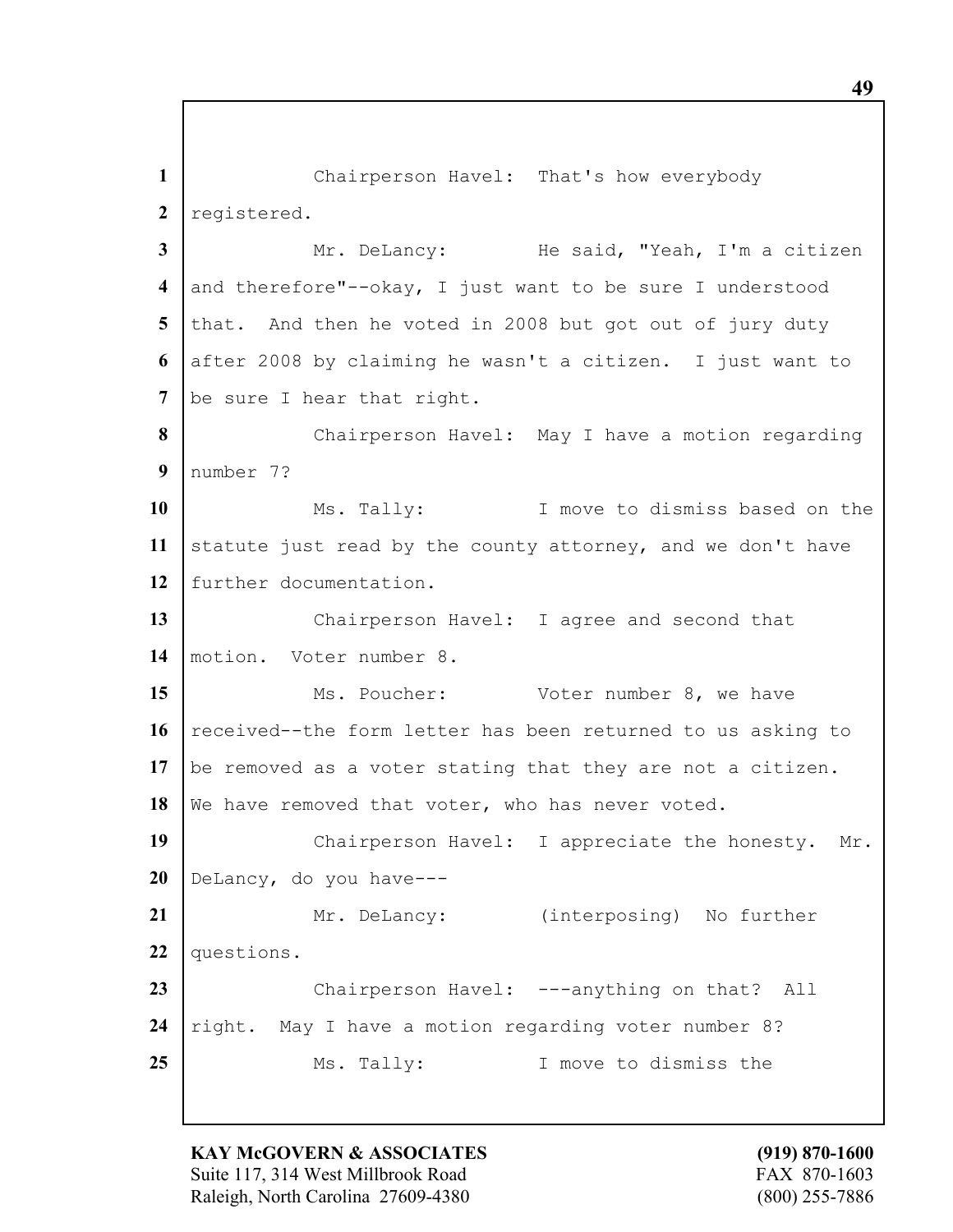Chairperson Havel: That's how everybody registered.

Mr. DeLancy: He said, "Yeah, I'm a citizen and therefore"--okay, I just want to be sure I understood that. And then he voted in 2008 but got out of jury duty after 2008 by claiming he wasn't a citizen. I just want to be sure I hear that right.

Chairperson Havel: May I have a motion regarding number 7?

Ms. Tally: I move to dismiss based on the statute just read by the county attorney, and we don't have further documentation.

Chairperson Havel: I agree and second that motion. Voter number 8.

Ms. Poucher: Voter number 8, we have received--the form letter has been returned to us asking to be removed as a voter stating that they are not a citizen. We have removed that voter, who has never voted.

Chairperson Havel: I appreciate the honesty. Mr. DeLancy, do you have---

Mr. DeLancy: (interposing) No further questions.

Chairperson Havel: ---anything on that? All right. May I have a motion regarding voter number 8?

Ms. Tally: I move to dismiss the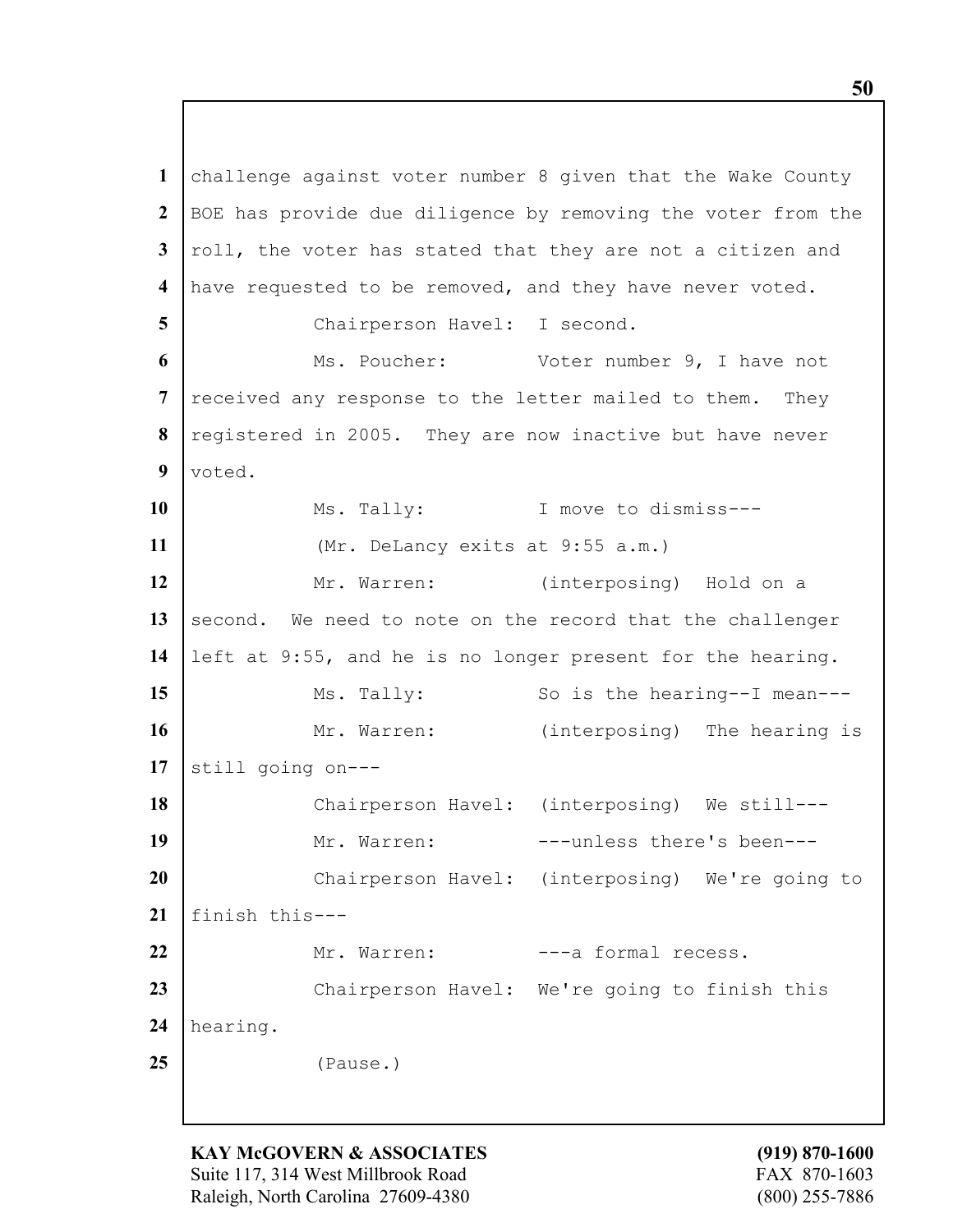1 challenge against voter number 8 given that the Wake County
2 BOE has provide due diligence by removing the voter from the
3 roll, the voter has stated that they are not a citizen and
4 have requested to be removed, and they have never voted.

5 Chairperson Havel: I second.

6 Ms. Poucher: Voter number 9, I have not
7 received any response to the letter mailed to them. They
8 registered in 2005. They are now inactive but have never
9 voted.

10 Ms. Tally: I move to dismiss---

11 (Mr. DeLancy exits at 9:55 a.m.)

12 Mr. Warren: (interposing) Hold on a
13 second. We need to note on the record that the challenger
14 left at 9:55, and he is no longer present for the hearing.

15 Ms. Tally: So is the hearing--I mean---

16 Mr. Warren: (interposing) The hearing is
17 still going on---

18 Chairperson Havel: (interposing) We still---

19 Mr. Warren: ---unless there's been---

20 Chairperson Havel: (interposing) We're going to
21 finish this---

22 Mr. Warren: ---a formal recess.

23 Chairperson Havel: We're going to finish this
24 hearing.

25 (Pause.)

**KAY McGOVERN & ASSOCIATES**
Suite 117, 314 West Millbrook Road
Raleigh, North Carolina 27609-4380

**(919) 870-1600**
FAX 870-1603
(800) 255-7886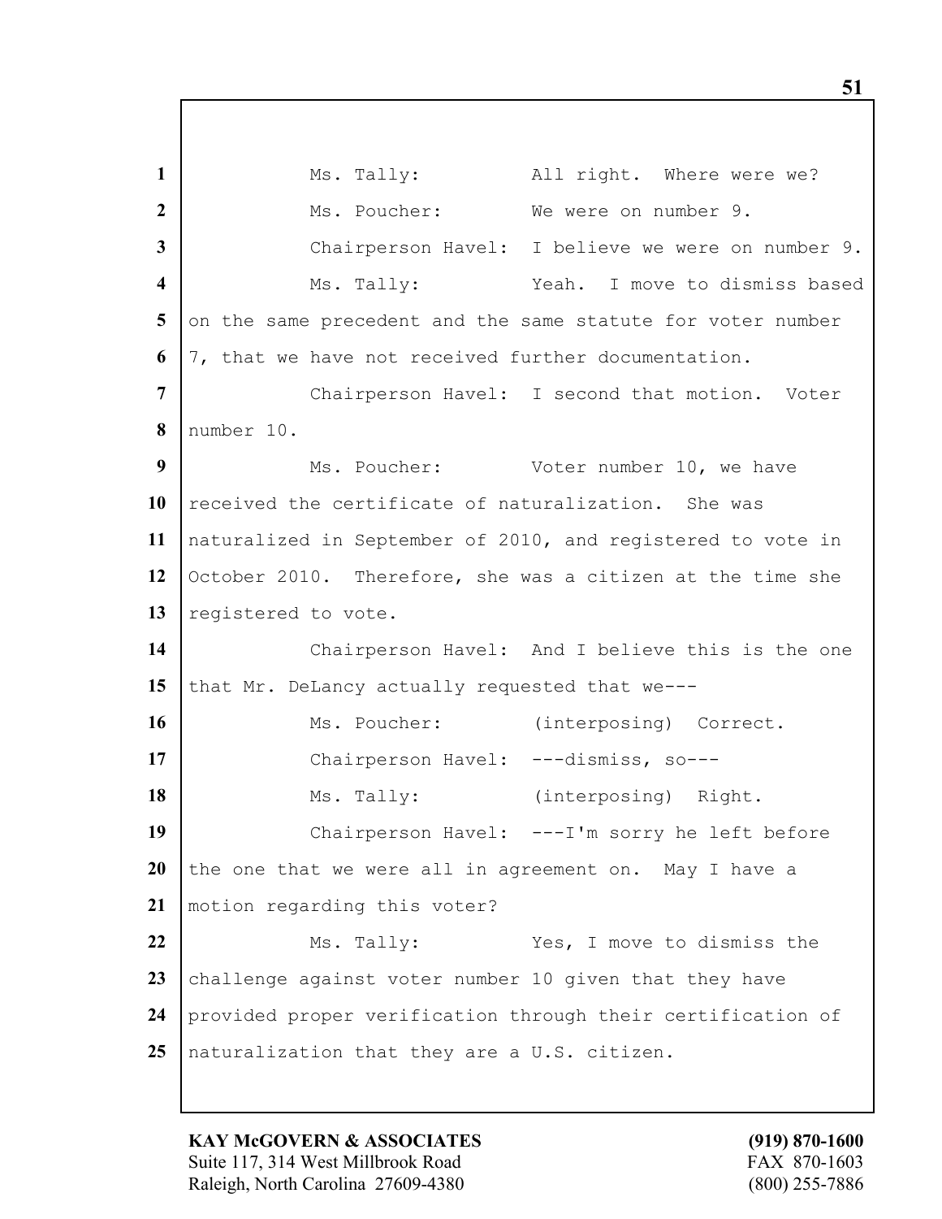Ms. Tally: All right. Where were we?

Ms. Poucher: We were on number 9.

Chairperson Havel: I believe we were on number 9.

Ms. Tally: Yeah. I move to dismiss based on the same precedent and the same statute for voter number 7, that we have not received further documentation.

Chairperson Havel: I second that motion. Voter number 10.

Ms. Poucher: Voter number 10, we have received the certificate of naturalization. She was naturalized in September of 2010, and registered to vote in October 2010. Therefore, she was a citizen at the time she registered to vote.

Chairperson Havel: And I believe this is the one that Mr. DeLancy actually requested that we---

Ms. Poucher: (interposing) Correct.

Chairperson Havel: ---dismiss, so---

Ms. Tally: (interposing) Right.

Chairperson Havel: ---I'm sorry he left before the one that we were all in agreement on. May I have a motion regarding this voter?

Ms. Tally: Yes, I move to dismiss the challenge against voter number 10 given that they have provided proper verification through their certification of naturalization that they are a U.S. citizen.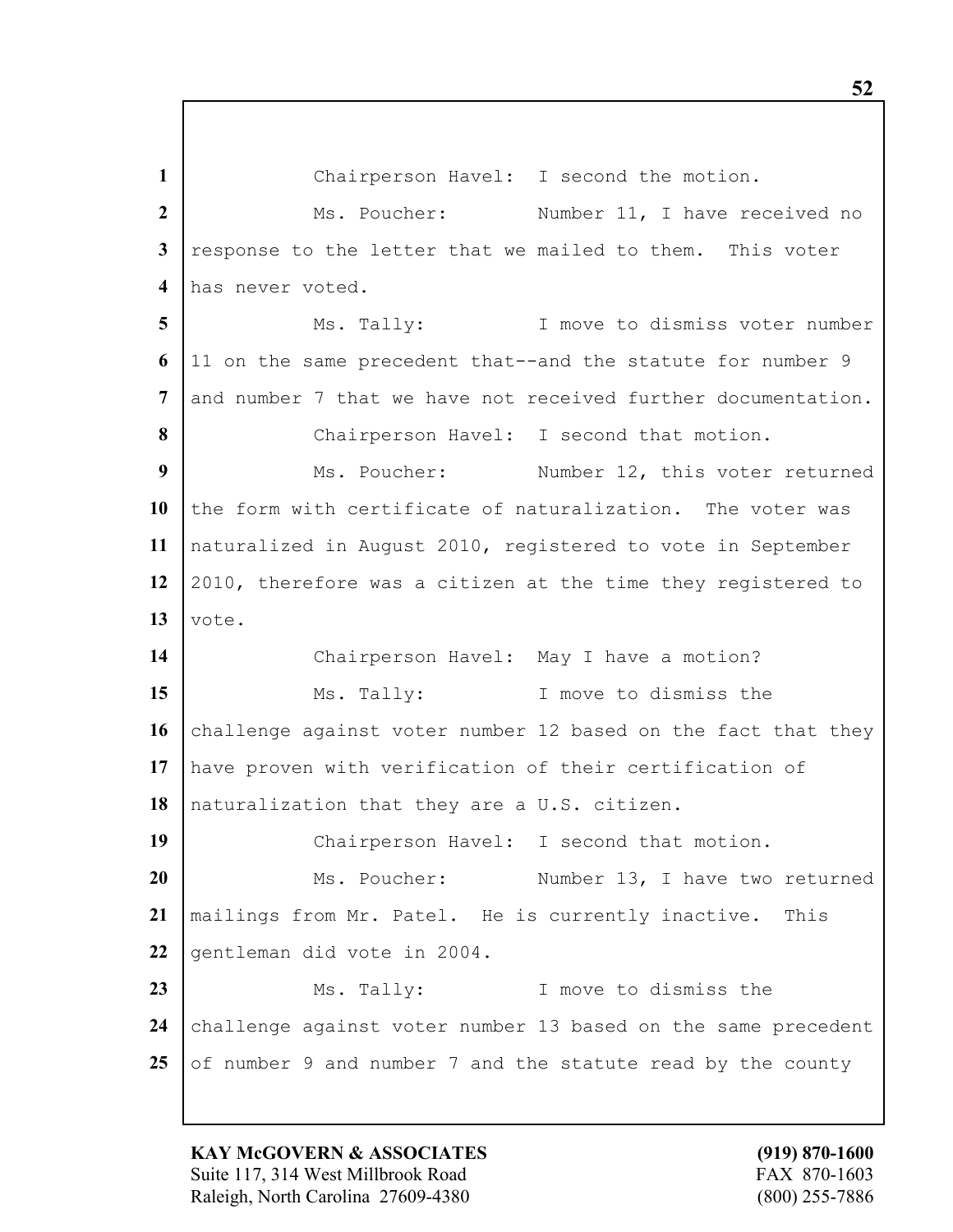Chairperson Havel: I second the motion.

Ms. Poucher: Number 11, I have received no response to the letter that we mailed to them. This voter has never voted.

Ms. Tally: I move to dismiss voter number 11 on the same precedent that--and the statute for number 9 and number 7 that we have not received further documentation.

Chairperson Havel: I second that motion.

Ms. Poucher: Number 12, this voter returned the form with certificate of naturalization. The voter was naturalized in August 2010, registered to vote in September 2010, therefore was a citizen at the time they registered to vote.

Chairperson Havel: May I have a motion?

Ms. Tally: I move to dismiss the challenge against voter number 12 based on the fact that they have proven with verification of their certification of naturalization that they are a U.S. citizen.

Chairperson Havel: I second that motion.

Ms. Poucher: Number 13, I have two returned mailings from Mr. Patel. He is currently inactive. This gentleman did vote in 2004.

Ms. Tally: I move to dismiss the challenge against voter number 13 based on the same precedent of number 9 and number 7 and the statute read by the county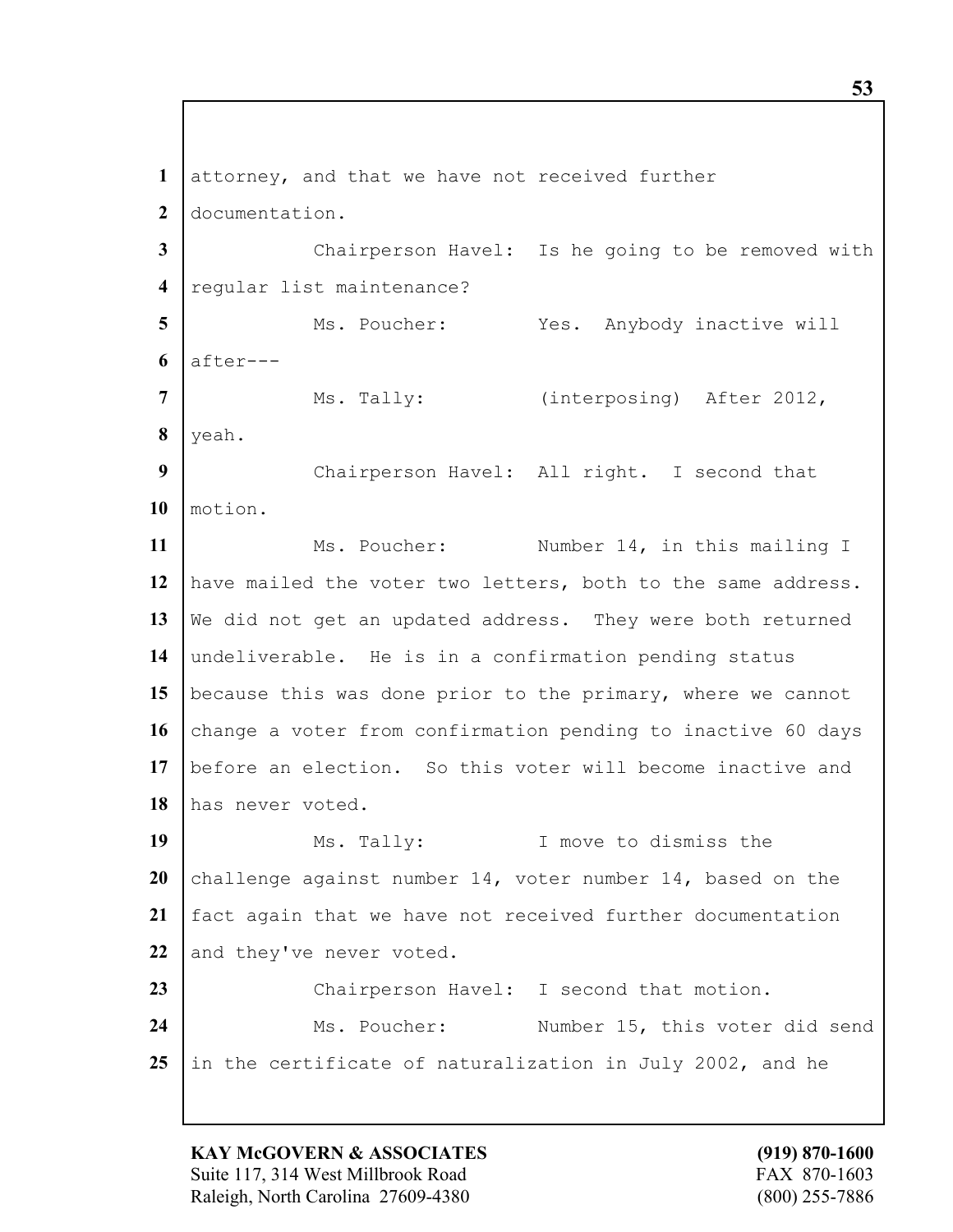attorney, and that we have not received further documentation.

Chairperson Havel: Is he going to be removed with regular list maintenance?

Ms. Poucher: Yes. Anybody inactive will after---

Ms. Tally: (interposing) After 2012, yeah.

Chairperson Havel: All right. I second that motion.

Ms. Poucher: Number 14, in this mailing I have mailed the voter two letters, both to the same address. We did not get an updated address. They were both returned undeliverable. He is in a confirmation pending status because this was done prior to the primary, where we cannot change a voter from confirmation pending to inactive 60 days before an election. So this voter will become inactive and has never voted.

Ms. Tally: I move to dismiss the challenge against number 14, voter number 14, based on the fact again that we have not received further documentation and they've never voted.

Chairperson Havel: I second that motion.

Ms. Poucher: Number 15, this voter did send in the certificate of naturalization in July 2002, and he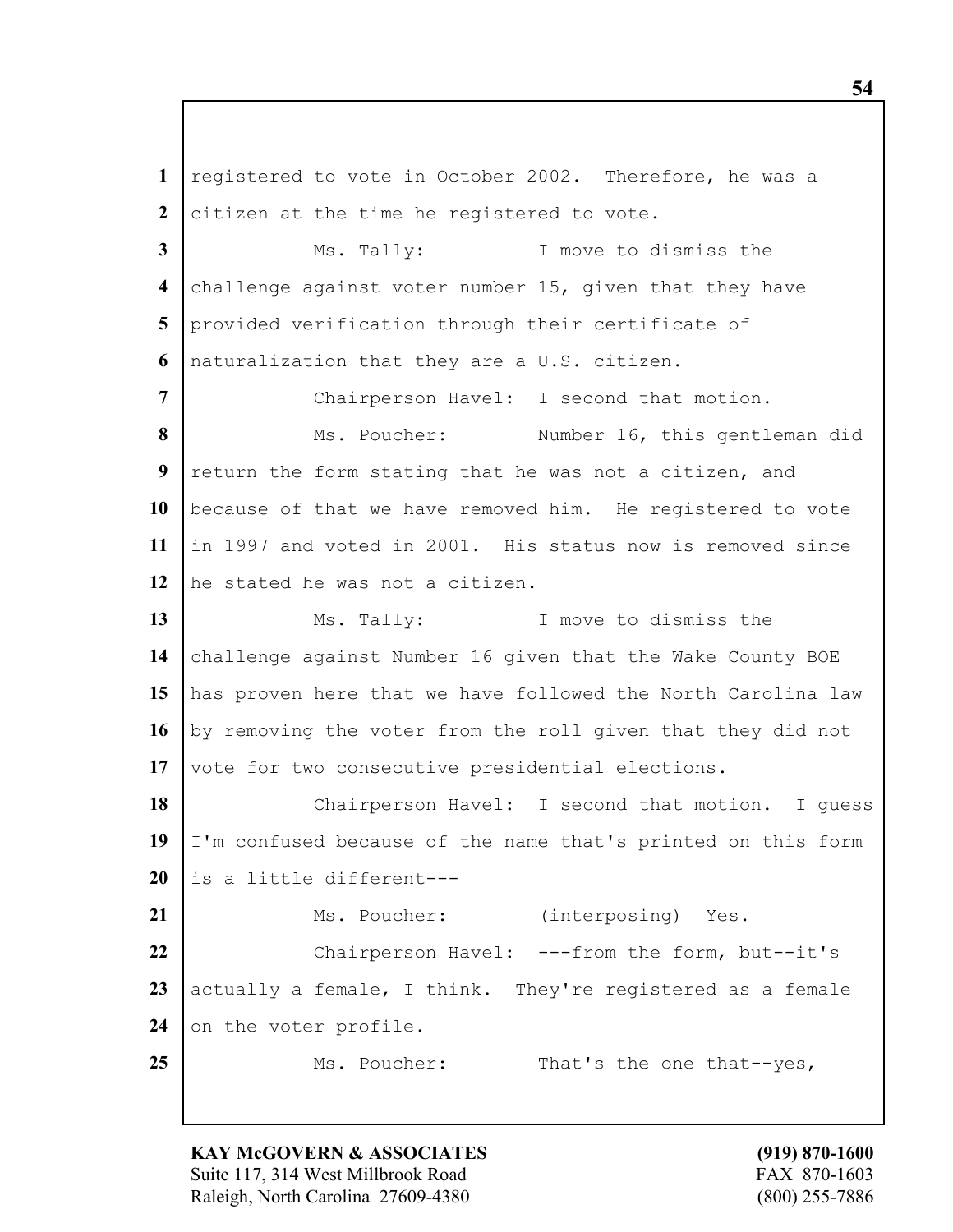1 registered to vote in October 2002. Therefore, he was a
2 citizen at the time he registered to vote.

3 Ms. Tally: I move to dismiss the
4 challenge against voter number 15, given that they have
5 provided verification through their certificate of
6 naturalization that they are a U.S. citizen.

7 Chairperson Havel: I second that motion.

8 Ms. Poucher: Number 16, this gentleman did
9 return the form stating that he was not a citizen, and
10 because of that we have removed him. He registered to vote
11 in 1997 and voted in 2001. His status now is removed since
12 he stated he was not a citizen.

13 Ms. Tally: I move to dismiss the
14 challenge against Number 16 given that the Wake County BOE
15 has proven here that we have followed the North Carolina law
16 by removing the voter from the roll given that they did not
17 vote for two consecutive presidential elections.

18 Chairperson Havel: I second that motion. I guess
19 I'm confused because of the name that's printed on this form
20 is a little different---

21 Ms. Poucher: (interposing) Yes.

22 Chairperson Havel: ---from the form, but--it's
23 actually a female, I think. They're registered as a female
24 on the voter profile.

25 Ms. Poucher: That's the one that--yes,

**KAY McGOVERN & ASSOCIATES** **(919) 870-1600**
Suite 117, 314 West Millbrook Road FAX 870-1603
Raleigh, North Carolina 27609-4380 (800) 255-7886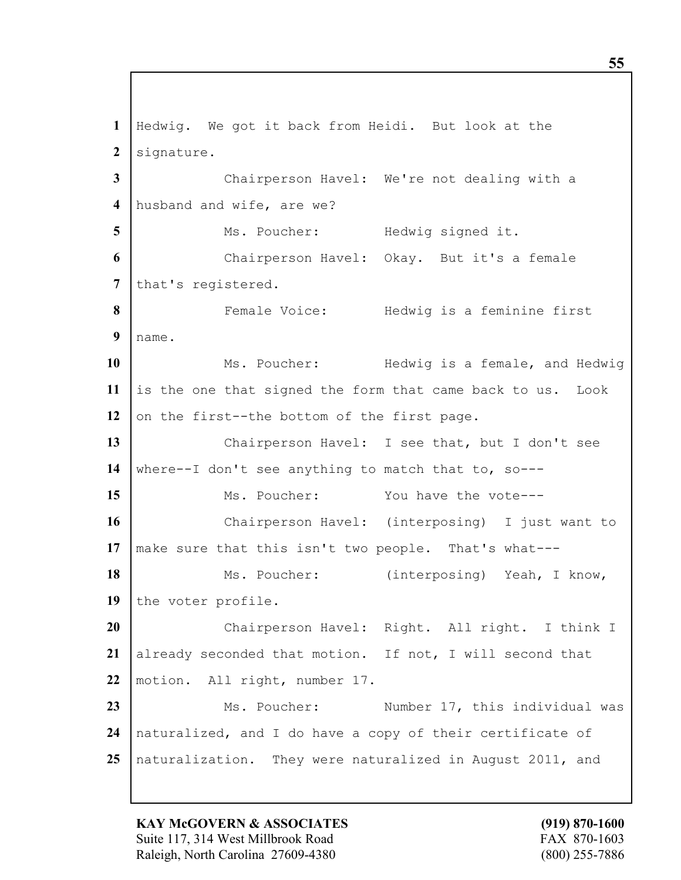Hedwig. We got it back from Heidi. But look at the signature.

Chairperson Havel: We're not dealing with a husband and wife, are we?

Ms. Poucher: Hedwig signed it.

Chairperson Havel: Okay. But it's a female that's registered.

Female Voice: Hedwig is a feminine first name.

Ms. Poucher: Hedwig is a female, and Hedwig is the one that signed the form that came back to us. Look on the first--the bottom of the first page.

Chairperson Havel: I see that, but I don't see where--I don't see anything to match that to, so---

Ms. Poucher: You have the vote---

Chairperson Havel: (interposing) I just want to make sure that this isn't two people. That's what---

Ms. Poucher: (interposing) Yeah, I know, the voter profile.

Chairperson Havel: Right. All right. I think I already seconded that motion. If not, I will second that motion. All right, number 17.

Ms. Poucher: Number 17, this individual was naturalized, and I do have a copy of their certificate of naturalization. They were naturalized in August 2011, and

KAY McGOVERN & ASSOCIATES
Suite 117, 314 West Millbrook Road
Raleigh, North Carolina 27609-4380

(919) 870-1600
FAX 870-1603
(800) 255-7886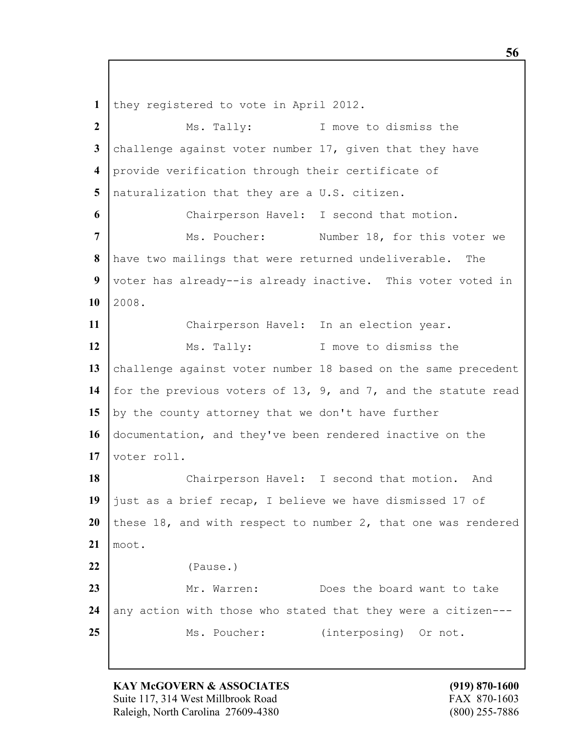1 they registered to vote in April 2012.

2 Ms. Tally: I move to dismiss the

3 challenge against voter number 17, given that they have

4 provide verification through their certificate of

5 naturalization that they are a U.S. citizen.

6 Chairperson Havel: I second that motion.

7 Ms. Poucher: Number 18, for this voter we

8 have two mailings that were returned undeliverable. The

9 voter has already--is already inactive. This voter voted in

10 2008.

11 Chairperson Havel: In an election year.

12 Ms. Tally: I move to dismiss the

13 challenge against voter number 18 based on the same precedent

14 for the previous voters of 13, 9, and 7, and the statute read

15 by the county attorney that we don't have further

16 documentation, and they've been rendered inactive on the

17 voter roll.

18 Chairperson Havel: I second that motion. And

19 just as a brief recap, I believe we have dismissed 17 of

20 these 18, and with respect to number 2, that one was rendered

21 moot.

22 (Pause.)

23 Mr. Warren: Does the board want to take

24 any action with those who stated that they were a citizen---

25 Ms. Poucher: (interposing) Or not.

**KAY McGOVERN & ASSOCIATES** **(919) 870-1600**
Suite 117, 314 West Millbrook Road FAX 870-1603
Raleigh, North Carolina 27609-4380 (800) 255-7886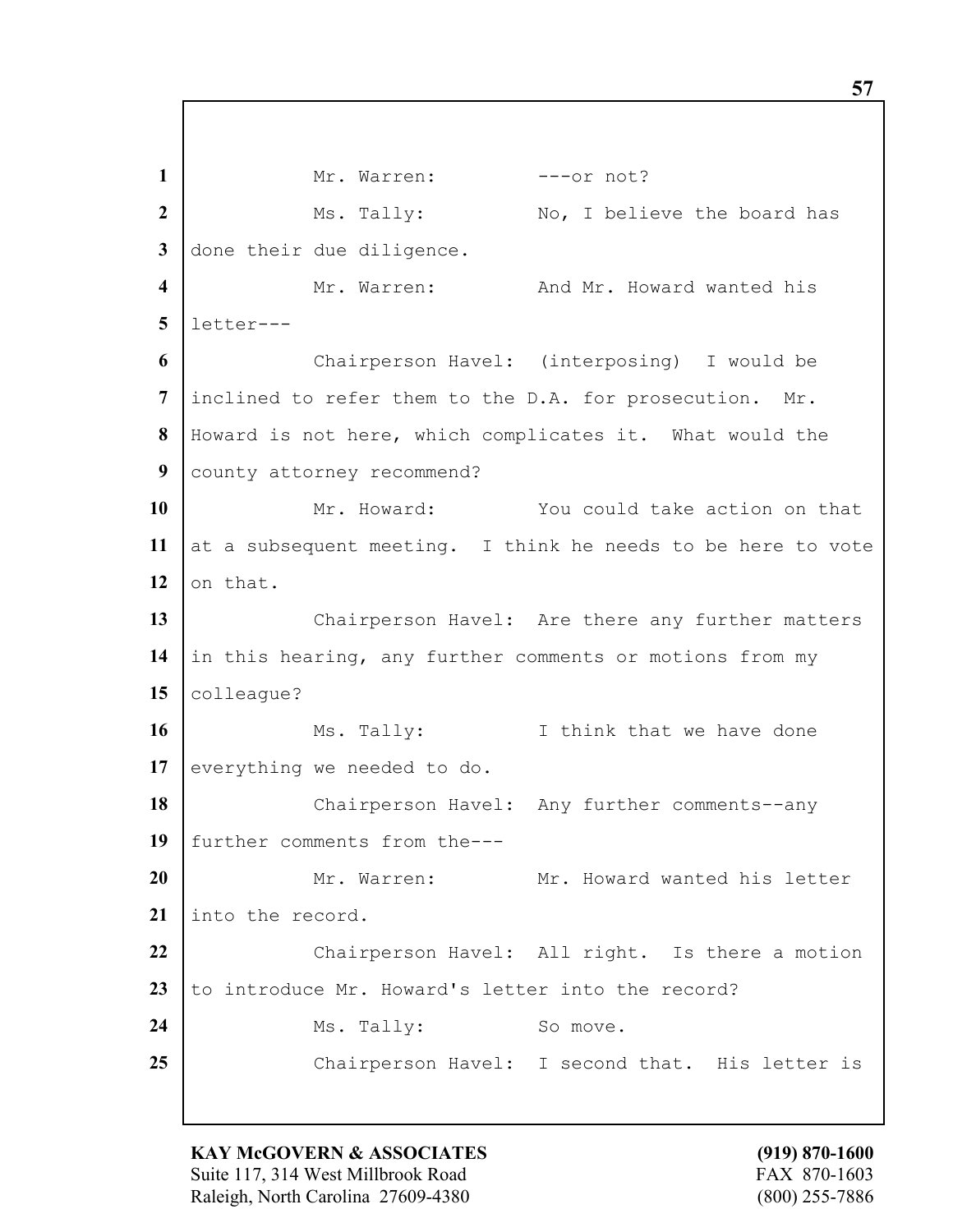Mr. Warren: ---or not?

Ms. Tally: No, I believe the board has done their due diligence.

Mr. Warren: And Mr. Howard wanted his letter---

Chairperson Havel: (interposing) I would be inclined to refer them to the D.A. for prosecution. Mr. Howard is not here, which complicates it. What would the county attorney recommend?

Mr. Howard: You could take action on that at a subsequent meeting. I think he needs to be here to vote on that.

Chairperson Havel: Are there any further matters in this hearing, any further comments or motions from my colleague?

Ms. Tally: I think that we have done everything we needed to do.

Chairperson Havel: Any further comments--any further comments from the---

Mr. Warren: Mr. Howard wanted his letter into the record.

Chairperson Havel: All right. Is there a motion to introduce Mr. Howard's letter into the record?

Ms. Tally: So move.

Chairperson Havel: I second that. His letter is

**KAY McGOVERN & ASSOCIATES**
Suite 117, 314 West Millbrook Road
Raleigh, North Carolina 27609-4380

**(919) 870-1600**
FAX 870-1603
(800) 255-7886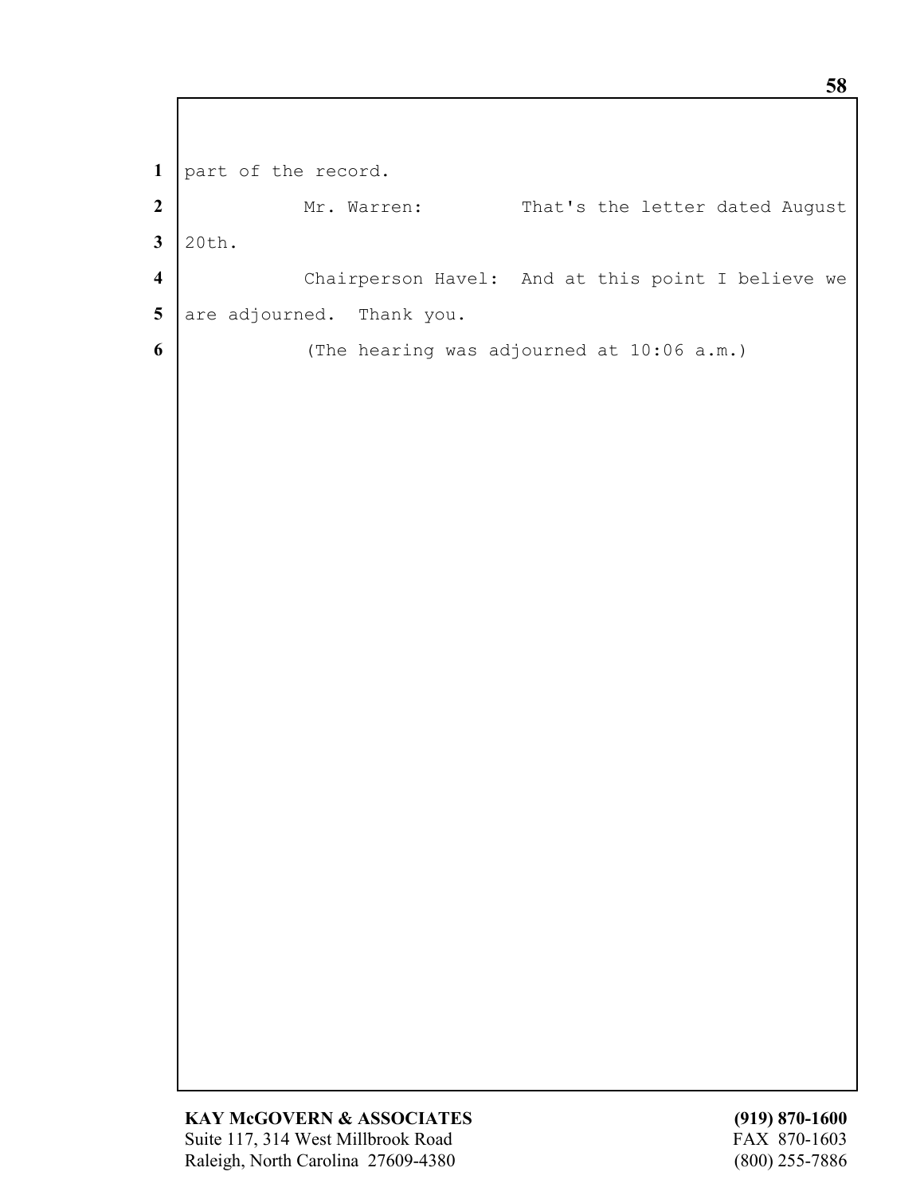part of the record.

Mr. Warren: That's the letter dated August 20th.

Chairperson Havel: And at this point I believe we are adjourned. Thank you.

(The hearing was adjourned at 10:06 a.m.)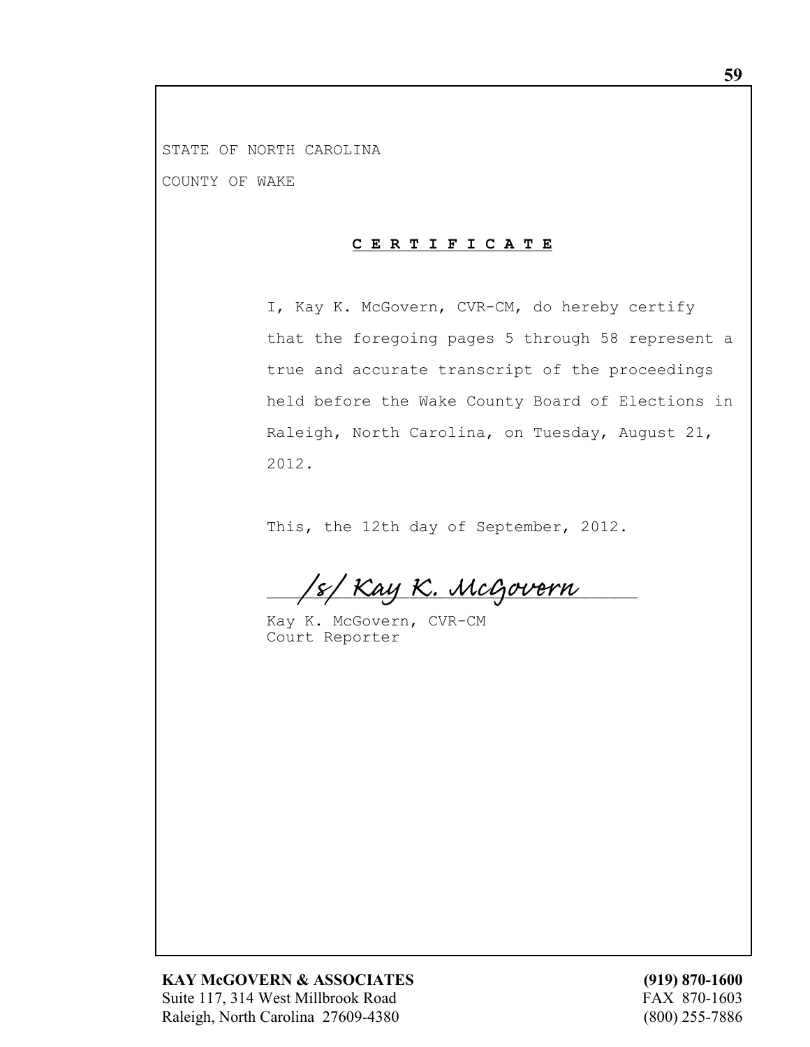STATE OF NORTH CAROLINA

COUNTY OF WAKE

**C E R T I F I C A T E**

I, Kay K. McGovern, CVR-CM, do hereby certify that the foregoing pages 5 through 58 represent a true and accurate transcript of the proceedings held before the Wake County Board of Elections in Raleigh, North Carolina, on Tuesday, August 21, 2012.

This, the 12th day of September, 2012.

/s/ Kay K. McGovern

Kay K. McGovern, CVR-CM
Court Reporter

**KAY McGOVERN & ASSOCIATES**
Suite 117, 314 West Millbrook Road
Raleigh, North Carolina 27609-4380

**(919) 870-1600**
FAX 870-1603
(800) 255-7886